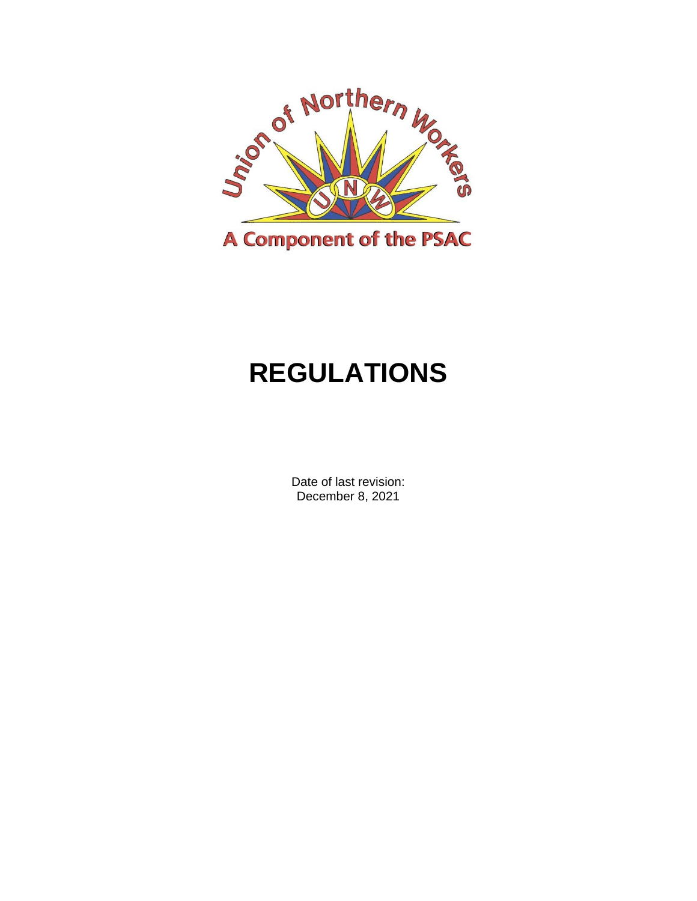Union of Northern Workers

A Component of the PSAC

# REGULATIONS

Date of last revision:
December 8, 2021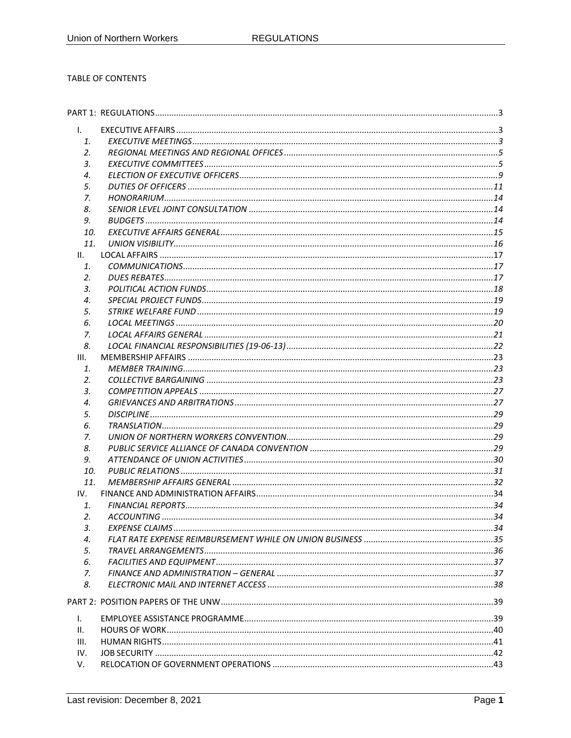TABLE OF CONTENTS

- PART 1: REGULATIONS ..... 3
  - I. EXECUTIVE AFFAIRS ..... 3
    - *1. EXECUTIVE MEETINGS ..... 3*
    - *2. REGIONAL MEETINGS AND REGIONAL OFFICES ..... 5*
    - *3. EXECUTIVE COMMITTEES ..... 5*
    - *4. ELECTION OF EXECUTIVE OFFICERS ..... 9*
    - *5. DUTIES OF OFFICERS ..... 11*
    - *7. HONORARIUM ..... 14*
    - *8. SENIOR LEVEL JOINT CONSULTATION ..... 14*
    - *9. BUDGETS ..... 14*
    - *10. EXECUTIVE AFFAIRS GENERAL ..... 15*
    - *11. UNION VISIBILITY ..... 16*
  - II. LOCAL AFFAIRS ..... 17
    - *1. COMMUNICATIONS ..... 17*
    - *2. DUES REBATES ..... 17*
    - *3. POLITICAL ACTION FUNDS ..... 18*
    - *4. SPECIAL PROJECT FUNDS ..... 19*
    - *5. STRIKE WELFARE FUND ..... 19*
    - *6. LOCAL MEETINGS ..... 20*
    - *7. LOCAL AFFAIRS GENERAL ..... 21*
    - *8. LOCAL FINANCIAL RESPONSIBILITIES (19-06-13) ..... 22*
  - III. MEMBERSHIP AFFAIRS ..... 23
    - *1. MEMBER TRAINING ..... 23*
    - *2. COLLECTIVE BARGAINING ..... 23*
    - *3. COMPETITION APPEALS ..... 27*
    - *4. GRIEVANCES AND ARBITRATIONS ..... 27*
    - *5. DISCIPLINE ..... 29*
    - *6. TRANSLATION ..... 29*
    - *7. UNION OF NORTHERN WORKERS CONVENTION ..... 29*
    - *8. PUBLIC SERVICE ALLIANCE OF CANADA CONVENTION ..... 29*
    - *9. ATTENDANCE OF UNION ACTIVITIES ..... 30*
    - *10. PUBLIC RELATIONS ..... 31*
    - *11. MEMBERSHIP AFFAIRS GENERAL ..... 32*
  - IV. FINANCE AND ADMINISTRATION AFFAIRS ..... 34
    - *1. FINANCIAL REPORTS ..... 34*
    - *2. ACCOUNTING ..... 34*
    - *3. EXPENSE CLAIMS ..... 34*
    - *4. FLAT RATE EXPENSE REIMBURSEMENT WHILE ON UNION BUSINESS ..... 35*
    - *5. TRAVEL ARRANGEMENTS ..... 36*
    - *6. FACILITIES AND EQUIPMENT ..... 37*
    - *7. FINANCE AND ADMINISTRATION – GENERAL ..... 37*
    - *8. ELECTRONIC MAIL AND INTERNET ACCESS ..... 38*
- PART 2: POSITION PAPERS OF THE UNW ..... 39
  - I. EMPLOYEE ASSISTANCE PROGRAMME ..... 39
  - II. HOURS OF WORK ..... 40
  - III. HUMAN RIGHTS ..... 41
  - IV. JOB SECURITY ..... 42
  - V. RELOCATION OF GOVERNMENT OPERATIONS ..... 43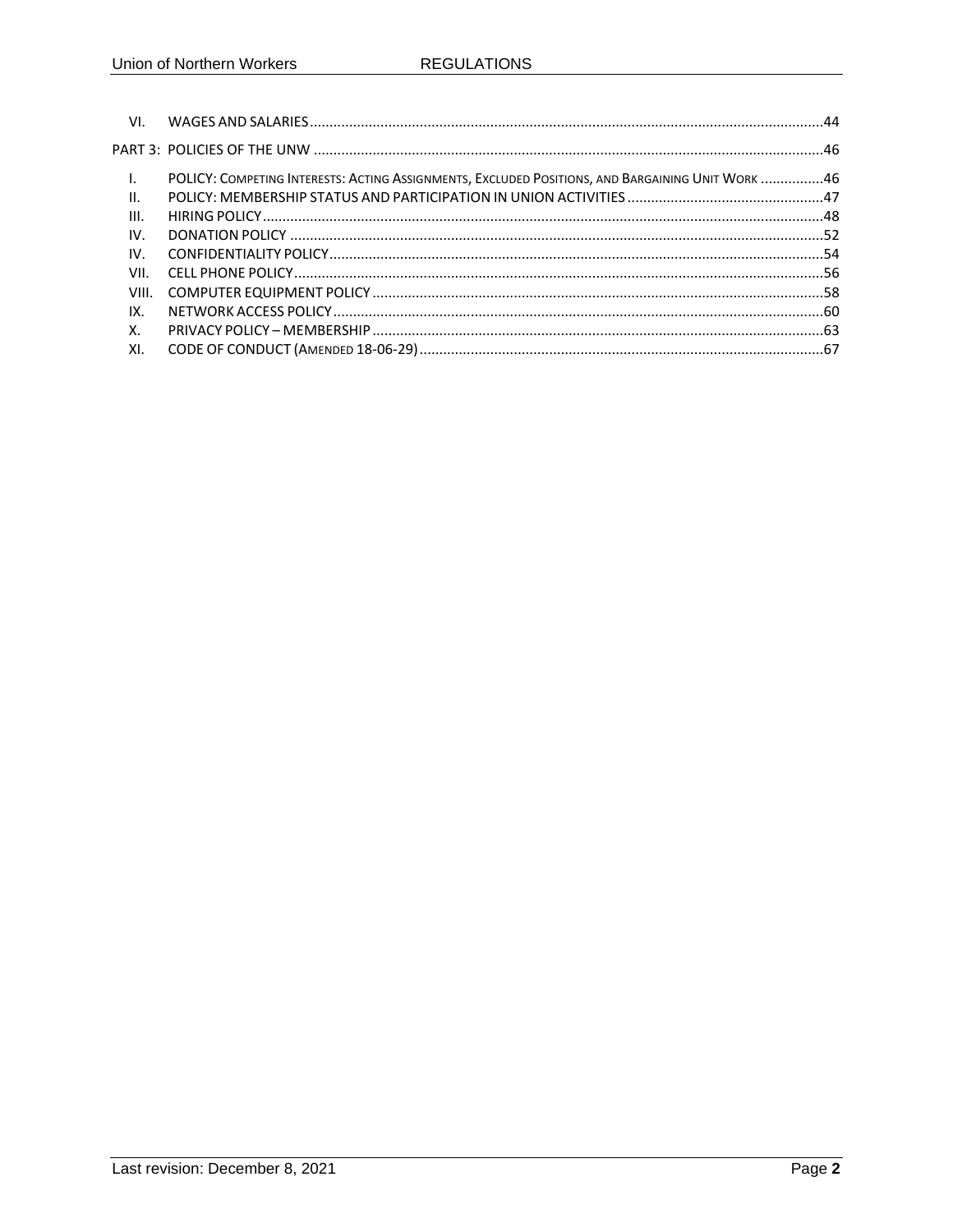| | | |
|---|---|---|
| VI. | WAGES AND SALARIES | 44 |
| PART 3: | POLICIES OF THE UNW | 46 |
| I. | POLICY: COMPETING INTERESTS: ACTING ASSIGNMENTS, EXCLUDED POSITIONS, AND BARGAINING UNIT WORK | 46 |
| II. | POLICY: MEMBERSHIP STATUS AND PARTICIPATION IN UNION ACTIVITIES | 47 |
| III. | HIRING POLICY | 48 |
| IV. | DONATION POLICY | 52 |
| IV. | CONFIDENTIALITY POLICY | 54 |
| VII. | CELL PHONE POLICY | 56 |
| VIII. | COMPUTER EQUIPMENT POLICY | 58 |
| IX. | NETWORK ACCESS POLICY | 60 |
| X. | PRIVACY POLICY – MEMBERSHIP | 63 |
| XI. | CODE OF CONDUCT (AMENDED 18-06-29) | 67 |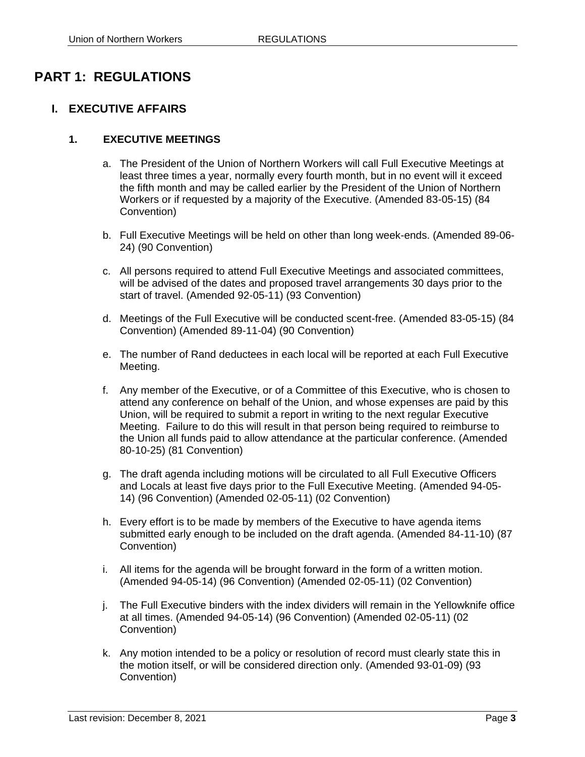# PART 1: REGULATIONS

## I. EXECUTIVE AFFAIRS

### 1. EXECUTIVE MEETINGS

a. The President of the Union of Northern Workers will call Full Executive Meetings at least three times a year, normally every fourth month, but in no event will it exceed the fifth month and may be called earlier by the President of the Union of Northern Workers or if requested by a majority of the Executive. (Amended 83-05-15) (84 Convention)

b. Full Executive Meetings will be held on other than long week-ends. (Amended 89-06-24) (90 Convention)

c. All persons required to attend Full Executive Meetings and associated committees, will be advised of the dates and proposed travel arrangements 30 days prior to the start of travel. (Amended 92-05-11) (93 Convention)

d. Meetings of the Full Executive will be conducted scent-free. (Amended 83-05-15) (84 Convention) (Amended 89-11-04) (90 Convention)

e. The number of Rand deductees in each local will be reported at each Full Executive Meeting.

f. Any member of the Executive, or of a Committee of this Executive, who is chosen to attend any conference on behalf of the Union, and whose expenses are paid by this Union, will be required to submit a report in writing to the next regular Executive Meeting. Failure to do this will result in that person being required to reimburse to the Union all funds paid to allow attendance at the particular conference. (Amended 80-10-25) (81 Convention)

g. The draft agenda including motions will be circulated to all Full Executive Officers and Locals at least five days prior to the Full Executive Meeting. (Amended 94-05-14) (96 Convention) (Amended 02-05-11) (02 Convention)

h. Every effort is to be made by members of the Executive to have agenda items submitted early enough to be included on the draft agenda. (Amended 84-11-10) (87 Convention)

i. All items for the agenda will be brought forward in the form of a written motion. (Amended 94-05-14) (96 Convention) (Amended 02-05-11) (02 Convention)

j. The Full Executive binders with the index dividers will remain in the Yellowknife office at all times. (Amended 94-05-14) (96 Convention) (Amended 02-05-11) (02 Convention)

k. Any motion intended to be a policy or resolution of record must clearly state this in the motion itself, or will be considered direction only. (Amended 93-01-09) (93 Convention)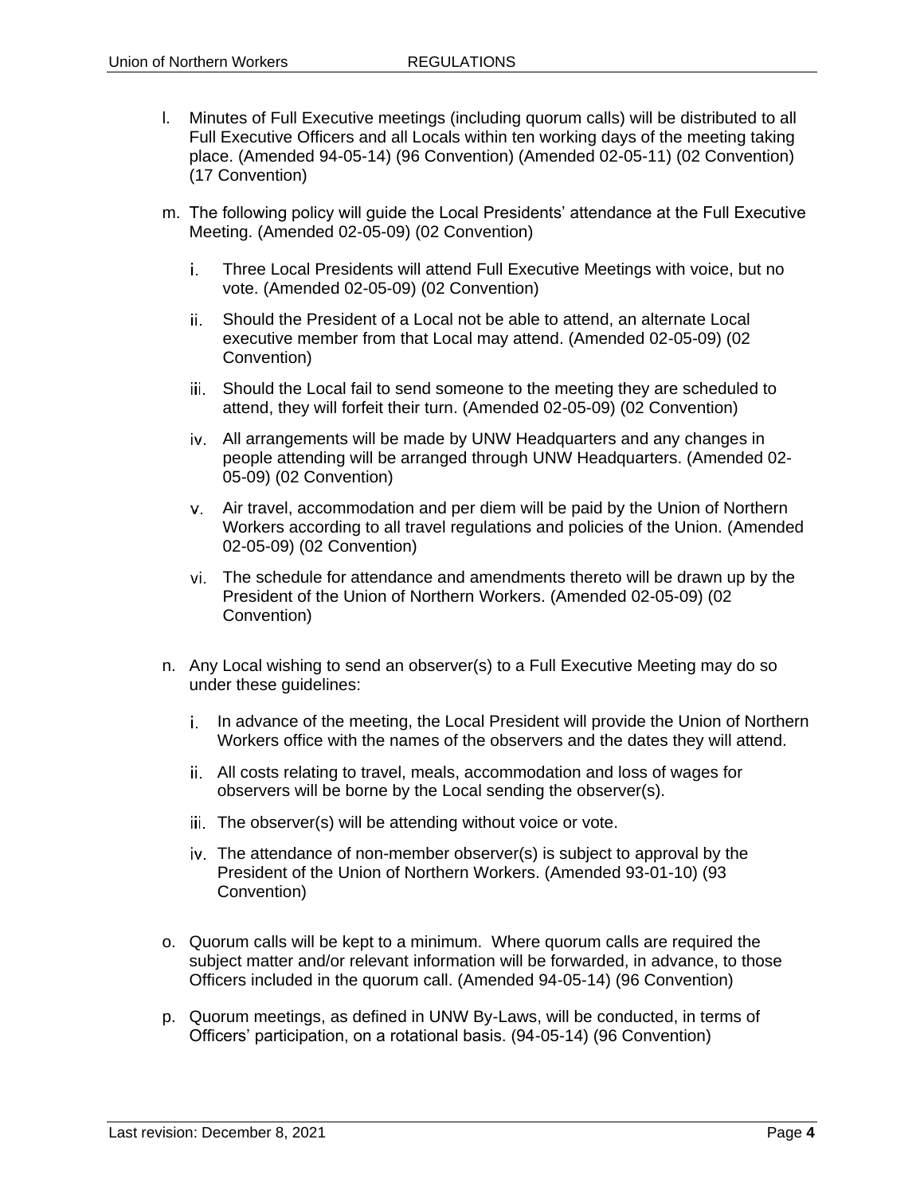l. Minutes of Full Executive meetings (including quorum calls) will be distributed to all Full Executive Officers and all Locals within ten working days of the meeting taking place. (Amended 94-05-14) (96 Convention) (Amended 02-05-11) (02 Convention) (17 Convention)

m. The following policy will guide the Local Presidents' attendance at the Full Executive Meeting. (Amended 02-05-09) (02 Convention)

   i. Three Local Presidents will attend Full Executive Meetings with voice, but no vote. (Amended 02-05-09) (02 Convention)

   ii. Should the President of a Local not be able to attend, an alternate Local executive member from that Local may attend. (Amended 02-05-09) (02 Convention)

   iii. Should the Local fail to send someone to the meeting they are scheduled to attend, they will forfeit their turn. (Amended 02-05-09) (02 Convention)

   iv. All arrangements will be made by UNW Headquarters and any changes in people attending will be arranged through UNW Headquarters. (Amended 02-05-09) (02 Convention)

   v. Air travel, accommodation and per diem will be paid by the Union of Northern Workers according to all travel regulations and policies of the Union. (Amended 02-05-09) (02 Convention)

   vi. The schedule for attendance and amendments thereto will be drawn up by the President of the Union of Northern Workers. (Amended 02-05-09) (02 Convention)

n. Any Local wishing to send an observer(s) to a Full Executive Meeting may do so under these guidelines:

   i. In advance of the meeting, the Local President will provide the Union of Northern Workers office with the names of the observers and the dates they will attend.

   ii. All costs relating to travel, meals, accommodation and loss of wages for observers will be borne by the Local sending the observer(s).

   iii. The observer(s) will be attending without voice or vote.

   iv. The attendance of non-member observer(s) is subject to approval by the President of the Union of Northern Workers. (Amended 93-01-10) (93 Convention)

o. Quorum calls will be kept to a minimum. Where quorum calls are required the subject matter and/or relevant information will be forwarded, in advance, to those Officers included in the quorum call. (Amended 94-05-14) (96 Convention)

p. Quorum meetings, as defined in UNW By-Laws, will be conducted, in terms of Officers' participation, on a rotational basis. (94-05-14) (96 Convention)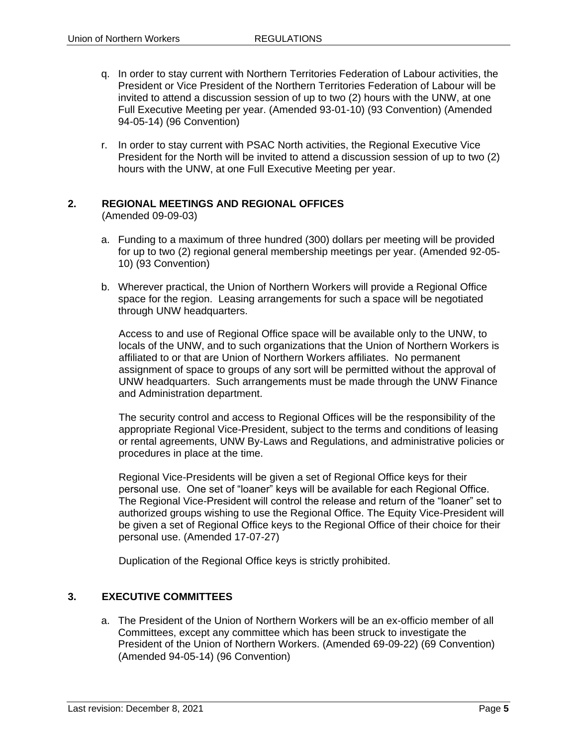q. In order to stay current with Northern Territories Federation of Labour activities, the President or Vice President of the Northern Territories Federation of Labour will be invited to attend a discussion session of up to two (2) hours with the UNW, at one Full Executive Meeting per year. (Amended 93-01-10) (93 Convention) (Amended 94-05-14) (96 Convention)

r. In order to stay current with PSAC North activities, the Regional Executive Vice President for the North will be invited to attend a discussion session of up to two (2) hours with the UNW, at one Full Executive Meeting per year.

## 2. REGIONAL MEETINGS AND REGIONAL OFFICES

(Amended 09-09-03)

a. Funding to a maximum of three hundred (300) dollars per meeting will be provided for up to two (2) regional general membership meetings per year. (Amended 92-05-10) (93 Convention)

b. Wherever practical, the Union of Northern Workers will provide a Regional Office space for the region. Leasing arrangements for such a space will be negotiated through UNW headquarters.

   Access to and use of Regional Office space will be available only to the UNW, to locals of the UNW, and to such organizations that the Union of Northern Workers is affiliated to or that are Union of Northern Workers affiliates. No permanent assignment of space to groups of any sort will be permitted without the approval of UNW headquarters. Such arrangements must be made through the UNW Finance and Administration department.

   The security control and access to Regional Offices will be the responsibility of the appropriate Regional Vice-President, subject to the terms and conditions of leasing or rental agreements, UNW By-Laws and Regulations, and administrative policies or procedures in place at the time.

   Regional Vice-Presidents will be given a set of Regional Office keys for their personal use. One set of "loaner" keys will be available for each Regional Office. The Regional Vice-President will control the release and return of the "loaner" set to authorized groups wishing to use the Regional Office. The Equity Vice-President will be given a set of Regional Office keys to the Regional Office of their choice for their personal use. (Amended 17-07-27)

   Duplication of the Regional Office keys is strictly prohibited.

## 3. EXECUTIVE COMMITTEES

a. The President of the Union of Northern Workers will be an ex-officio member of all Committees, except any committee which has been struck to investigate the President of the Union of Northern Workers. (Amended 69-09-22) (69 Convention) (Amended 94-05-14) (96 Convention)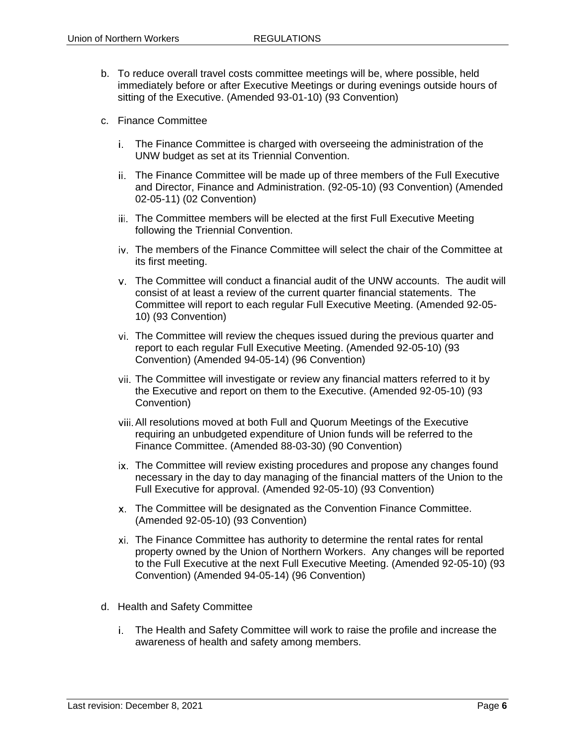b. To reduce overall travel costs committee meetings will be, where possible, held immediately before or after Executive Meetings or during evenings outside hours of sitting of the Executive. (Amended 93-01-10) (93 Convention)

c. Finance Committee

   i. The Finance Committee is charged with overseeing the administration of the UNW budget as set at its Triennial Convention.

   ii. The Finance Committee will be made up of three members of the Full Executive and Director, Finance and Administration. (92-05-10) (93 Convention) (Amended 02-05-11) (02 Convention)

   iii. The Committee members will be elected at the first Full Executive Meeting following the Triennial Convention.

   iv. The members of the Finance Committee will select the chair of the Committee at its first meeting.

   v. The Committee will conduct a financial audit of the UNW accounts. The audit will consist of at least a review of the current quarter financial statements. The Committee will report to each regular Full Executive Meeting. (Amended 92-05-10) (93 Convention)

   vi. The Committee will review the cheques issued during the previous quarter and report to each regular Full Executive Meeting. (Amended 92-05-10) (93 Convention) (Amended 94-05-14) (96 Convention)

   vii. The Committee will investigate or review any financial matters referred to it by the Executive and report on them to the Executive. (Amended 92-05-10) (93 Convention)

   viii. All resolutions moved at both Full and Quorum Meetings of the Executive requiring an unbudgeted expenditure of Union funds will be referred to the Finance Committee. (Amended 88-03-30) (90 Convention)

   ix. The Committee will review existing procedures and propose any changes found necessary in the day to day managing of the financial matters of the Union to the Full Executive for approval. (Amended 92-05-10) (93 Convention)

   x. The Committee will be designated as the Convention Finance Committee. (Amended 92-05-10) (93 Convention)

   xi. The Finance Committee has authority to determine the rental rates for rental property owned by the Union of Northern Workers. Any changes will be reported to the Full Executive at the next Full Executive Meeting. (Amended 92-05-10) (93 Convention) (Amended 94-05-14) (96 Convention)

d. Health and Safety Committee

   i. The Health and Safety Committee will work to raise the profile and increase the awareness of health and safety among members.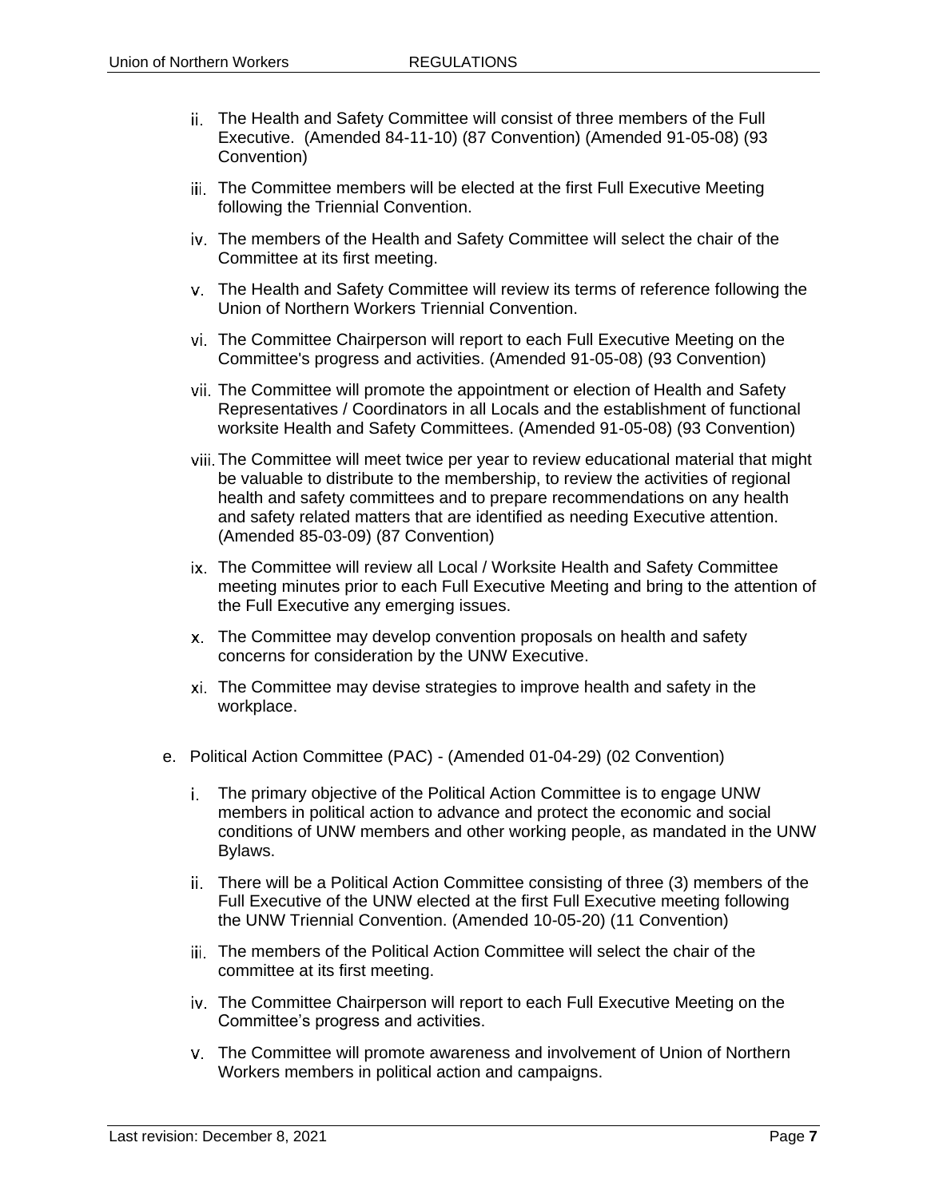ii. The Health and Safety Committee will consist of three members of the Full Executive. (Amended 84-11-10) (87 Convention) (Amended 91-05-08) (93 Convention)

iii. The Committee members will be elected at the first Full Executive Meeting following the Triennial Convention.

iv. The members of the Health and Safety Committee will select the chair of the Committee at its first meeting.

v. The Health and Safety Committee will review its terms of reference following the Union of Northern Workers Triennial Convention.

vi. The Committee Chairperson will report to each Full Executive Meeting on the Committee's progress and activities. (Amended 91-05-08) (93 Convention)

vii. The Committee will promote the appointment or election of Health and Safety Representatives / Coordinators in all Locals and the establishment of functional worksite Health and Safety Committees. (Amended 91-05-08) (93 Convention)

viii. The Committee will meet twice per year to review educational material that might be valuable to distribute to the membership, to review the activities of regional health and safety committees and to prepare recommendations on any health and safety related matters that are identified as needing Executive attention. (Amended 85-03-09) (87 Convention)

ix. The Committee will review all Local / Worksite Health and Safety Committee meeting minutes prior to each Full Executive Meeting and bring to the attention of the Full Executive any emerging issues.

x. The Committee may develop convention proposals on health and safety concerns for consideration by the UNW Executive.

xi. The Committee may devise strategies to improve health and safety in the workplace.

e. Political Action Committee (PAC) - (Amended 01-04-29) (02 Convention)

i. The primary objective of the Political Action Committee is to engage UNW members in political action to advance and protect the economic and social conditions of UNW members and other working people, as mandated in the UNW Bylaws.

ii. There will be a Political Action Committee consisting of three (3) members of the Full Executive of the UNW elected at the first Full Executive meeting following the UNW Triennial Convention. (Amended 10-05-20) (11 Convention)

iii. The members of the Political Action Committee will select the chair of the committee at its first meeting.

iv. The Committee Chairperson will report to each Full Executive Meeting on the Committee's progress and activities.

v. The Committee will promote awareness and involvement of Union of Northern Workers members in political action and campaigns.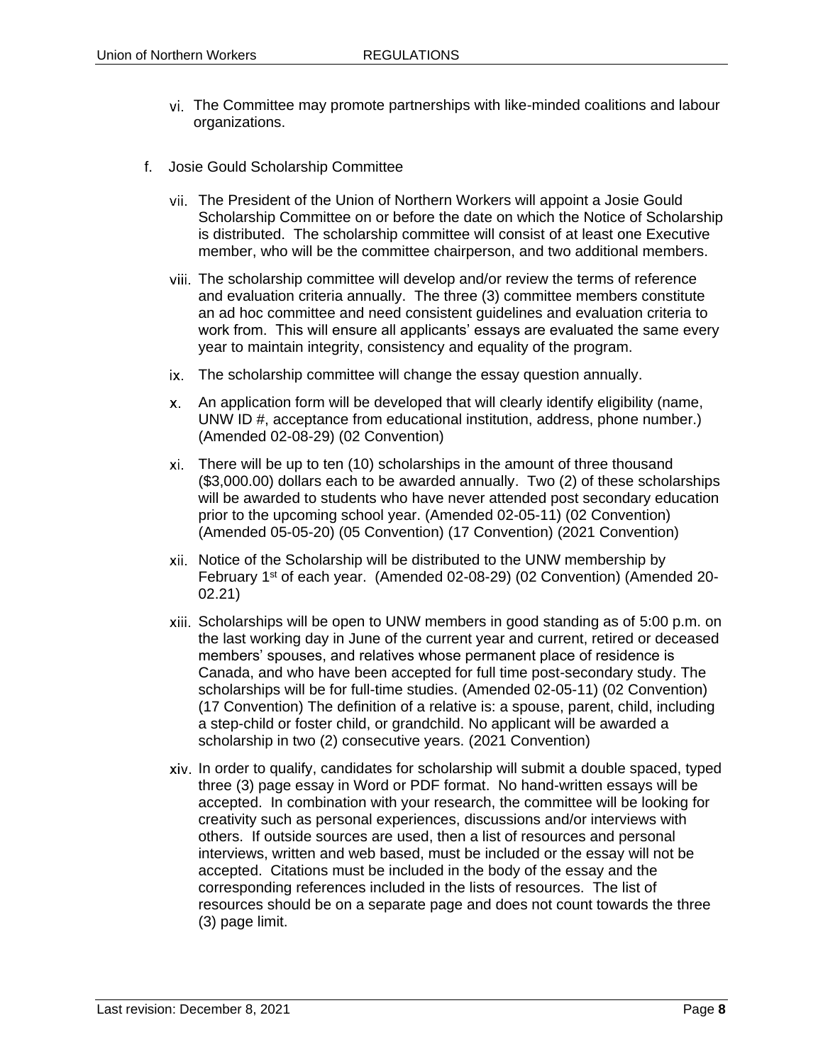vi. The Committee may promote partnerships with like-minded coalitions and labour organizations.

f. Josie Gould Scholarship Committee

vii. The President of the Union of Northern Workers will appoint a Josie Gould Scholarship Committee on or before the date on which the Notice of Scholarship is distributed. The scholarship committee will consist of at least one Executive member, who will be the committee chairperson, and two additional members.

viii. The scholarship committee will develop and/or review the terms of reference and evaluation criteria annually. The three (3) committee members constitute an ad hoc committee and need consistent guidelines and evaluation criteria to work from. This will ensure all applicants' essays are evaluated the same every year to maintain integrity, consistency and equality of the program.

ix. The scholarship committee will change the essay question annually.

x. An application form will be developed that will clearly identify eligibility (name, UNW ID #, acceptance from educational institution, address, phone number.) (Amended 02-08-29) (02 Convention)

xi. There will be up to ten (10) scholarships in the amount of three thousand ($3,000.00) dollars each to be awarded annually. Two (2) of these scholarships will be awarded to students who have never attended post secondary education prior to the upcoming school year. (Amended 02-05-11) (02 Convention) (Amended 05-05-20) (05 Convention) (17 Convention) (2021 Convention)

xii. Notice of the Scholarship will be distributed to the UNW membership by February 1st of each year. (Amended 02-08-29) (02 Convention) (Amended 20-02.21)

xiii. Scholarships will be open to UNW members in good standing as of 5:00 p.m. on the last working day in June of the current year and current, retired or deceased members' spouses, and relatives whose permanent place of residence is Canada, and who have been accepted for full time post-secondary study. The scholarships will be for full-time studies. (Amended 02-05-11) (02 Convention) (17 Convention) The definition of a relative is: a spouse, parent, child, including a step-child or foster child, or grandchild. No applicant will be awarded a scholarship in two (2) consecutive years. (2021 Convention)

xiv. In order to qualify, candidates for scholarship will submit a double spaced, typed three (3) page essay in Word or PDF format. No hand-written essays will be accepted. In combination with your research, the committee will be looking for creativity such as personal experiences, discussions and/or interviews with others. If outside sources are used, then a list of resources and personal interviews, written and web based, must be included or the essay will not be accepted. Citations must be included in the body of the essay and the corresponding references included in the lists of resources. The list of resources should be on a separate page and does not count towards the three (3) page limit.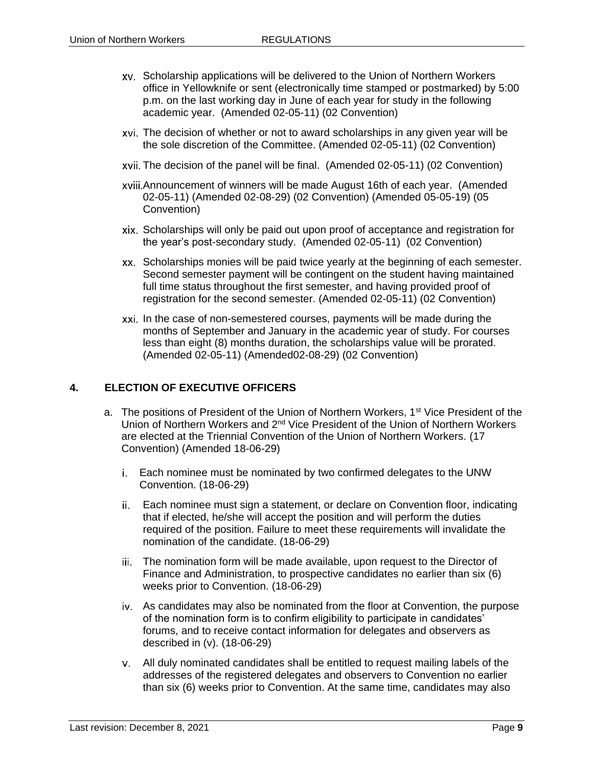xv. Scholarship applications will be delivered to the Union of Northern Workers office in Yellowknife or sent (electronically time stamped or postmarked) by 5:00 p.m. on the last working day in June of each year for study in the following academic year. (Amended 02-05-11) (02 Convention)

xvi. The decision of whether or not to award scholarships in any given year will be the sole discretion of the Committee. (Amended 02-05-11) (02 Convention)

xvii. The decision of the panel will be final. (Amended 02-05-11) (02 Convention)

xviii. Announcement of winners will be made August 16th of each year. (Amended 02-05-11) (Amended 02-08-29) (02 Convention) (Amended 05-05-19) (05 Convention)

xix. Scholarships will only be paid out upon proof of acceptance and registration for the year's post-secondary study. (Amended 02-05-11) (02 Convention)

xx. Scholarships monies will be paid twice yearly at the beginning of each semester. Second semester payment will be contingent on the student having maintained full time status throughout the first semester, and having provided proof of registration for the second semester. (Amended 02-05-11) (02 Convention)

xxi. In the case of non-semestered courses, payments will be made during the months of September and January in the academic year of study. For courses less than eight (8) months duration, the scholarships value will be prorated. (Amended 02-05-11) (Amended02-08-29) (02 Convention)

## 4. ELECTION OF EXECUTIVE OFFICERS

a. The positions of President of the Union of Northern Workers, 1st Vice President of the Union of Northern Workers and 2nd Vice President of the Union of Northern Workers are elected at the Triennial Convention of the Union of Northern Workers. (17 Convention) (Amended 18-06-29)

   i. Each nominee must be nominated by two confirmed delegates to the UNW Convention. (18-06-29)

   ii. Each nominee must sign a statement, or declare on Convention floor, indicating that if elected, he/she will accept the position and will perform the duties required of the position. Failure to meet these requirements will invalidate the nomination of the candidate. (18-06-29)

   iii. The nomination form will be made available, upon request to the Director of Finance and Administration, to prospective candidates no earlier than six (6) weeks prior to Convention. (18-06-29)

   iv. As candidates may also be nominated from the floor at Convention, the purpose of the nomination form is to confirm eligibility to participate in candidates' forums, and to receive contact information for delegates and observers as described in (v). (18-06-29)

   v. All duly nominated candidates shall be entitled to request mailing labels of the addresses of the registered delegates and observers to Convention no earlier than six (6) weeks prior to Convention. At the same time, candidates may also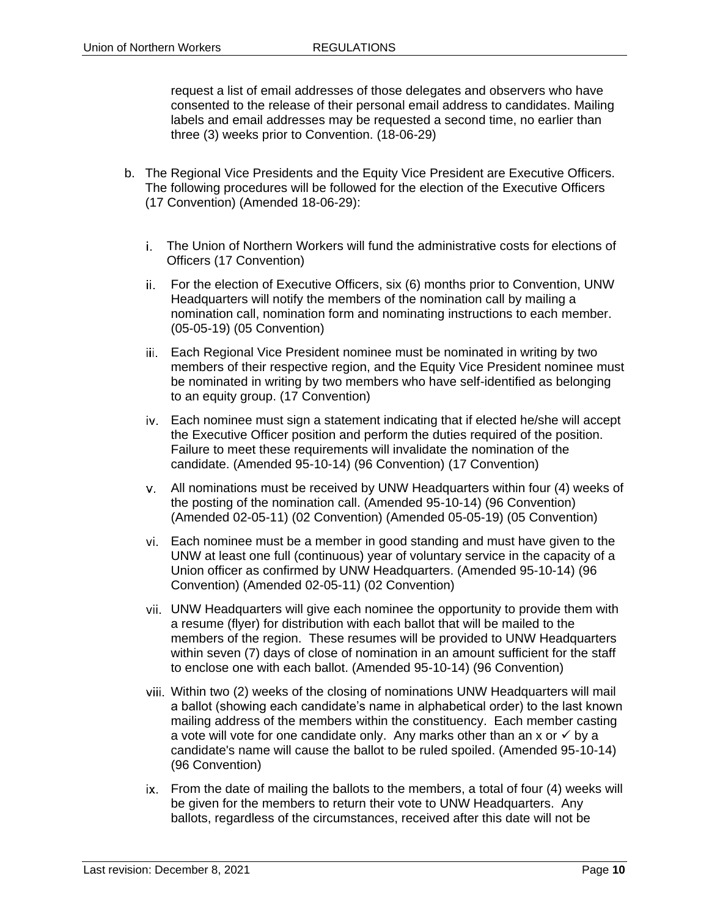request a list of email addresses of those delegates and observers who have consented to the release of their personal email address to candidates. Mailing labels and email addresses may be requested a second time, no earlier than three (3) weeks prior to Convention. (18-06-29)

b. The Regional Vice Presidents and the Equity Vice President are Executive Officers. The following procedures will be followed for the election of the Executive Officers (17 Convention) (Amended 18-06-29):

   i. The Union of Northern Workers will fund the administrative costs for elections of Officers (17 Convention)

   ii. For the election of Executive Officers, six (6) months prior to Convention, UNW Headquarters will notify the members of the nomination call by mailing a nomination call, nomination form and nominating instructions to each member. (05-05-19) (05 Convention)

   iii. Each Regional Vice President nominee must be nominated in writing by two members of their respective region, and the Equity Vice President nominee must be nominated in writing by two members who have self-identified as belonging to an equity group. (17 Convention)

   iv. Each nominee must sign a statement indicating that if elected he/she will accept the Executive Officer position and perform the duties required of the position. Failure to meet these requirements will invalidate the nomination of the candidate. (Amended 95-10-14) (96 Convention) (17 Convention)

   v. All nominations must be received by UNW Headquarters within four (4) weeks of the posting of the nomination call. (Amended 95-10-14) (96 Convention) (Amended 02-05-11) (02 Convention) (Amended 05-05-19) (05 Convention)

   vi. Each nominee must be a member in good standing and must have given to the UNW at least one full (continuous) year of voluntary service in the capacity of a Union officer as confirmed by UNW Headquarters. (Amended 95-10-14) (96 Convention) (Amended 02-05-11) (02 Convention)

   vii. UNW Headquarters will give each nominee the opportunity to provide them with a resume (flyer) for distribution with each ballot that will be mailed to the members of the region. These resumes will be provided to UNW Headquarters within seven (7) days of close of nomination in an amount sufficient for the staff to enclose one with each ballot. (Amended 95-10-14) (96 Convention)

   viii. Within two (2) weeks of the closing of nominations UNW Headquarters will mail a ballot (showing each candidate's name in alphabetical order) to the last known mailing address of the members within the constituency. Each member casting a vote will vote for one candidate only. Any marks other than an x or ✓ by a candidate's name will cause the ballot to be ruled spoiled. (Amended 95-10-14) (96 Convention)

   ix. From the date of mailing the ballots to the members, a total of four (4) weeks will be given for the members to return their vote to UNW Headquarters. Any ballots, regardless of the circumstances, received after this date will not be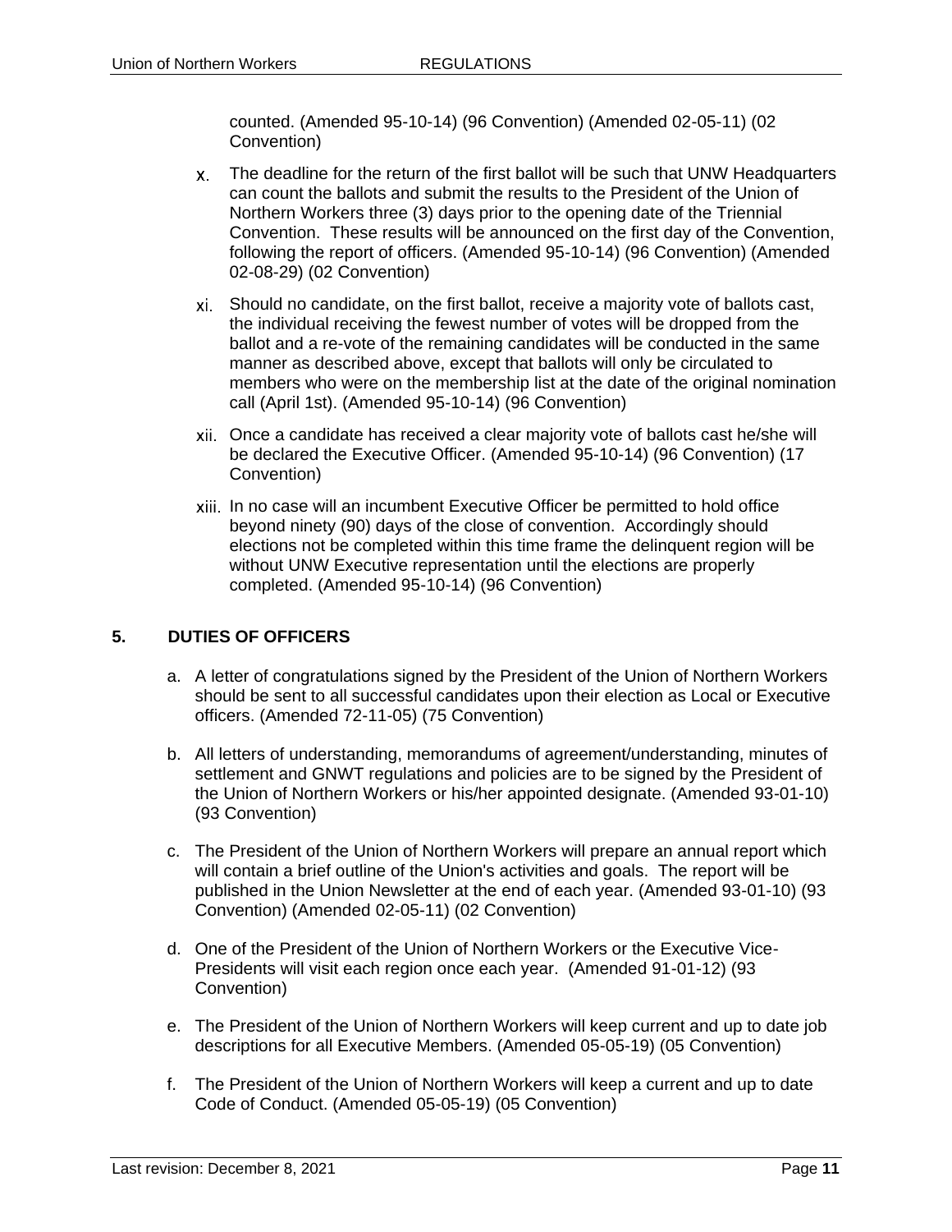counted. (Amended 95-10-14) (96 Convention) (Amended 02-05-11) (02 Convention)

x. The deadline for the return of the first ballot will be such that UNW Headquarters can count the ballots and submit the results to the President of the Union of Northern Workers three (3) days prior to the opening date of the Triennial Convention. These results will be announced on the first day of the Convention, following the report of officers. (Amended 95-10-14) (96 Convention) (Amended 02-08-29) (02 Convention)

xi. Should no candidate, on the first ballot, receive a majority vote of ballots cast, the individual receiving the fewest number of votes will be dropped from the ballot and a re-vote of the remaining candidates will be conducted in the same manner as described above, except that ballots will only be circulated to members who were on the membership list at the date of the original nomination call (April 1st). (Amended 95-10-14) (96 Convention)

xii. Once a candidate has received a clear majority vote of ballots cast he/she will be declared the Executive Officer. (Amended 95-10-14) (96 Convention) (17 Convention)

xiii. In no case will an incumbent Executive Officer be permitted to hold office beyond ninety (90) days of the close of convention. Accordingly should elections not be completed within this time frame the delinquent region will be without UNW Executive representation until the elections are properly completed. (Amended 95-10-14) (96 Convention)

## 5. DUTIES OF OFFICERS

a. A letter of congratulations signed by the President of the Union of Northern Workers should be sent to all successful candidates upon their election as Local or Executive officers. (Amended 72-11-05) (75 Convention)

b. All letters of understanding, memorandums of agreement/understanding, minutes of settlement and GNWT regulations and policies are to be signed by the President of the Union of Northern Workers or his/her appointed designate. (Amended 93-01-10) (93 Convention)

c. The President of the Union of Northern Workers will prepare an annual report which will contain a brief outline of the Union's activities and goals. The report will be published in the Union Newsletter at the end of each year. (Amended 93-01-10) (93 Convention) (Amended 02-05-11) (02 Convention)

d. One of the President of the Union of Northern Workers or the Executive Vice-Presidents will visit each region once each year. (Amended 91-01-12) (93 Convention)

e. The President of the Union of Northern Workers will keep current and up to date job descriptions for all Executive Members. (Amended 05-05-19) (05 Convention)

f. The President of the Union of Northern Workers will keep a current and up to date Code of Conduct. (Amended 05-05-19) (05 Convention)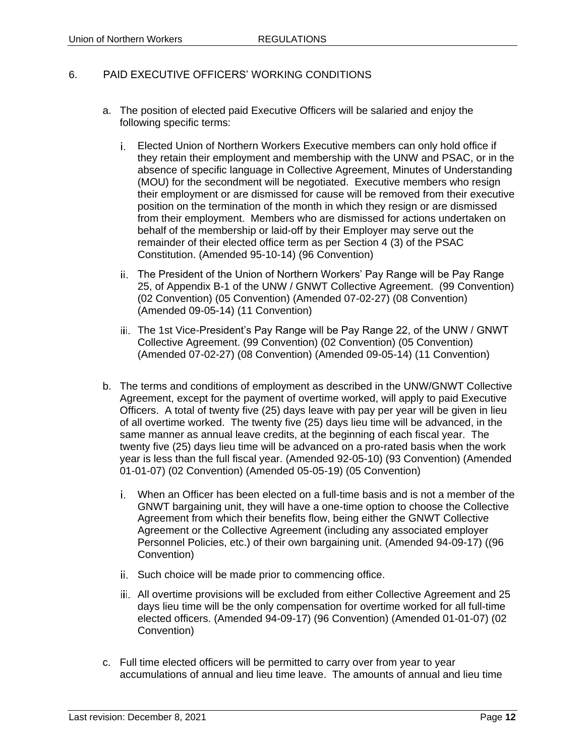## 6. PAID EXECUTIVE OFFICERS' WORKING CONDITIONS

a. The position of elected paid Executive Officers will be salaried and enjoy the following specific terms:

   i. Elected Union of Northern Workers Executive members can only hold office if they retain their employment and membership with the UNW and PSAC, or in the absence of specific language in Collective Agreement, Minutes of Understanding (MOU) for the secondment will be negotiated. Executive members who resign their employment or are dismissed for cause will be removed from their executive position on the termination of the month in which they resign or are dismissed from their employment. Members who are dismissed for actions undertaken on behalf of the membership or laid-off by their Employer may serve out the remainder of their elected office term as per Section 4 (3) of the PSAC Constitution. (Amended 95-10-14) (96 Convention)

   ii. The President of the Union of Northern Workers' Pay Range will be Pay Range 25, of Appendix B-1 of the UNW / GNWT Collective Agreement. (99 Convention) (02 Convention) (05 Convention) (Amended 07-02-27) (08 Convention) (Amended 09-05-14) (11 Convention)

   iii. The 1st Vice-President's Pay Range will be Pay Range 22, of the UNW / GNWT Collective Agreement. (99 Convention) (02 Convention) (05 Convention) (Amended 07-02-27) (08 Convention) (Amended 09-05-14) (11 Convention)

b. The terms and conditions of employment as described in the UNW/GNWT Collective Agreement, except for the payment of overtime worked, will apply to paid Executive Officers. A total of twenty five (25) days leave with pay per year will be given in lieu of all overtime worked. The twenty five (25) days lieu time will be advanced, in the same manner as annual leave credits, at the beginning of each fiscal year. The twenty five (25) days lieu time will be advanced on a pro-rated basis when the work year is less than the full fiscal year. (Amended 92-05-10) (93 Convention) (Amended 01-01-07) (02 Convention) (Amended 05-05-19) (05 Convention)

   i. When an Officer has been elected on a full-time basis and is not a member of the GNWT bargaining unit, they will have a one-time option to choose the Collective Agreement from which their benefits flow, being either the GNWT Collective Agreement or the Collective Agreement (including any associated employer Personnel Policies, etc.) of their own bargaining unit. (Amended 94-09-17) ((96 Convention)

   ii. Such choice will be made prior to commencing office.

   iii. All overtime provisions will be excluded from either Collective Agreement and 25 days lieu time will be the only compensation for overtime worked for all full-time elected officers. (Amended 94-09-17) (96 Convention) (Amended 01-01-07) (02 Convention)

c. Full time elected officers will be permitted to carry over from year to year accumulations of annual and lieu time leave. The amounts of annual and lieu time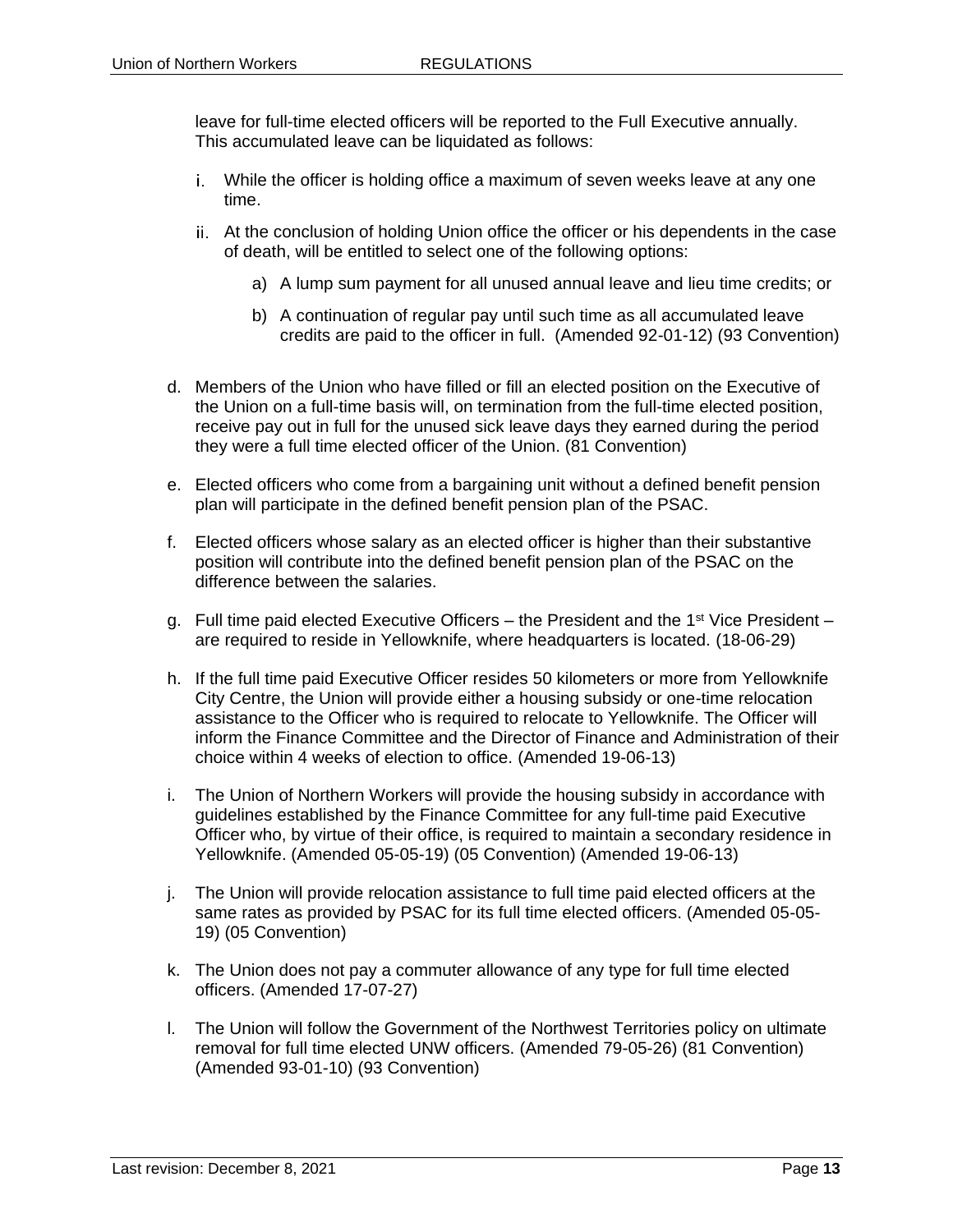leave for full-time elected officers will be reported to the Full Executive annually. This accumulated leave can be liquidated as follows:

i. While the officer is holding office a maximum of seven weeks leave at any one time.

ii. At the conclusion of holding Union office the officer or his dependents in the case of death, will be entitled to select one of the following options:

   a) A lump sum payment for all unused annual leave and lieu time credits; or

   b) A continuation of regular pay until such time as all accumulated leave credits are paid to the officer in full. (Amended 92-01-12) (93 Convention)

d. Members of the Union who have filled or fill an elected position on the Executive of the Union on a full-time basis will, on termination from the full-time elected position, receive pay out in full for the unused sick leave days they earned during the period they were a full time elected officer of the Union. (81 Convention)

e. Elected officers who come from a bargaining unit without a defined benefit pension plan will participate in the defined benefit pension plan of the PSAC.

f. Elected officers whose salary as an elected officer is higher than their substantive position will contribute into the defined benefit pension plan of the PSAC on the difference between the salaries.

g. Full time paid elected Executive Officers – the President and the 1st Vice President – are required to reside in Yellowknife, where headquarters is located. (18-06-29)

h. If the full time paid Executive Officer resides 50 kilometers or more from Yellowknife City Centre, the Union will provide either a housing subsidy or one-time relocation assistance to the Officer who is required to relocate to Yellowknife. The Officer will inform the Finance Committee and the Director of Finance and Administration of their choice within 4 weeks of election to office. (Amended 19-06-13)

i. The Union of Northern Workers will provide the housing subsidy in accordance with guidelines established by the Finance Committee for any full-time paid Executive Officer who, by virtue of their office, is required to maintain a secondary residence in Yellowknife. (Amended 05-05-19) (05 Convention) (Amended 19-06-13)

j. The Union will provide relocation assistance to full time paid elected officers at the same rates as provided by PSAC for its full time elected officers. (Amended 05-05-19) (05 Convention)

k. The Union does not pay a commuter allowance of any type for full time elected officers. (Amended 17-07-27)

l. The Union will follow the Government of the Northwest Territories policy on ultimate removal for full time elected UNW officers. (Amended 79-05-26) (81 Convention) (Amended 93-01-10) (93 Convention)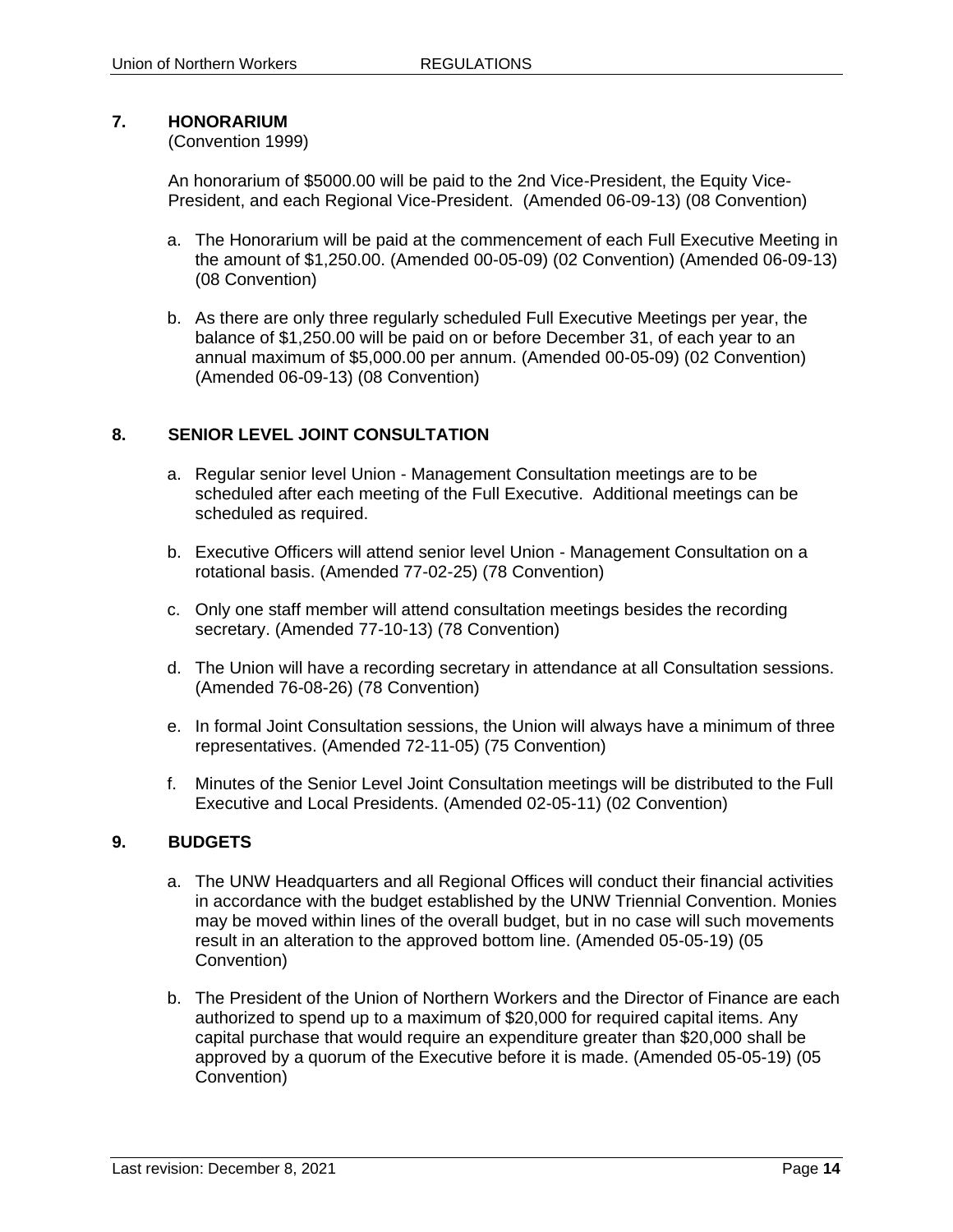## 7. HONORARIUM

(Convention 1999)

An honorarium of $5000.00 will be paid to the 2nd Vice-President, the Equity Vice-President, and each Regional Vice-President. (Amended 06-09-13) (08 Convention)

a. The Honorarium will be paid at the commencement of each Full Executive Meeting in the amount of $1,250.00. (Amended 00-05-09) (02 Convention) (Amended 06-09-13) (08 Convention)

b. As there are only three regularly scheduled Full Executive Meetings per year, the balance of $1,250.00 will be paid on or before December 31, of each year to an annual maximum of $5,000.00 per annum. (Amended 00-05-09) (02 Convention) (Amended 06-09-13) (08 Convention)

## 8. SENIOR LEVEL JOINT CONSULTATION

a. Regular senior level Union - Management Consultation meetings are to be scheduled after each meeting of the Full Executive. Additional meetings can be scheduled as required.

b. Executive Officers will attend senior level Union - Management Consultation on a rotational basis. (Amended 77-02-25) (78 Convention)

c. Only one staff member will attend consultation meetings besides the recording secretary. (Amended 77-10-13) (78 Convention)

d. The Union will have a recording secretary in attendance at all Consultation sessions. (Amended 76-08-26) (78 Convention)

e. In formal Joint Consultation sessions, the Union will always have a minimum of three representatives. (Amended 72-11-05) (75 Convention)

f. Minutes of the Senior Level Joint Consultation meetings will be distributed to the Full Executive and Local Presidents. (Amended 02-05-11) (02 Convention)

## 9. BUDGETS

a. The UNW Headquarters and all Regional Offices will conduct their financial activities in accordance with the budget established by the UNW Triennial Convention. Monies may be moved within lines of the overall budget, but in no case will such movements result in an alteration to the approved bottom line. (Amended 05-05-19) (05 Convention)

b. The President of the Union of Northern Workers and the Director of Finance are each authorized to spend up to a maximum of $20,000 for required capital items. Any capital purchase that would require an expenditure greater than $20,000 shall be approved by a quorum of the Executive before it is made. (Amended 05-05-19) (05 Convention)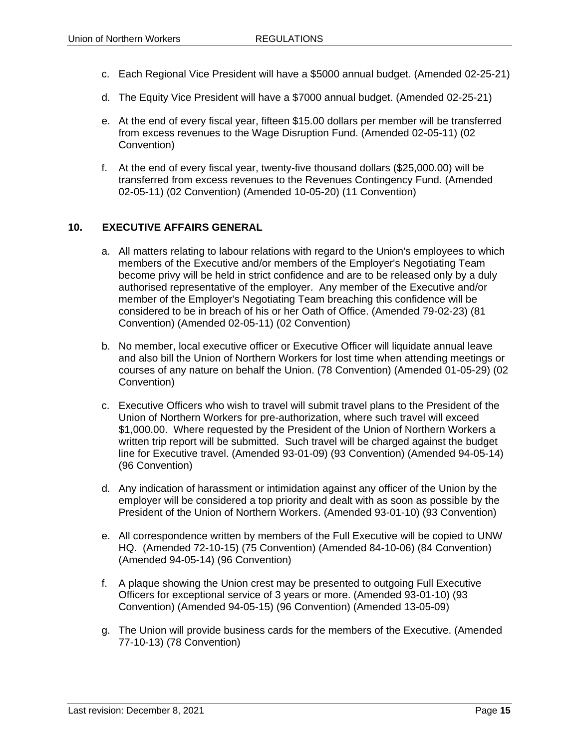c. Each Regional Vice President will have a $5000 annual budget. (Amended 02-25-21)

d. The Equity Vice President will have a $7000 annual budget. (Amended 02-25-21)

e. At the end of every fiscal year, fifteen $15.00 dollars per member will be transferred from excess revenues to the Wage Disruption Fund. (Amended 02-05-11) (02 Convention)

f. At the end of every fiscal year, twenty-five thousand dollars ($25,000.00) will be transferred from excess revenues to the Revenues Contingency Fund. (Amended 02-05-11) (02 Convention) (Amended 10-05-20) (11 Convention)

## 10. EXECUTIVE AFFAIRS GENERAL

a. All matters relating to labour relations with regard to the Union's employees to which members of the Executive and/or members of the Employer's Negotiating Team become privy will be held in strict confidence and are to be released only by a duly authorised representative of the employer. Any member of the Executive and/or member of the Employer's Negotiating Team breaching this confidence will be considered to be in breach of his or her Oath of Office. (Amended 79-02-23) (81 Convention) (Amended 02-05-11) (02 Convention)

b. No member, local executive officer or Executive Officer will liquidate annual leave and also bill the Union of Northern Workers for lost time when attending meetings or courses of any nature on behalf the Union. (78 Convention) (Amended 01-05-29) (02 Convention)

c. Executive Officers who wish to travel will submit travel plans to the President of the Union of Northern Workers for pre-authorization, where such travel will exceed $1,000.00. Where requested by the President of the Union of Northern Workers a written trip report will be submitted. Such travel will be charged against the budget line for Executive travel. (Amended 93-01-09) (93 Convention) (Amended 94-05-14) (96 Convention)

d. Any indication of harassment or intimidation against any officer of the Union by the employer will be considered a top priority and dealt with as soon as possible by the President of the Union of Northern Workers. (Amended 93-01-10) (93 Convention)

e. All correspondence written by members of the Full Executive will be copied to UNW HQ. (Amended 72-10-15) (75 Convention) (Amended 84-10-06) (84 Convention) (Amended 94-05-14) (96 Convention)

f. A plaque showing the Union crest may be presented to outgoing Full Executive Officers for exceptional service of 3 years or more. (Amended 93-01-10) (93 Convention) (Amended 94-05-15) (96 Convention) (Amended 13-05-09)

g. The Union will provide business cards for the members of the Executive. (Amended 77-10-13) (78 Convention)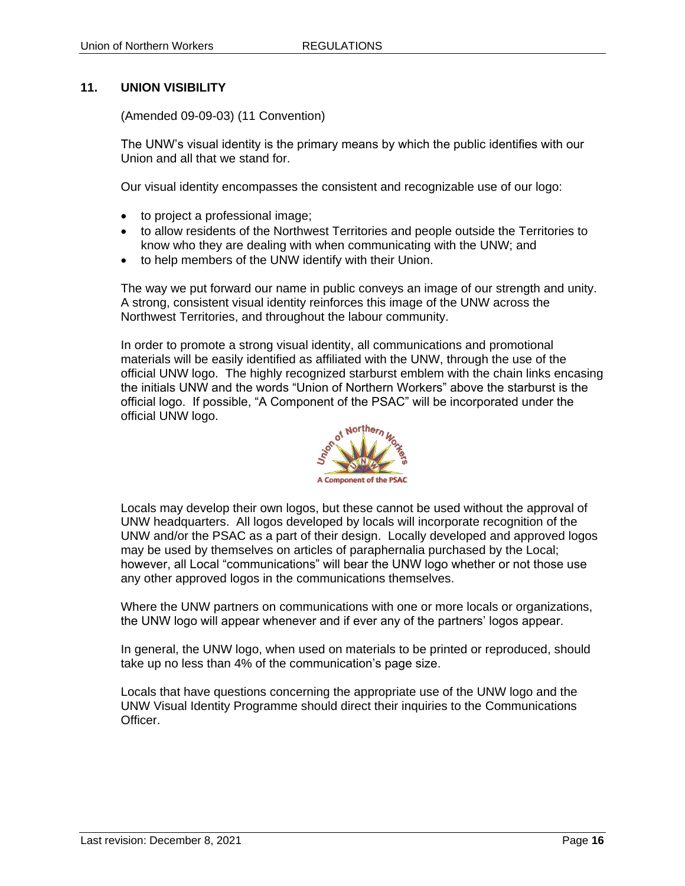## 11. UNION VISIBILITY

(Amended 09-09-03) (11 Convention)

The UNW's visual identity is the primary means by which the public identifies with our Union and all that we stand for.

Our visual identity encompasses the consistent and recognizable use of our logo:

- to project a professional image;
- to allow residents of the Northwest Territories and people outside the Territories to know who they are dealing with when communicating with the UNW; and
- to help members of the UNW identify with their Union.

The way we put forward our name in public conveys an image of our strength and unity. A strong, consistent visual identity reinforces this image of the UNW across the Northwest Territories, and throughout the labour community.

In order to promote a strong visual identity, all communications and promotional materials will be easily identified as affiliated with the UNW, through the use of the official UNW logo. The highly recognized starburst emblem with the chain links encasing the initials UNW and the words "Union of Northern Workers" above the starburst is the official logo. If possible, "A Component of the PSAC" will be incorporated under the official UNW logo.

Locals may develop their own logos, but these cannot be used without the approval of UNW headquarters. All logos developed by locals will incorporate recognition of the UNW and/or the PSAC as a part of their design. Locally developed and approved logos may be used by themselves on articles of paraphernalia purchased by the Local; however, all Local "communications" will bear the UNW logo whether or not those use any other approved logos in the communications themselves.

Where the UNW partners on communications with one or more locals or organizations, the UNW logo will appear whenever and if ever any of the partners' logos appear.

In general, the UNW logo, when used on materials to be printed or reproduced, should take up no less than 4% of the communication's page size.

Locals that have questions concerning the appropriate use of the UNW logo and the UNW Visual Identity Programme should direct their inquiries to the Communications Officer.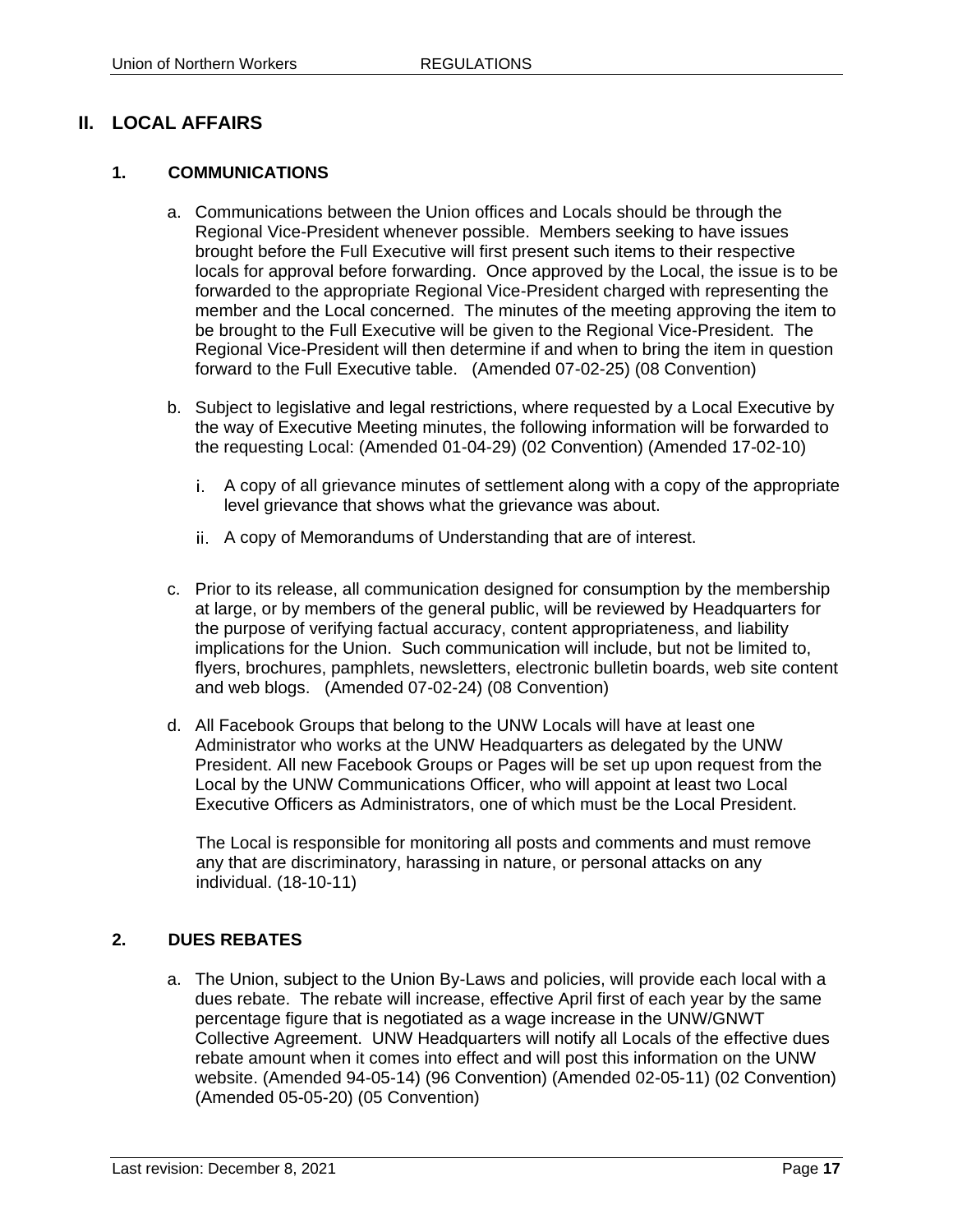# II. LOCAL AFFAIRS

## 1. COMMUNICATIONS

a. Communications between the Union offices and Locals should be through the Regional Vice-President whenever possible. Members seeking to have issues brought before the Full Executive will first present such items to their respective locals for approval before forwarding. Once approved by the Local, the issue is to be forwarded to the appropriate Regional Vice-President charged with representing the member and the Local concerned. The minutes of the meeting approving the item to be brought to the Full Executive will be given to the Regional Vice-President. The Regional Vice-President will then determine if and when to bring the item in question forward to the Full Executive table. (Amended 07-02-25) (08 Convention)

b. Subject to legislative and legal restrictions, where requested by a Local Executive by the way of Executive Meeting minutes, the following information will be forwarded to the requesting Local: (Amended 01-04-29) (02 Convention) (Amended 17-02-10)

   i. A copy of all grievance minutes of settlement along with a copy of the appropriate level grievance that shows what the grievance was about.

   ii. A copy of Memorandums of Understanding that are of interest.

c. Prior to its release, all communication designed for consumption by the membership at large, or by members of the general public, will be reviewed by Headquarters for the purpose of verifying factual accuracy, content appropriateness, and liability implications for the Union. Such communication will include, but not be limited to, flyers, brochures, pamphlets, newsletters, electronic bulletin boards, web site content and web blogs. (Amended 07-02-24) (08 Convention)

d. All Facebook Groups that belong to the UNW Locals will have at least one Administrator who works at the UNW Headquarters as delegated by the UNW President. All new Facebook Groups or Pages will be set up upon request from the Local by the UNW Communications Officer, who will appoint at least two Local Executive Officers as Administrators, one of which must be the Local President.

   The Local is responsible for monitoring all posts and comments and must remove any that are discriminatory, harassing in nature, or personal attacks on any individual. (18-10-11)

## 2. DUES REBATES

a. The Union, subject to the Union By-Laws and policies, will provide each local with a dues rebate. The rebate will increase, effective April first of each year by the same percentage figure that is negotiated as a wage increase in the UNW/GNWT Collective Agreement. UNW Headquarters will notify all Locals of the effective dues rebate amount when it comes into effect and will post this information on the UNW website. (Amended 94-05-14) (96 Convention) (Amended 02-05-11) (02 Convention) (Amended 05-05-20) (05 Convention)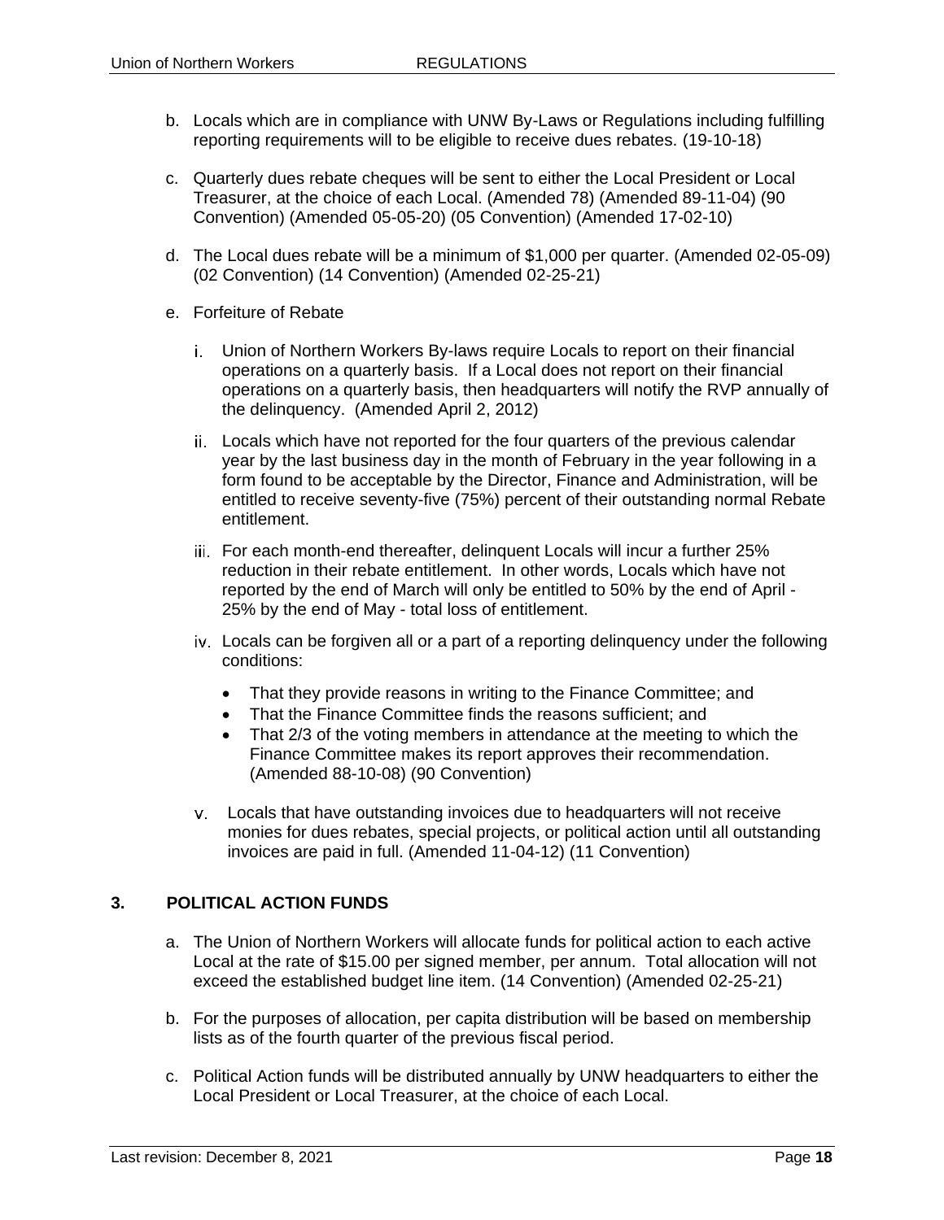b. Locals which are in compliance with UNW By-Laws or Regulations including fulfilling reporting requirements will to be eligible to receive dues rebates. (19-10-18)

c. Quarterly dues rebate cheques will be sent to either the Local President or Local Treasurer, at the choice of each Local. (Amended 78) (Amended 89-11-04) (90 Convention) (Amended 05-05-20) (05 Convention) (Amended 17-02-10)

d. The Local dues rebate will be a minimum of $1,000 per quarter. (Amended 02-05-09) (02 Convention) (14 Convention) (Amended 02-25-21)

e. Forfeiture of Rebate

   i. Union of Northern Workers By-laws require Locals to report on their financial operations on a quarterly basis. If a Local does not report on their financial operations on a quarterly basis, then headquarters will notify the RVP annually of the delinquency. (Amended April 2, 2012)

   ii. Locals which have not reported for the four quarters of the previous calendar year by the last business day in the month of February in the year following in a form found to be acceptable by the Director, Finance and Administration, will be entitled to receive seventy-five (75%) percent of their outstanding normal Rebate entitlement.

   iii. For each month-end thereafter, delinquent Locals will incur a further 25% reduction in their rebate entitlement. In other words, Locals which have not reported by the end of March will only be entitled to 50% by the end of April - 25% by the end of May - total loss of entitlement.

   iv. Locals can be forgiven all or a part of a reporting delinquency under the following conditions:

      - That they provide reasons in writing to the Finance Committee; and
      - That the Finance Committee finds the reasons sufficient; and
      - That 2/3 of the voting members in attendance at the meeting to which the Finance Committee makes its report approves their recommendation. (Amended 88-10-08) (90 Convention)

   v. Locals that have outstanding invoices due to headquarters will not receive monies for dues rebates, special projects, or political action until all outstanding invoices are paid in full. (Amended 11-04-12) (11 Convention)

## 3. POLITICAL ACTION FUNDS

a. The Union of Northern Workers will allocate funds for political action to each active Local at the rate of $15.00 per signed member, per annum. Total allocation will not exceed the established budget line item. (14 Convention) (Amended 02-25-21)

b. For the purposes of allocation, per capita distribution will be based on membership lists as of the fourth quarter of the previous fiscal period.

c. Political Action funds will be distributed annually by UNW headquarters to either the Local President or Local Treasurer, at the choice of each Local.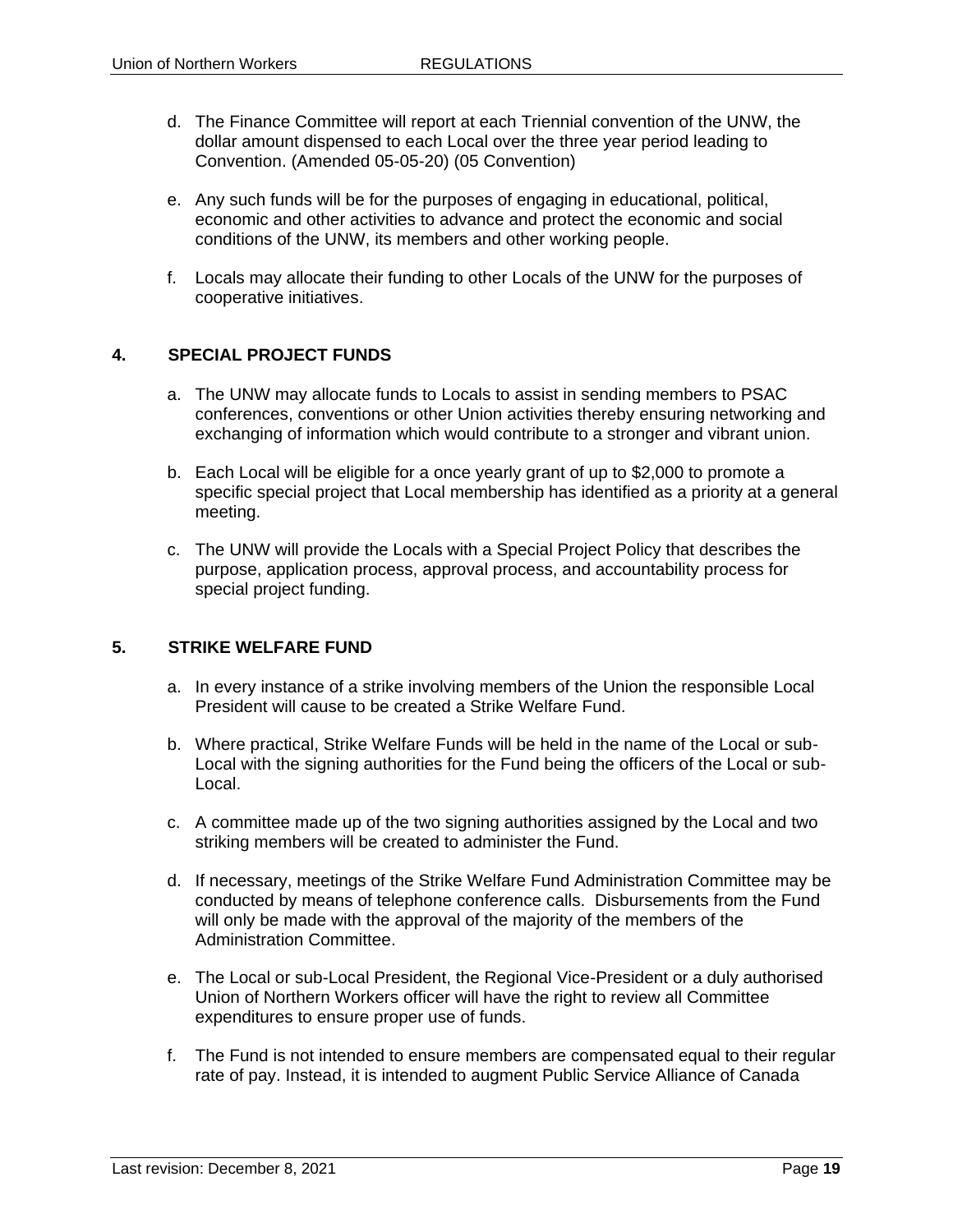d. The Finance Committee will report at each Triennial convention of the UNW, the dollar amount dispensed to each Local over the three year period leading to Convention. (Amended 05-05-20) (05 Convention)

e. Any such funds will be for the purposes of engaging in educational, political, economic and other activities to advance and protect the economic and social conditions of the UNW, its members and other working people.

f. Locals may allocate their funding to other Locals of the UNW for the purposes of cooperative initiatives.

## 4. SPECIAL PROJECT FUNDS

a. The UNW may allocate funds to Locals to assist in sending members to PSAC conferences, conventions or other Union activities thereby ensuring networking and exchanging of information which would contribute to a stronger and vibrant union.

b. Each Local will be eligible for a once yearly grant of up to $2,000 to promote a specific special project that Local membership has identified as a priority at a general meeting.

c. The UNW will provide the Locals with a Special Project Policy that describes the purpose, application process, approval process, and accountability process for special project funding.

## 5. STRIKE WELFARE FUND

a. In every instance of a strike involving members of the Union the responsible Local President will cause to be created a Strike Welfare Fund.

b. Where practical, Strike Welfare Funds will be held in the name of the Local or sub-Local with the signing authorities for the Fund being the officers of the Local or sub-Local.

c. A committee made up of the two signing authorities assigned by the Local and two striking members will be created to administer the Fund.

d. If necessary, meetings of the Strike Welfare Fund Administration Committee may be conducted by means of telephone conference calls. Disbursements from the Fund will only be made with the approval of the majority of the members of the Administration Committee.

e. The Local or sub-Local President, the Regional Vice-President or a duly authorised Union of Northern Workers officer will have the right to review all Committee expenditures to ensure proper use of funds.

f. The Fund is not intended to ensure members are compensated equal to their regular rate of pay. Instead, it is intended to augment Public Service Alliance of Canada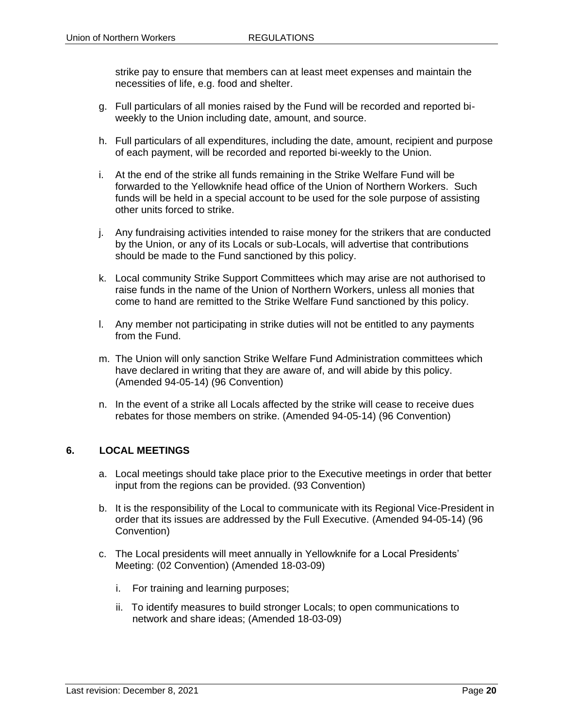strike pay to ensure that members can at least meet expenses and maintain the necessities of life, e.g. food and shelter.

g. Full particulars of all monies raised by the Fund will be recorded and reported bi-weekly to the Union including date, amount, and source.

h. Full particulars of all expenditures, including the date, amount, recipient and purpose of each payment, will be recorded and reported bi-weekly to the Union.

i. At the end of the strike all funds remaining in the Strike Welfare Fund will be forwarded to the Yellowknife head office of the Union of Northern Workers. Such funds will be held in a special account to be used for the sole purpose of assisting other units forced to strike.

j. Any fundraising activities intended to raise money for the strikers that are conducted by the Union, or any of its Locals or sub-Locals, will advertise that contributions should be made to the Fund sanctioned by this policy.

k. Local community Strike Support Committees which may arise are not authorised to raise funds in the name of the Union of Northern Workers, unless all monies that come to hand are remitted to the Strike Welfare Fund sanctioned by this policy.

l. Any member not participating in strike duties will not be entitled to any payments from the Fund.

m. The Union will only sanction Strike Welfare Fund Administration committees which have declared in writing that they are aware of, and will abide by this policy. (Amended 94-05-14) (96 Convention)

n. In the event of a strike all Locals affected by the strike will cease to receive dues rebates for those members on strike. (Amended 94-05-14) (96 Convention)

## 6. LOCAL MEETINGS

a. Local meetings should take place prior to the Executive meetings in order that better input from the regions can be provided. (93 Convention)

b. It is the responsibility of the Local to communicate with its Regional Vice-President in order that its issues are addressed by the Full Executive. (Amended 94-05-14) (96 Convention)

c. The Local presidents will meet annually in Yellowknife for a Local Presidents' Meeting: (02 Convention) (Amended 18-03-09)

   i. For training and learning purposes;

   ii. To identify measures to build stronger Locals; to open communications to network and share ideas; (Amended 18-03-09)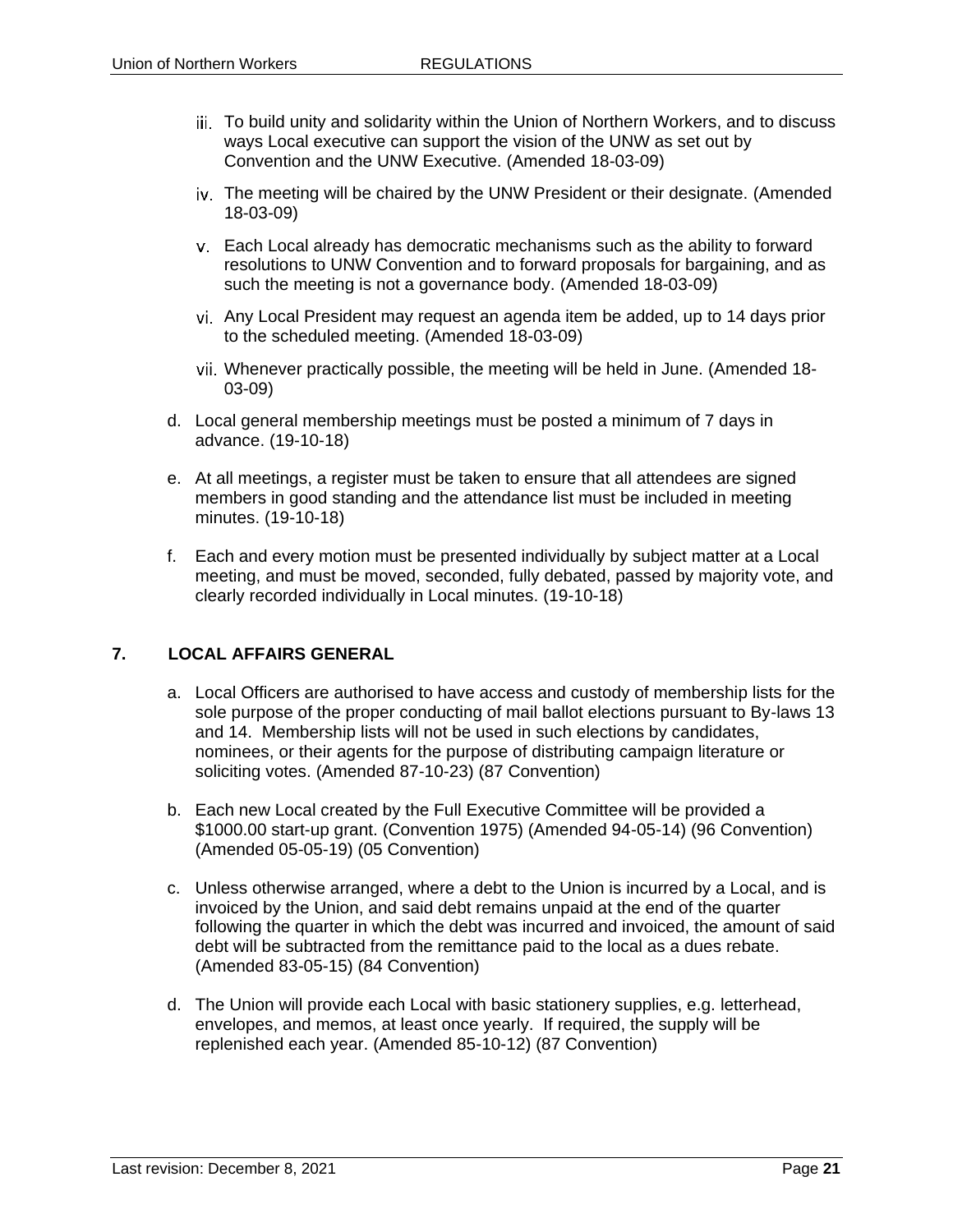iii. To build unity and solidarity within the Union of Northern Workers, and to discuss ways Local executive can support the vision of the UNW as set out by Convention and the UNW Executive. (Amended 18-03-09)

iv. The meeting will be chaired by the UNW President or their designate. (Amended 18-03-09)

v. Each Local already has democratic mechanisms such as the ability to forward resolutions to UNW Convention and to forward proposals for bargaining, and as such the meeting is not a governance body. (Amended 18-03-09)

vi. Any Local President may request an agenda item be added, up to 14 days prior to the scheduled meeting. (Amended 18-03-09)

vii. Whenever practically possible, the meeting will be held in June. (Amended 18-03-09)

d. Local general membership meetings must be posted a minimum of 7 days in advance. (19-10-18)

e. At all meetings, a register must be taken to ensure that all attendees are signed members in good standing and the attendance list must be included in meeting minutes. (19-10-18)

f. Each and every motion must be presented individually by subject matter at a Local meeting, and must be moved, seconded, fully debated, passed by majority vote, and clearly recorded individually in Local minutes. (19-10-18)

## 7. LOCAL AFFAIRS GENERAL

a. Local Officers are authorised to have access and custody of membership lists for the sole purpose of the proper conducting of mail ballot elections pursuant to By-laws 13 and 14. Membership lists will not be used in such elections by candidates, nominees, or their agents for the purpose of distributing campaign literature or soliciting votes. (Amended 87-10-23) (87 Convention)

b. Each new Local created by the Full Executive Committee will be provided a $1000.00 start-up grant. (Convention 1975) (Amended 94-05-14) (96 Convention) (Amended 05-05-19) (05 Convention)

c. Unless otherwise arranged, where a debt to the Union is incurred by a Local, and is invoiced by the Union, and said debt remains unpaid at the end of the quarter following the quarter in which the debt was incurred and invoiced, the amount of said debt will be subtracted from the remittance paid to the local as a dues rebate. (Amended 83-05-15) (84 Convention)

d. The Union will provide each Local with basic stationery supplies, e.g. letterhead, envelopes, and memos, at least once yearly. If required, the supply will be replenished each year. (Amended 85-10-12) (87 Convention)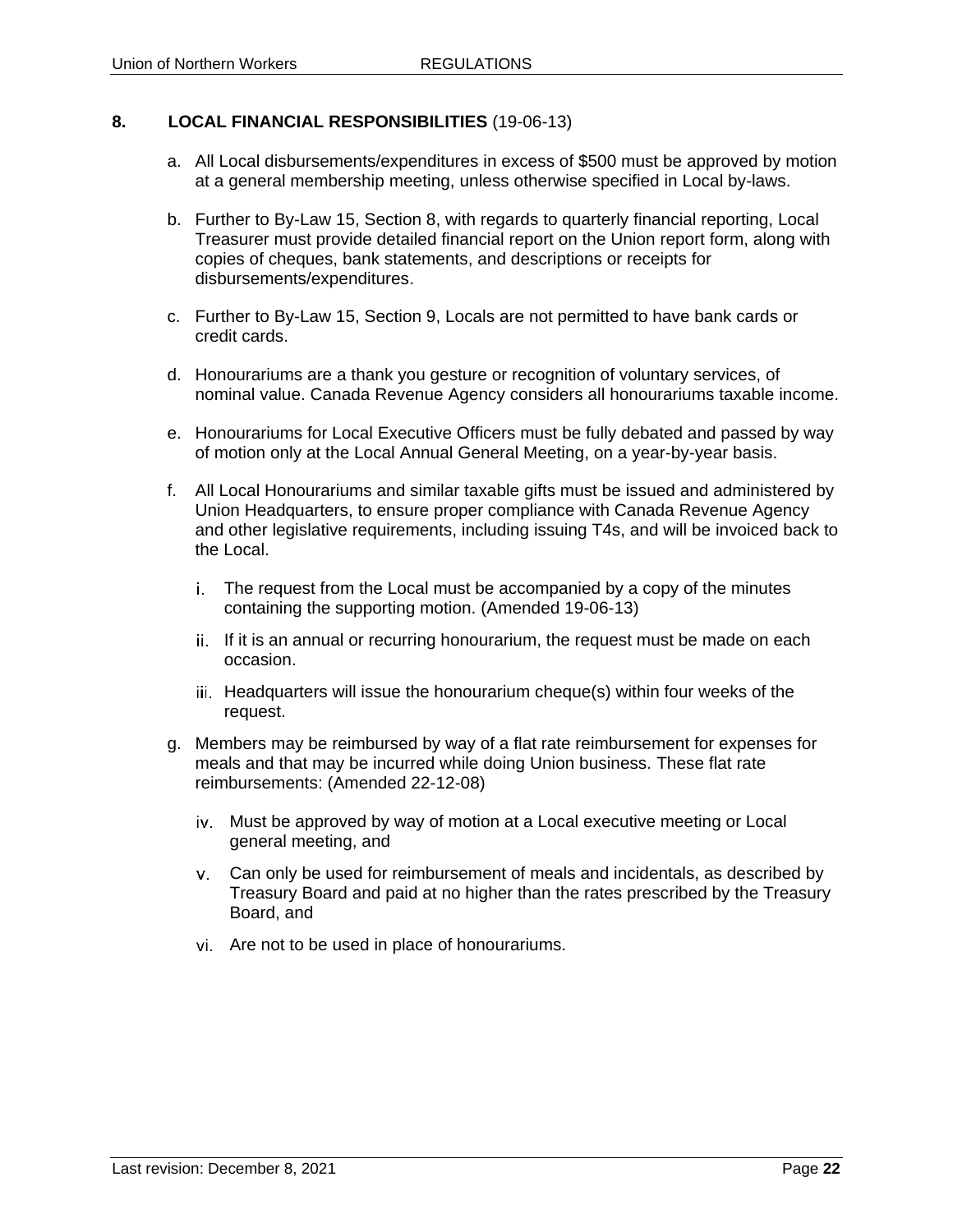## 8. LOCAL FINANCIAL RESPONSIBILITIES (19-06-13)

a. All Local disbursements/expenditures in excess of $500 must be approved by motion at a general membership meeting, unless otherwise specified in Local by-laws.

b. Further to By-Law 15, Section 8, with regards to quarterly financial reporting, Local Treasurer must provide detailed financial report on the Union report form, along with copies of cheques, bank statements, and descriptions or receipts for disbursements/expenditures.

c. Further to By-Law 15, Section 9, Locals are not permitted to have bank cards or credit cards.

d. Honourariums are a thank you gesture or recognition of voluntary services, of nominal value. Canada Revenue Agency considers all honourariums taxable income.

e. Honourariums for Local Executive Officers must be fully debated and passed by way of motion only at the Local Annual General Meeting, on a year-by-year basis.

f. All Local Honourariums and similar taxable gifts must be issued and administered by Union Headquarters, to ensure proper compliance with Canada Revenue Agency and other legislative requirements, including issuing T4s, and will be invoiced back to the Local.

   i. The request from the Local must be accompanied by a copy of the minutes containing the supporting motion. (Amended 19-06-13)

   ii. If it is an annual or recurring honourarium, the request must be made on each occasion.

   iii. Headquarters will issue the honourarium cheque(s) within four weeks of the request.

g. Members may be reimbursed by way of a flat rate reimbursement for expenses for meals and that may be incurred while doing Union business. These flat rate reimbursements: (Amended 22-12-08)

   iv. Must be approved by way of motion at a Local executive meeting or Local general meeting, and

   v. Can only be used for reimbursement of meals and incidentals, as described by Treasury Board and paid at no higher than the rates prescribed by the Treasury Board, and

   vi. Are not to be used in place of honourariums.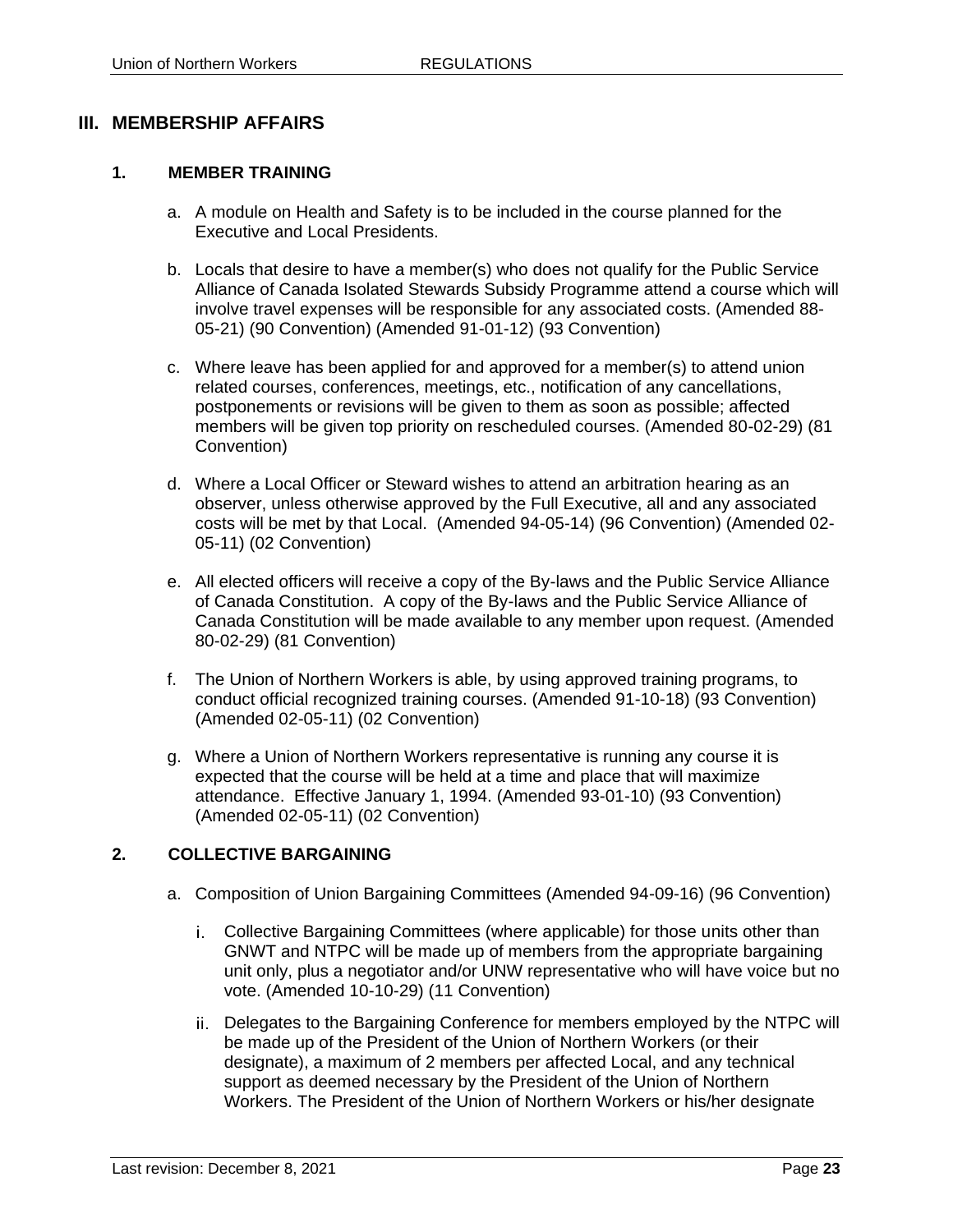## III. MEMBERSHIP AFFAIRS

### 1. MEMBER TRAINING

a. A module on Health and Safety is to be included in the course planned for the Executive and Local Presidents.

b. Locals that desire to have a member(s) who does not qualify for the Public Service Alliance of Canada Isolated Stewards Subsidy Programme attend a course which will involve travel expenses will be responsible for any associated costs. (Amended 88-05-21) (90 Convention) (Amended 91-01-12) (93 Convention)

c. Where leave has been applied for and approved for a member(s) to attend union related courses, conferences, meetings, etc., notification of any cancellations, postponements or revisions will be given to them as soon as possible; affected members will be given top priority on rescheduled courses. (Amended 80-02-29) (81 Convention)

d. Where a Local Officer or Steward wishes to attend an arbitration hearing as an observer, unless otherwise approved by the Full Executive, all and any associated costs will be met by that Local. (Amended 94-05-14) (96 Convention) (Amended 02-05-11) (02 Convention)

e. All elected officers will receive a copy of the By-laws and the Public Service Alliance of Canada Constitution. A copy of the By-laws and the Public Service Alliance of Canada Constitution will be made available to any member upon request. (Amended 80-02-29) (81 Convention)

f. The Union of Northern Workers is able, by using approved training programs, to conduct official recognized training courses. (Amended 91-10-18) (93 Convention) (Amended 02-05-11) (02 Convention)

g. Where a Union of Northern Workers representative is running any course it is expected that the course will be held at a time and place that will maximize attendance. Effective January 1, 1994. (Amended 93-01-10) (93 Convention) (Amended 02-05-11) (02 Convention)

### 2. COLLECTIVE BARGAINING

a. Composition of Union Bargaining Committees (Amended 94-09-16) (96 Convention)

   i. Collective Bargaining Committees (where applicable) for those units other than GNWT and NTPC will be made up of members from the appropriate bargaining unit only, plus a negotiator and/or UNW representative who will have voice but no vote. (Amended 10-10-29) (11 Convention)

   ii. Delegates to the Bargaining Conference for members employed by the NTPC will be made up of the President of the Union of Northern Workers (or their designate), a maximum of 2 members per affected Local, and any technical support as deemed necessary by the President of the Union of Northern Workers. The President of the Union of Northern Workers or his/her designate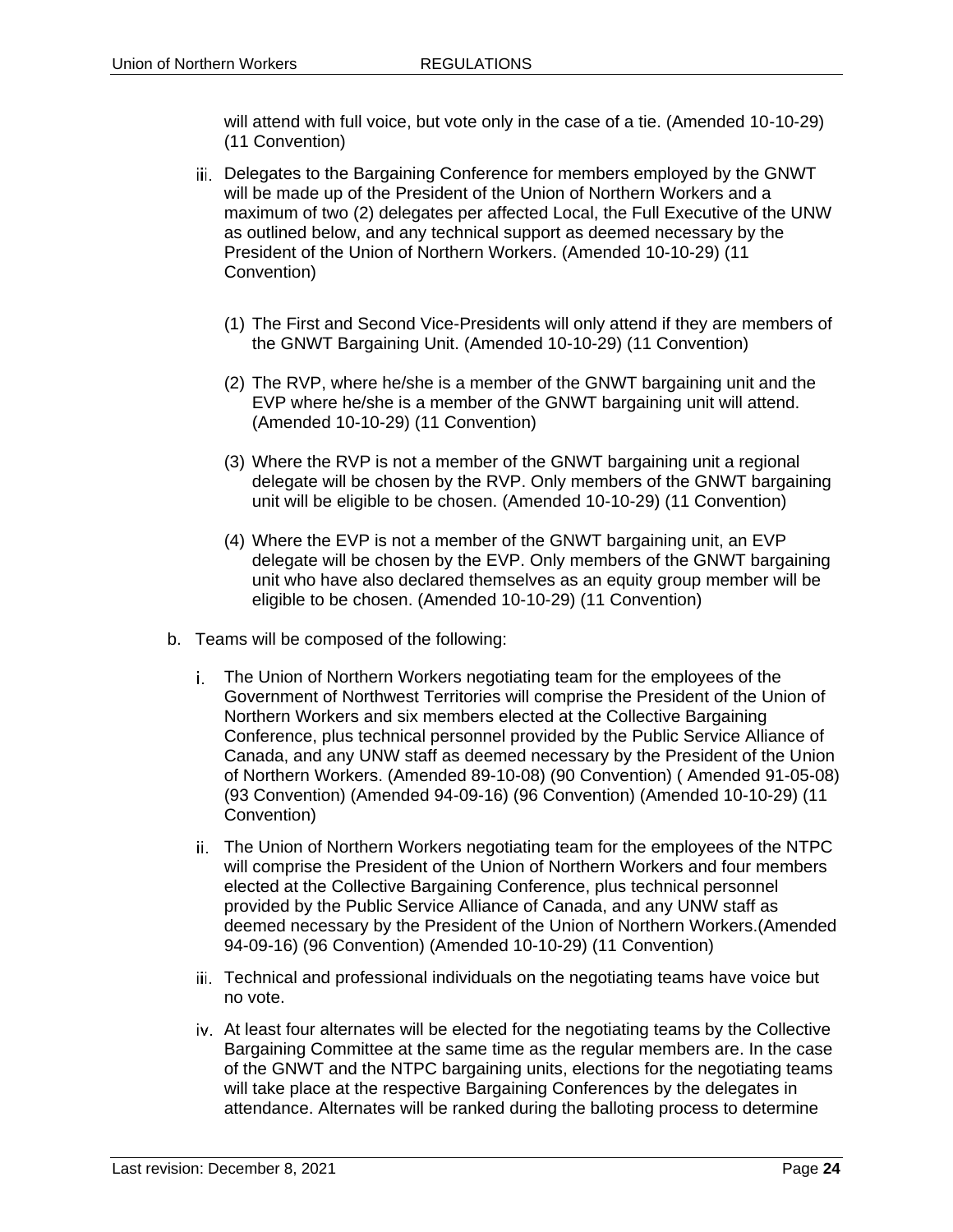will attend with full voice, but vote only in the case of a tie. (Amended 10-10-29) (11 Convention)

iii. Delegates to the Bargaining Conference for members employed by the GNWT will be made up of the President of the Union of Northern Workers and a maximum of two (2) delegates per affected Local, the Full Executive of the UNW as outlined below, and any technical support as deemed necessary by the President of the Union of Northern Workers. (Amended 10-10-29) (11 Convention)

   (1) The First and Second Vice-Presidents will only attend if they are members of the GNWT Bargaining Unit. (Amended 10-10-29) (11 Convention)

   (2) The RVP, where he/she is a member of the GNWT bargaining unit and the EVP where he/she is a member of the GNWT bargaining unit will attend. (Amended 10-10-29) (11 Convention)

   (3) Where the RVP is not a member of the GNWT bargaining unit a regional delegate will be chosen by the RVP. Only members of the GNWT bargaining unit will be eligible to be chosen. (Amended 10-10-29) (11 Convention)

   (4) Where the EVP is not a member of the GNWT bargaining unit, an EVP delegate will be chosen by the EVP. Only members of the GNWT bargaining unit who have also declared themselves as an equity group member will be eligible to be chosen. (Amended 10-10-29) (11 Convention)

b. Teams will be composed of the following:

   i. The Union of Northern Workers negotiating team for the employees of the Government of Northwest Territories will comprise the President of the Union of Northern Workers and six members elected at the Collective Bargaining Conference, plus technical personnel provided by the Public Service Alliance of Canada, and any UNW staff as deemed necessary by the President of the Union of Northern Workers. (Amended 89-10-08) (90 Convention) ( Amended 91-05-08) (93 Convention) (Amended 94-09-16) (96 Convention) (Amended 10-10-29) (11 Convention)

   ii. The Union of Northern Workers negotiating team for the employees of the NTPC will comprise the President of the Union of Northern Workers and four members elected at the Collective Bargaining Conference, plus technical personnel provided by the Public Service Alliance of Canada, and any UNW staff as deemed necessary by the President of the Union of Northern Workers.(Amended 94-09-16) (96 Convention) (Amended 10-10-29) (11 Convention)

   iii. Technical and professional individuals on the negotiating teams have voice but no vote.

   iv. At least four alternates will be elected for the negotiating teams by the Collective Bargaining Committee at the same time as the regular members are. In the case of the GNWT and the NTPC bargaining units, elections for the negotiating teams will take place at the respective Bargaining Conferences by the delegates in attendance. Alternates will be ranked during the balloting process to determine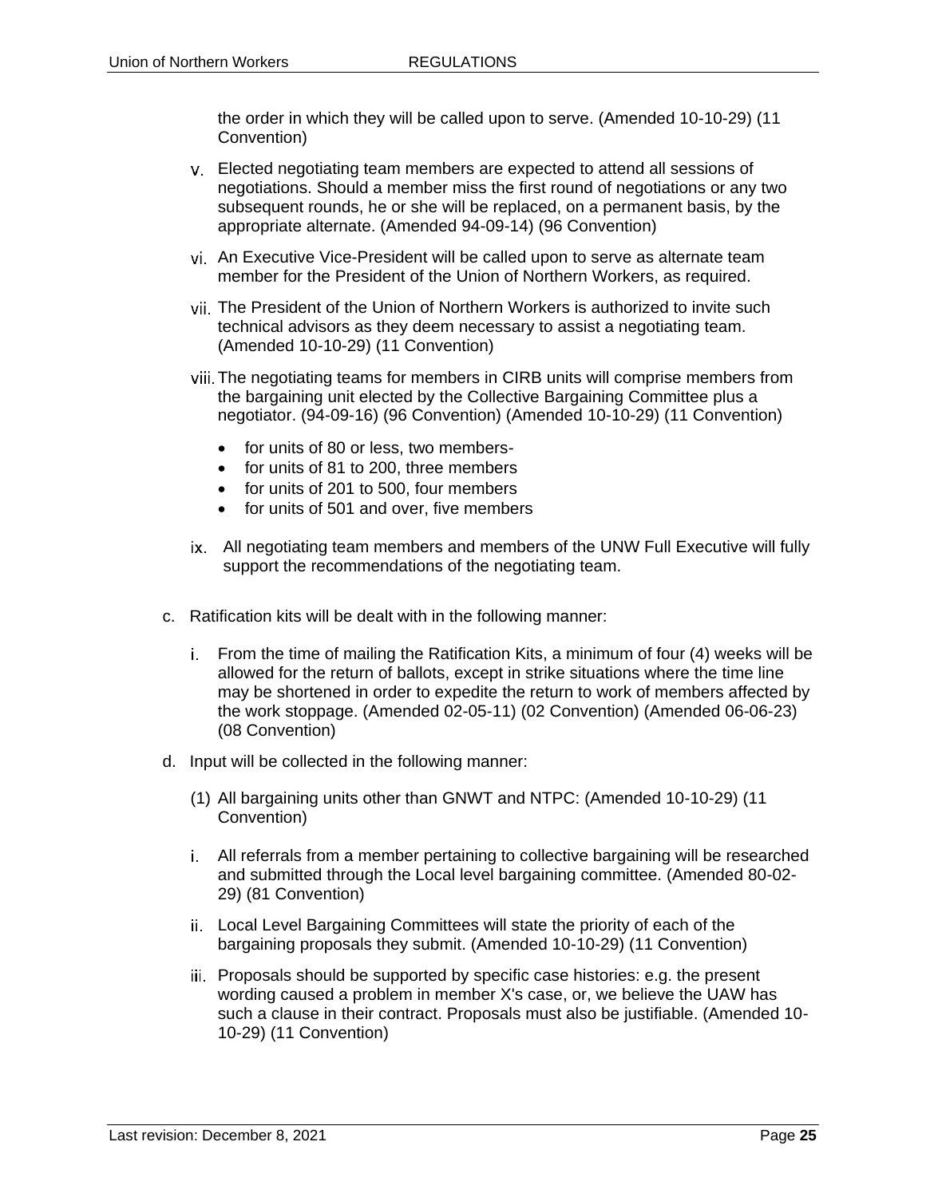the order in which they will be called upon to serve. (Amended 10-10-29) (11 Convention)

v. Elected negotiating team members are expected to attend all sessions of negotiations. Should a member miss the first round of negotiations or any two subsequent rounds, he or she will be replaced, on a permanent basis, by the appropriate alternate. (Amended 94-09-14) (96 Convention)

vi. An Executive Vice-President will be called upon to serve as alternate team member for the President of the Union of Northern Workers, as required.

vii. The President of the Union of Northern Workers is authorized to invite such technical advisors as they deem necessary to assist a negotiating team. (Amended 10-10-29) (11 Convention)

viii. The negotiating teams for members in CIRB units will comprise members from the bargaining unit elected by the Collective Bargaining Committee plus a negotiator. (94-09-16) (96 Convention) (Amended 10-10-29) (11 Convention)

- for units of 80 or less, two members-
- for units of 81 to 200, three members
- for units of 201 to 500, four members
- for units of 501 and over, five members

ix. All negotiating team members and members of the UNW Full Executive will fully support the recommendations of the negotiating team.

c. Ratification kits will be dealt with in the following manner:

i. From the time of mailing the Ratification Kits, a minimum of four (4) weeks will be allowed for the return of ballots, except in strike situations where the time line may be shortened in order to expedite the return to work of members affected by the work stoppage. (Amended 02-05-11) (02 Convention) (Amended 06-06-23) (08 Convention)

d. Input will be collected in the following manner:

(1) All bargaining units other than GNWT and NTPC: (Amended 10-10-29) (11 Convention)

i. All referrals from a member pertaining to collective bargaining will be researched and submitted through the Local level bargaining committee. (Amended 80-02-29) (81 Convention)

ii. Local Level Bargaining Committees will state the priority of each of the bargaining proposals they submit. (Amended 10-10-29) (11 Convention)

iii. Proposals should be supported by specific case histories: e.g. the present wording caused a problem in member X's case, or, we believe the UAW has such a clause in their contract. Proposals must also be justifiable. (Amended 10-10-29) (11 Convention)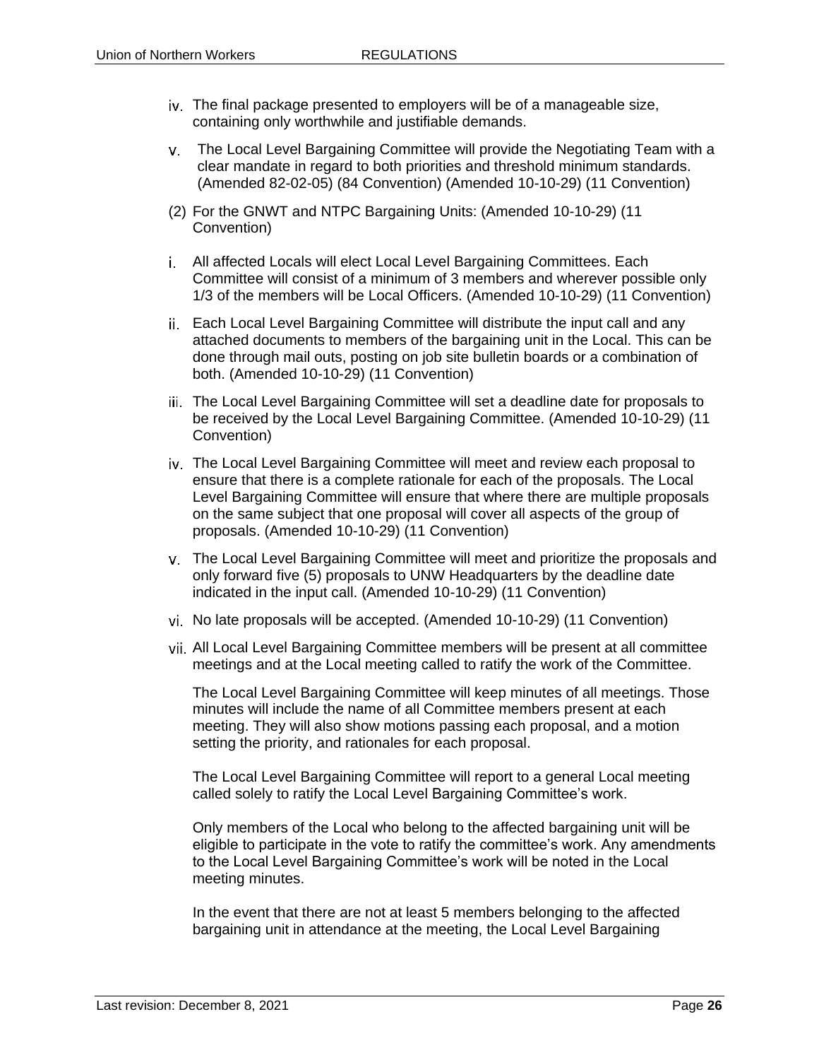iv. The final package presented to employers will be of a manageable size, containing only worthwhile and justifiable demands.

v. The Local Level Bargaining Committee will provide the Negotiating Team with a clear mandate in regard to both priorities and threshold minimum standards. (Amended 82-02-05) (84 Convention) (Amended 10-10-29) (11 Convention)

(2) For the GNWT and NTPC Bargaining Units: (Amended 10-10-29) (11 Convention)

i. All affected Locals will elect Local Level Bargaining Committees. Each Committee will consist of a minimum of 3 members and wherever possible only 1/3 of the members will be Local Officers. (Amended 10-10-29) (11 Convention)

ii. Each Local Level Bargaining Committee will distribute the input call and any attached documents to members of the bargaining unit in the Local. This can be done through mail outs, posting on job site bulletin boards or a combination of both. (Amended 10-10-29) (11 Convention)

iii. The Local Level Bargaining Committee will set a deadline date for proposals to be received by the Local Level Bargaining Committee. (Amended 10-10-29) (11 Convention)

iv. The Local Level Bargaining Committee will meet and review each proposal to ensure that there is a complete rationale for each of the proposals. The Local Level Bargaining Committee will ensure that where there are multiple proposals on the same subject that one proposal will cover all aspects of the group of proposals. (Amended 10-10-29) (11 Convention)

v. The Local Level Bargaining Committee will meet and prioritize the proposals and only forward five (5) proposals to UNW Headquarters by the deadline date indicated in the input call. (Amended 10-10-29) (11 Convention)

vi. No late proposals will be accepted. (Amended 10-10-29) (11 Convention)

vii. All Local Level Bargaining Committee members will be present at all committee meetings and at the Local meeting called to ratify the work of the Committee.

The Local Level Bargaining Committee will keep minutes of all meetings. Those minutes will include the name of all Committee members present at each meeting. They will also show motions passing each proposal, and a motion setting the priority, and rationales for each proposal.

The Local Level Bargaining Committee will report to a general Local meeting called solely to ratify the Local Level Bargaining Committee's work.

Only members of the Local who belong to the affected bargaining unit will be eligible to participate in the vote to ratify the committee's work. Any amendments to the Local Level Bargaining Committee's work will be noted in the Local meeting minutes.

In the event that there are not at least 5 members belonging to the affected bargaining unit in attendance at the meeting, the Local Level Bargaining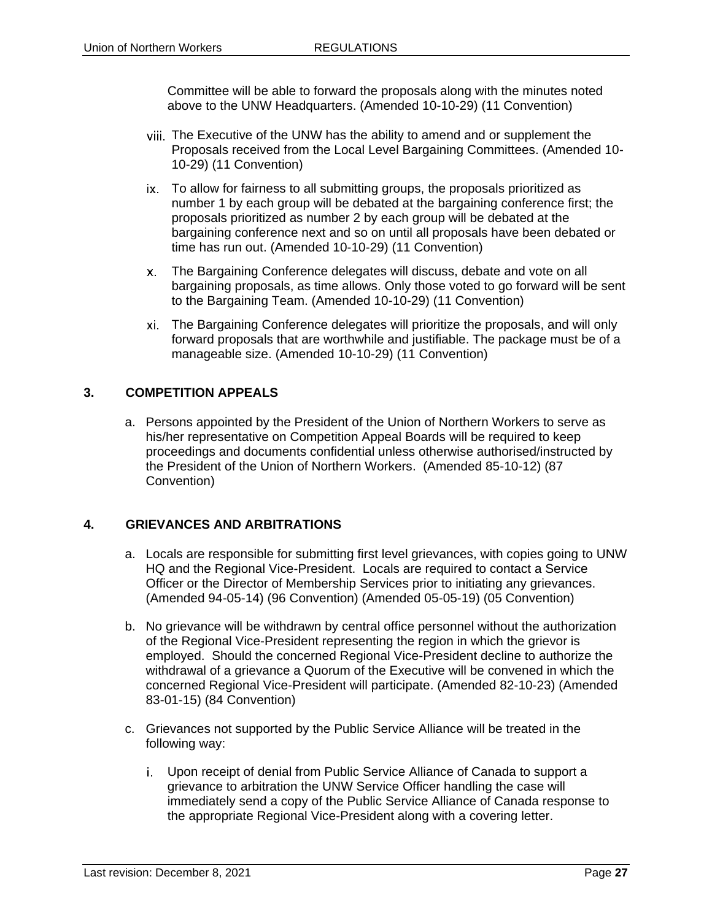Committee will be able to forward the proposals along with the minutes noted above to the UNW Headquarters. (Amended 10-10-29) (11 Convention)

viii. The Executive of the UNW has the ability to amend and or supplement the Proposals received from the Local Level Bargaining Committees. (Amended 10-10-29) (11 Convention)

ix. To allow for fairness to all submitting groups, the proposals prioritized as number 1 by each group will be debated at the bargaining conference first; the proposals prioritized as number 2 by each group will be debated at the bargaining conference next and so on until all proposals have been debated or time has run out. (Amended 10-10-29) (11 Convention)

x. The Bargaining Conference delegates will discuss, debate and vote on all bargaining proposals, as time allows. Only those voted to go forward will be sent to the Bargaining Team. (Amended 10-10-29) (11 Convention)

xi. The Bargaining Conference delegates will prioritize the proposals, and will only forward proposals that are worthwhile and justifiable. The package must be of a manageable size. (Amended 10-10-29) (11 Convention)

## 3. COMPETITION APPEALS

a. Persons appointed by the President of the Union of Northern Workers to serve as his/her representative on Competition Appeal Boards will be required to keep proceedings and documents confidential unless otherwise authorised/instructed by the President of the Union of Northern Workers. (Amended 85-10-12) (87 Convention)

## 4. GRIEVANCES AND ARBITRATIONS

a. Locals are responsible for submitting first level grievances, with copies going to UNW HQ and the Regional Vice-President. Locals are required to contact a Service Officer or the Director of Membership Services prior to initiating any grievances. (Amended 94-05-14) (96 Convention) (Amended 05-05-19) (05 Convention)

b. No grievance will be withdrawn by central office personnel without the authorization of the Regional Vice-President representing the region in which the grievor is employed. Should the concerned Regional Vice-President decline to authorize the withdrawal of a grievance a Quorum of the Executive will be convened in which the concerned Regional Vice-President will participate. (Amended 82-10-23) (Amended 83-01-15) (84 Convention)

c. Grievances not supported by the Public Service Alliance will be treated in the following way:

   i. Upon receipt of denial from Public Service Alliance of Canada to support a grievance to arbitration the UNW Service Officer handling the case will immediately send a copy of the Public Service Alliance of Canada response to the appropriate Regional Vice-President along with a covering letter.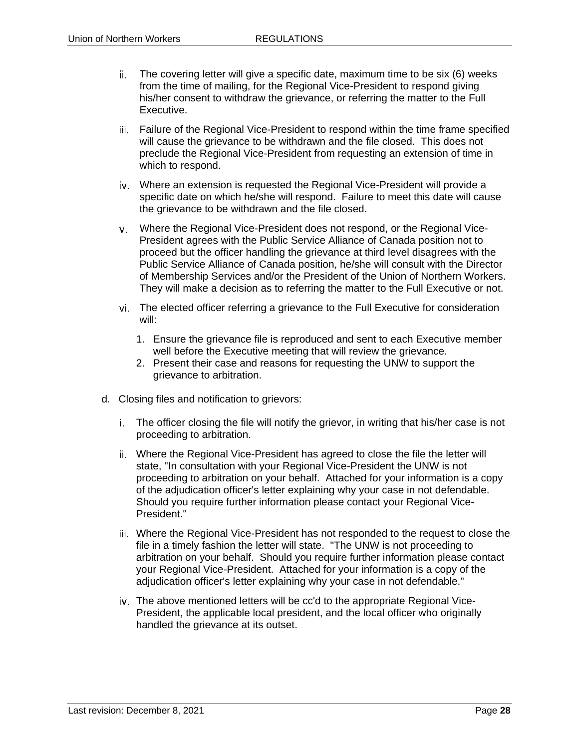ii. The covering letter will give a specific date, maximum time to be six (6) weeks from the time of mailing, for the Regional Vice-President to respond giving his/her consent to withdraw the grievance, or referring the matter to the Full Executive.

iii. Failure of the Regional Vice-President to respond within the time frame specified will cause the grievance to be withdrawn and the file closed. This does not preclude the Regional Vice-President from requesting an extension of time in which to respond.

iv. Where an extension is requested the Regional Vice-President will provide a specific date on which he/she will respond. Failure to meet this date will cause the grievance to be withdrawn and the file closed.

v. Where the Regional Vice-President does not respond, or the Regional Vice-President agrees with the Public Service Alliance of Canada position not to proceed but the officer handling the grievance at third level disagrees with the Public Service Alliance of Canada position, he/she will consult with the Director of Membership Services and/or the President of the Union of Northern Workers. They will make a decision as to referring the matter to the Full Executive or not.

vi. The elected officer referring a grievance to the Full Executive for consideration will:

1. Ensure the grievance file is reproduced and sent to each Executive member well before the Executive meeting that will review the grievance.
2. Present their case and reasons for requesting the UNW to support the grievance to arbitration.

d. Closing files and notification to grievors:

i. The officer closing the file will notify the grievor, in writing that his/her case is not proceeding to arbitration.

ii. Where the Regional Vice-President has agreed to close the file the letter will state, "In consultation with your Regional Vice-President the UNW is not proceeding to arbitration on your behalf. Attached for your information is a copy of the adjudication officer's letter explaining why your case in not defendable. Should you require further information please contact your Regional Vice-President."

iii. Where the Regional Vice-President has not responded to the request to close the file in a timely fashion the letter will state. "The UNW is not proceeding to arbitration on your behalf. Should you require further information please contact your Regional Vice-President. Attached for your information is a copy of the adjudication officer's letter explaining why your case in not defendable."

iv. The above mentioned letters will be cc'd to the appropriate Regional Vice-President, the applicable local president, and the local officer who originally handled the grievance at its outset.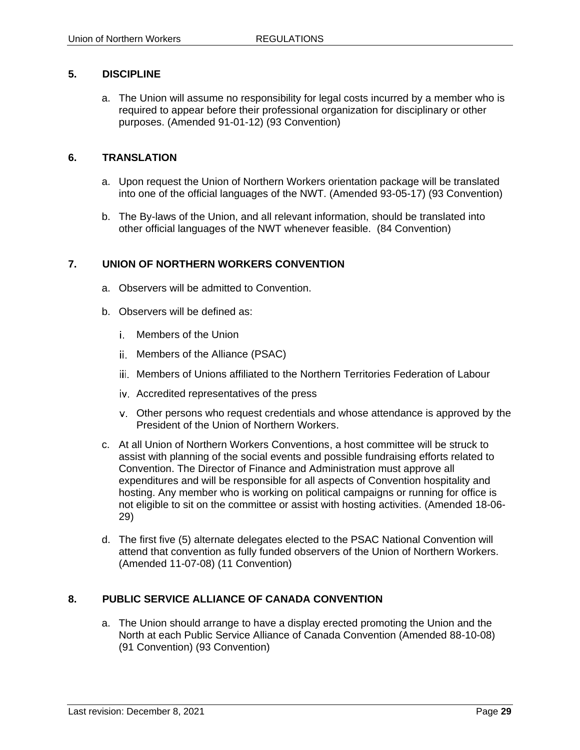## 5. DISCIPLINE

a. The Union will assume no responsibility for legal costs incurred by a member who is required to appear before their professional organization for disciplinary or other purposes. (Amended 91-01-12) (93 Convention)

## 6. TRANSLATION

a. Upon request the Union of Northern Workers orientation package will be translated into one of the official languages of the NWT. (Amended 93-05-17) (93 Convention)

b. The By-laws of the Union, and all relevant information, should be translated into other official languages of the NWT whenever feasible. (84 Convention)

## 7. UNION OF NORTHERN WORKERS CONVENTION

a. Observers will be admitted to Convention.

b. Observers will be defined as:

   i. Members of the Union

   ii. Members of the Alliance (PSAC)

   iii. Members of Unions affiliated to the Northern Territories Federation of Labour

   iv. Accredited representatives of the press

   v. Other persons who request credentials and whose attendance is approved by the President of the Union of Northern Workers.

c. At all Union of Northern Workers Conventions, a host committee will be struck to assist with planning of the social events and possible fundraising efforts related to Convention. The Director of Finance and Administration must approve all expenditures and will be responsible for all aspects of Convention hospitality and hosting. Any member who is working on political campaigns or running for office is not eligible to sit on the committee or assist with hosting activities. (Amended 18-06-29)

d. The first five (5) alternate delegates elected to the PSAC National Convention will attend that convention as fully funded observers of the Union of Northern Workers. (Amended 11-07-08) (11 Convention)

## 8. PUBLIC SERVICE ALLIANCE OF CANADA CONVENTION

a. The Union should arrange to have a display erected promoting the Union and the North at each Public Service Alliance of Canada Convention (Amended 88-10-08) (91 Convention) (93 Convention)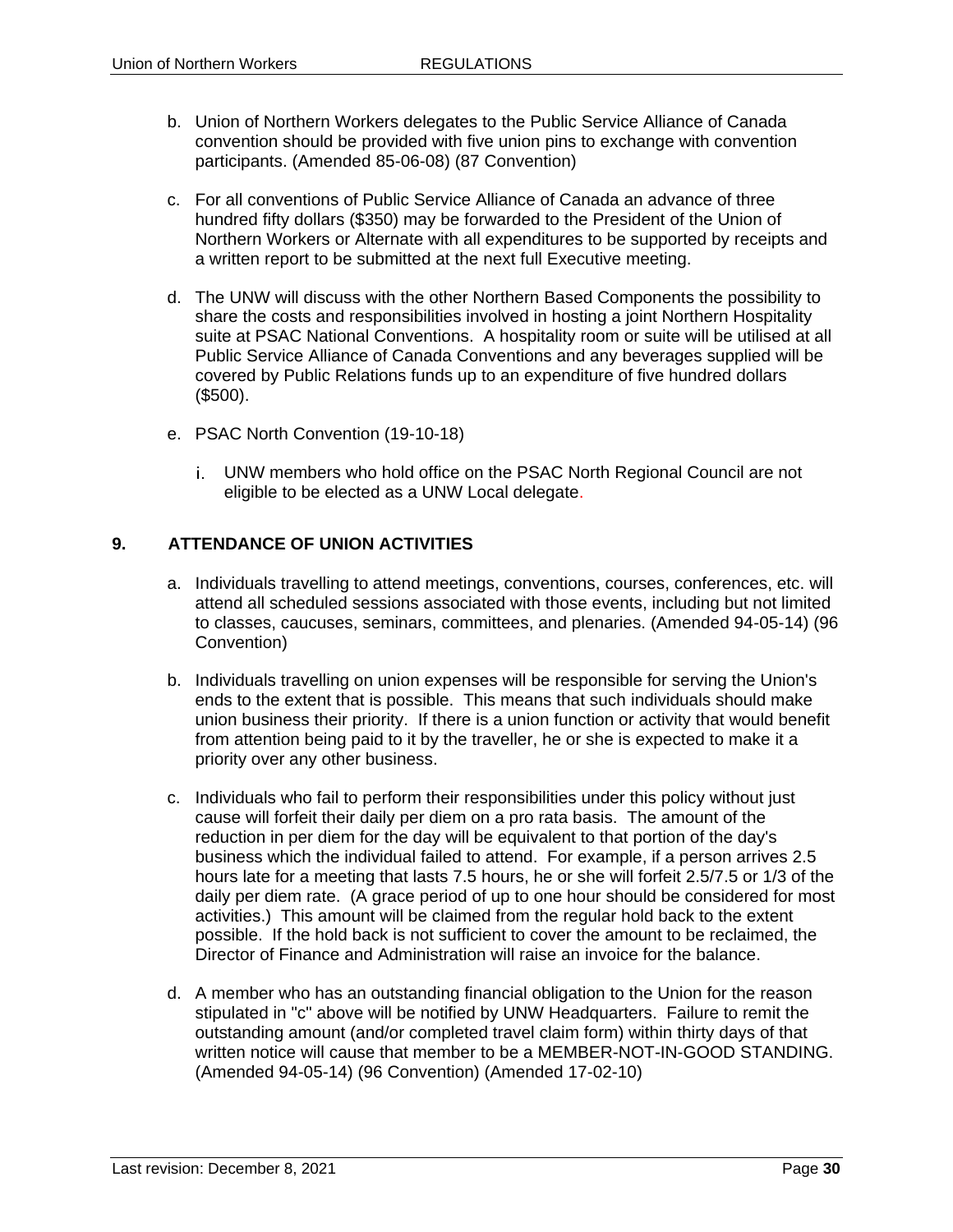b. Union of Northern Workers delegates to the Public Service Alliance of Canada convention should be provided with five union pins to exchange with convention participants. (Amended 85-06-08) (87 Convention)

c. For all conventions of Public Service Alliance of Canada an advance of three hundred fifty dollars ($350) may be forwarded to the President of the Union of Northern Workers or Alternate with all expenditures to be supported by receipts and a written report to be submitted at the next full Executive meeting.

d. The UNW will discuss with the other Northern Based Components the possibility to share the costs and responsibilities involved in hosting a joint Northern Hospitality suite at PSAC National Conventions. A hospitality room or suite will be utilised at all Public Service Alliance of Canada Conventions and any beverages supplied will be covered by Public Relations funds up to an expenditure of five hundred dollars ($500).

e. PSAC North Convention (19-10-18)

   i. UNW members who hold office on the PSAC North Regional Council are not eligible to be elected as a UNW Local delegate.

## 9. ATTENDANCE OF UNION ACTIVITIES

a. Individuals travelling to attend meetings, conventions, courses, conferences, etc. will attend all scheduled sessions associated with those events, including but not limited to classes, caucuses, seminars, committees, and plenaries. (Amended 94-05-14) (96 Convention)

b. Individuals travelling on union expenses will be responsible for serving the Union's ends to the extent that is possible. This means that such individuals should make union business their priority. If there is a union function or activity that would benefit from attention being paid to it by the traveller, he or she is expected to make it a priority over any other business.

c. Individuals who fail to perform their responsibilities under this policy without just cause will forfeit their daily per diem on a pro rata basis. The amount of the reduction in per diem for the day will be equivalent to that portion of the day's business which the individual failed to attend. For example, if a person arrives 2.5 hours late for a meeting that lasts 7.5 hours, he or she will forfeit 2.5/7.5 or 1/3 of the daily per diem rate. (A grace period of up to one hour should be considered for most activities.) This amount will be claimed from the regular hold back to the extent possible. If the hold back is not sufficient to cover the amount to be reclaimed, the Director of Finance and Administration will raise an invoice for the balance.

d. A member who has an outstanding financial obligation to the Union for the reason stipulated in "c" above will be notified by UNW Headquarters. Failure to remit the outstanding amount (and/or completed travel claim form) within thirty days of that written notice will cause that member to be a MEMBER-NOT-IN-GOOD STANDING. (Amended 94-05-14) (96 Convention) (Amended 17-02-10)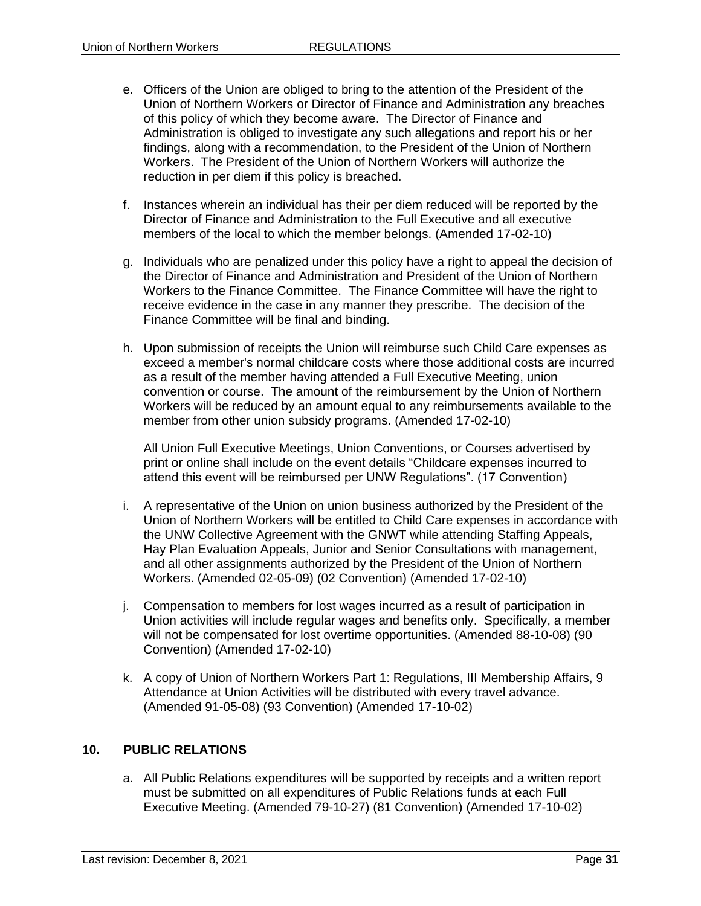e. Officers of the Union are obliged to bring to the attention of the President of the Union of Northern Workers or Director of Finance and Administration any breaches of this policy of which they become aware. The Director of Finance and Administration is obliged to investigate any such allegations and report his or her findings, along with a recommendation, to the President of the Union of Northern Workers. The President of the Union of Northern Workers will authorize the reduction in per diem if this policy is breached.

f. Instances wherein an individual has their per diem reduced will be reported by the Director of Finance and Administration to the Full Executive and all executive members of the local to which the member belongs. (Amended 17-02-10)

g. Individuals who are penalized under this policy have a right to appeal the decision of the Director of Finance and Administration and President of the Union of Northern Workers to the Finance Committee. The Finance Committee will have the right to receive evidence in the case in any manner they prescribe. The decision of the Finance Committee will be final and binding.

h. Upon submission of receipts the Union will reimburse such Child Care expenses as exceed a member's normal childcare costs where those additional costs are incurred as a result of the member having attended a Full Executive Meeting, union convention or course. The amount of the reimbursement by the Union of Northern Workers will be reduced by an amount equal to any reimbursements available to the member from other union subsidy programs. (Amended 17-02-10)

   All Union Full Executive Meetings, Union Conventions, or Courses advertised by print or online shall include on the event details "Childcare expenses incurred to attend this event will be reimbursed per UNW Regulations". (17 Convention)

i. A representative of the Union on union business authorized by the President of the Union of Northern Workers will be entitled to Child Care expenses in accordance with the UNW Collective Agreement with the GNWT while attending Staffing Appeals, Hay Plan Evaluation Appeals, Junior and Senior Consultations with management, and all other assignments authorized by the President of the Union of Northern Workers. (Amended 02-05-09) (02 Convention) (Amended 17-02-10)

j. Compensation to members for lost wages incurred as a result of participation in Union activities will include regular wages and benefits only. Specifically, a member will not be compensated for lost overtime opportunities. (Amended 88-10-08) (90 Convention) (Amended 17-02-10)

k. A copy of Union of Northern Workers Part 1: Regulations, III Membership Affairs, 9 Attendance at Union Activities will be distributed with every travel advance. (Amended 91-05-08) (93 Convention) (Amended 17-10-02)

## 10. PUBLIC RELATIONS

a. All Public Relations expenditures will be supported by receipts and a written report must be submitted on all expenditures of Public Relations funds at each Full Executive Meeting. (Amended 79-10-27) (81 Convention) (Amended 17-10-02)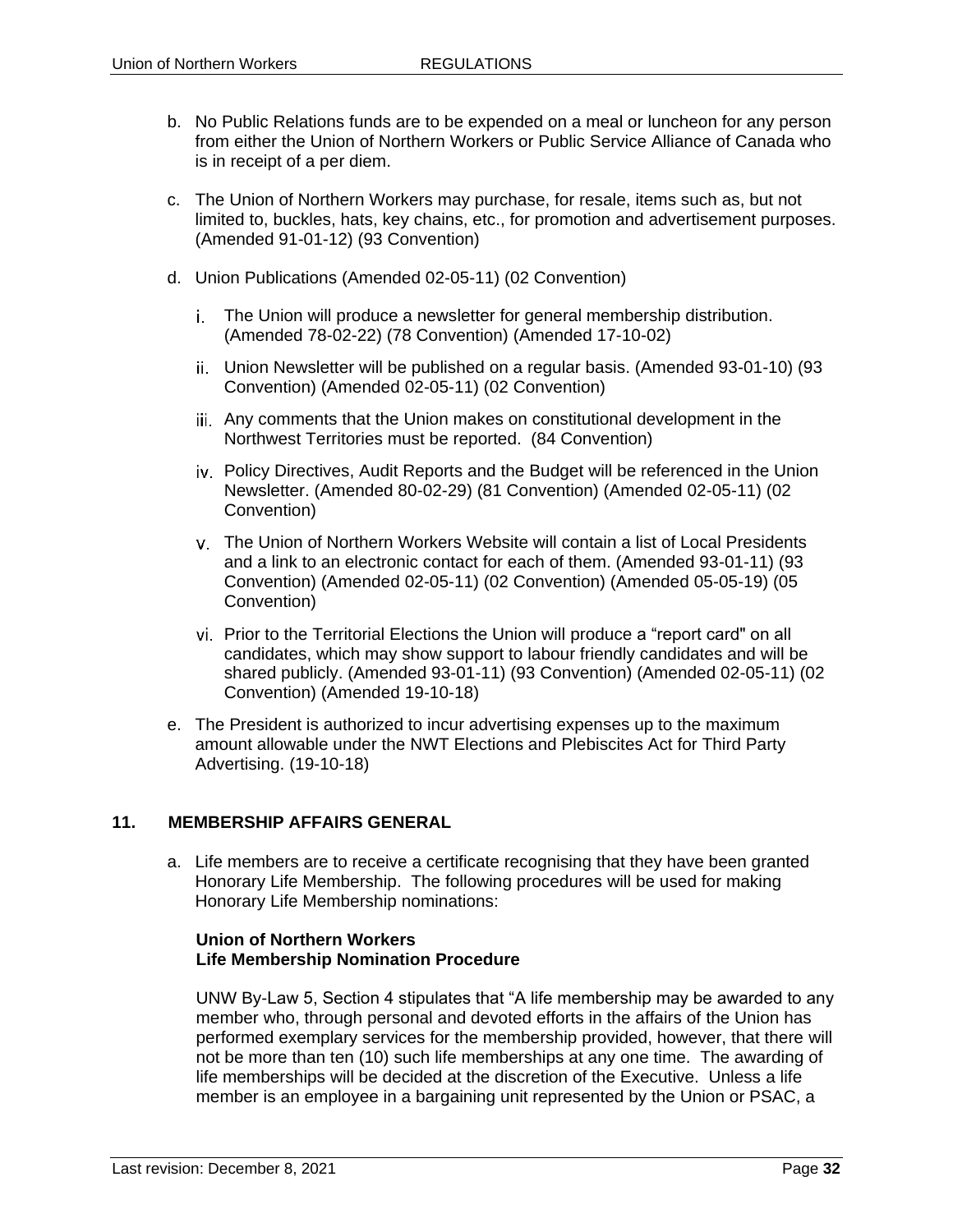b. No Public Relations funds are to be expended on a meal or luncheon for any person from either the Union of Northern Workers or Public Service Alliance of Canada who is in receipt of a per diem.

c. The Union of Northern Workers may purchase, for resale, items such as, but not limited to, buckles, hats, key chains, etc., for promotion and advertisement purposes. (Amended 91-01-12) (93 Convention)

d. Union Publications (Amended 02-05-11) (02 Convention)

   i. The Union will produce a newsletter for general membership distribution. (Amended 78-02-22) (78 Convention) (Amended 17-10-02)

   ii. Union Newsletter will be published on a regular basis. (Amended 93-01-10) (93 Convention) (Amended 02-05-11) (02 Convention)

   iii. Any comments that the Union makes on constitutional development in the Northwest Territories must be reported. (84 Convention)

   iv. Policy Directives, Audit Reports and the Budget will be referenced in the Union Newsletter. (Amended 80-02-29) (81 Convention) (Amended 02-05-11) (02 Convention)

   v. The Union of Northern Workers Website will contain a list of Local Presidents and a link to an electronic contact for each of them. (Amended 93-01-11) (93 Convention) (Amended 02-05-11) (02 Convention) (Amended 05-05-19) (05 Convention)

   vi. Prior to the Territorial Elections the Union will produce a "report card" on all candidates, which may show support to labour friendly candidates and will be shared publicly. (Amended 93-01-11) (93 Convention) (Amended 02-05-11) (02 Convention) (Amended 19-10-18)

e. The President is authorized to incur advertising expenses up to the maximum amount allowable under the NWT Elections and Plebiscites Act for Third Party Advertising. (19-10-18)

## 11. MEMBERSHIP AFFAIRS GENERAL

a. Life members are to receive a certificate recognising that they have been granted Honorary Life Membership. The following procedures will be used for making Honorary Life Membership nominations:

   **Union of Northern Workers**
   **Life Membership Nomination Procedure**

   UNW By-Law 5, Section 4 stipulates that "A life membership may be awarded to any member who, through personal and devoted efforts in the affairs of the Union has performed exemplary services for the membership provided, however, that there will not be more than ten (10) such life memberships at any one time. The awarding of life memberships will be decided at the discretion of the Executive. Unless a life member is an employee in a bargaining unit represented by the Union or PSAC, a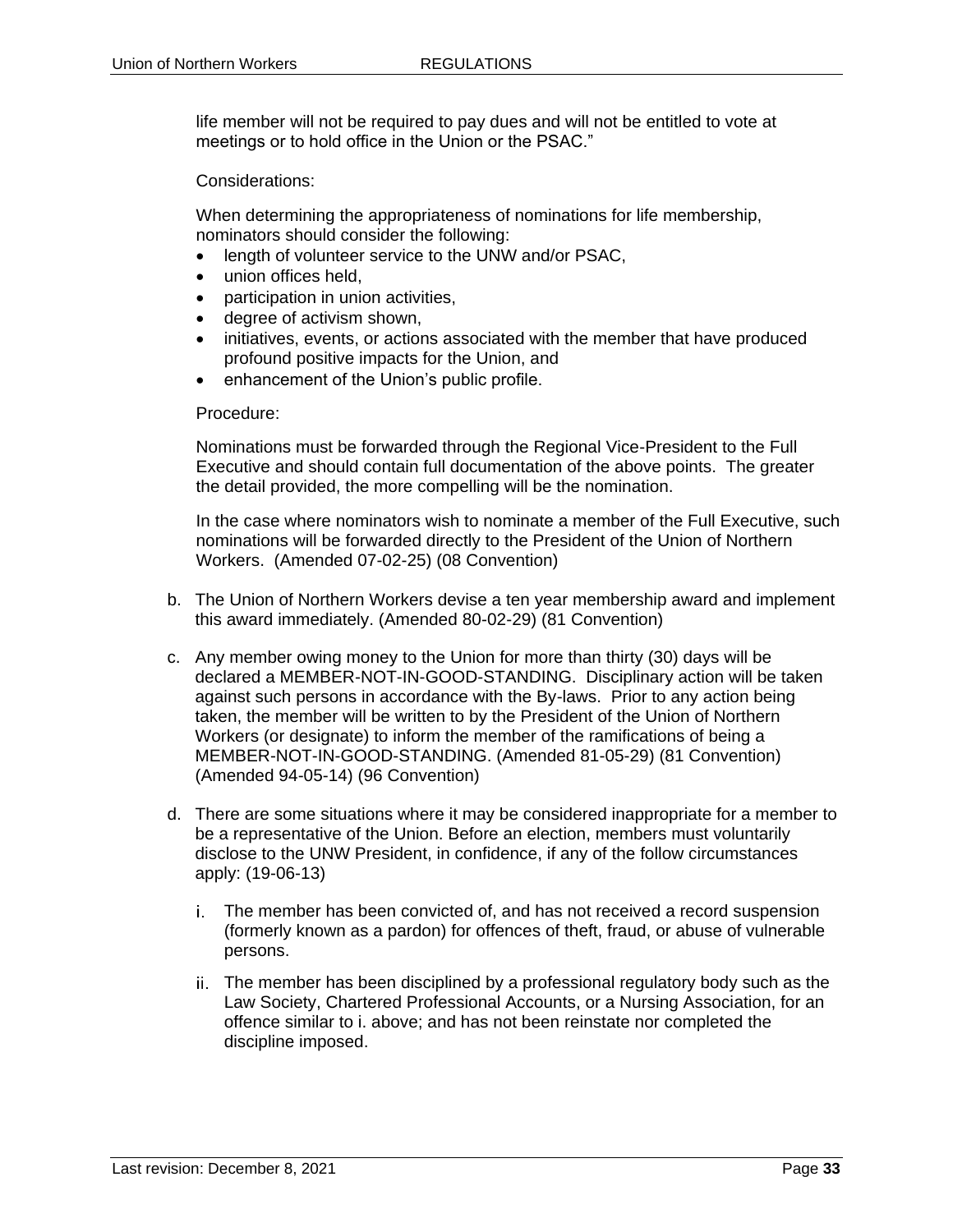life member will not be required to pay dues and will not be entitled to vote at meetings or to hold office in the Union or the PSAC."

Considerations:

When determining the appropriateness of nominations for life membership, nominators should consider the following:

- length of volunteer service to the UNW and/or PSAC,
- union offices held,
- participation in union activities,
- degree of activism shown,
- initiatives, events, or actions associated with the member that have produced profound positive impacts for the Union, and
- enhancement of the Union's public profile.

Procedure:

Nominations must be forwarded through the Regional Vice-President to the Full Executive and should contain full documentation of the above points. The greater the detail provided, the more compelling will be the nomination.

In the case where nominators wish to nominate a member of the Full Executive, such nominations will be forwarded directly to the President of the Union of Northern Workers. (Amended 07-02-25) (08 Convention)

b. The Union of Northern Workers devise a ten year membership award and implement this award immediately. (Amended 80-02-29) (81 Convention)

c. Any member owing money to the Union for more than thirty (30) days will be declared a MEMBER-NOT-IN-GOOD-STANDING. Disciplinary action will be taken against such persons in accordance with the By-laws. Prior to any action being taken, the member will be written to by the President of the Union of Northern Workers (or designate) to inform the member of the ramifications of being a MEMBER-NOT-IN-GOOD-STANDING. (Amended 81-05-29) (81 Convention) (Amended 94-05-14) (96 Convention)

d. There are some situations where it may be considered inappropriate for a member to be a representative of the Union. Before an election, members must voluntarily disclose to the UNW President, in confidence, if any of the follow circumstances apply: (19-06-13)

   i. The member has been convicted of, and has not received a record suspension (formerly known as a pardon) for offences of theft, fraud, or abuse of vulnerable persons.

   ii. The member has been disciplined by a professional regulatory body such as the Law Society, Chartered Professional Accounts, or a Nursing Association, for an offence similar to i. above; and has not been reinstate nor completed the discipline imposed.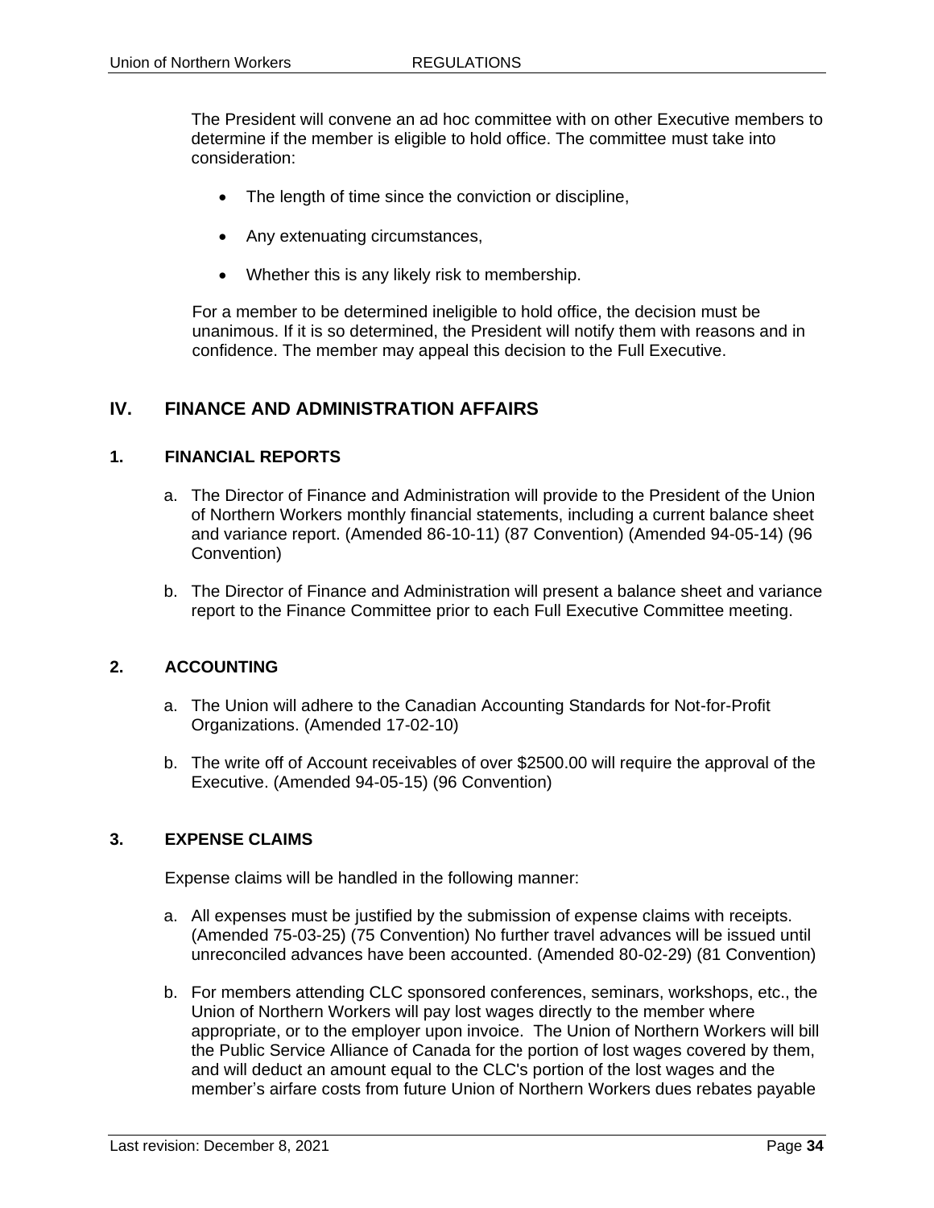The President will convene an ad hoc committee with on other Executive members to determine if the member is eligible to hold office. The committee must take into consideration:

- The length of time since the conviction or discipline,
- Any extenuating circumstances,
- Whether this is any likely risk to membership.

For a member to be determined ineligible to hold office, the decision must be unanimous. If it is so determined, the President will notify them with reasons and in confidence. The member may appeal this decision to the Full Executive.

## IV. FINANCE AND ADMINISTRATION AFFAIRS

### 1. FINANCIAL REPORTS

a. The Director of Finance and Administration will provide to the President of the Union of Northern Workers monthly financial statements, including a current balance sheet and variance report. (Amended 86-10-11) (87 Convention) (Amended 94-05-14) (96 Convention)

b. The Director of Finance and Administration will present a balance sheet and variance report to the Finance Committee prior to each Full Executive Committee meeting.

### 2. ACCOUNTING

a. The Union will adhere to the Canadian Accounting Standards for Not-for-Profit Organizations. (Amended 17-02-10)

b. The write off of Account receivables of over $2500.00 will require the approval of the Executive. (Amended 94-05-15) (96 Convention)

### 3. EXPENSE CLAIMS

Expense claims will be handled in the following manner:

a. All expenses must be justified by the submission of expense claims with receipts. (Amended 75-03-25) (75 Convention) No further travel advances will be issued until unreconciled advances have been accounted. (Amended 80-02-29) (81 Convention)

b. For members attending CLC sponsored conferences, seminars, workshops, etc., the Union of Northern Workers will pay lost wages directly to the member where appropriate, or to the employer upon invoice. The Union of Northern Workers will bill the Public Service Alliance of Canada for the portion of lost wages covered by them, and will deduct an amount equal to the CLC's portion of the lost wages and the member's airfare costs from future Union of Northern Workers dues rebates payable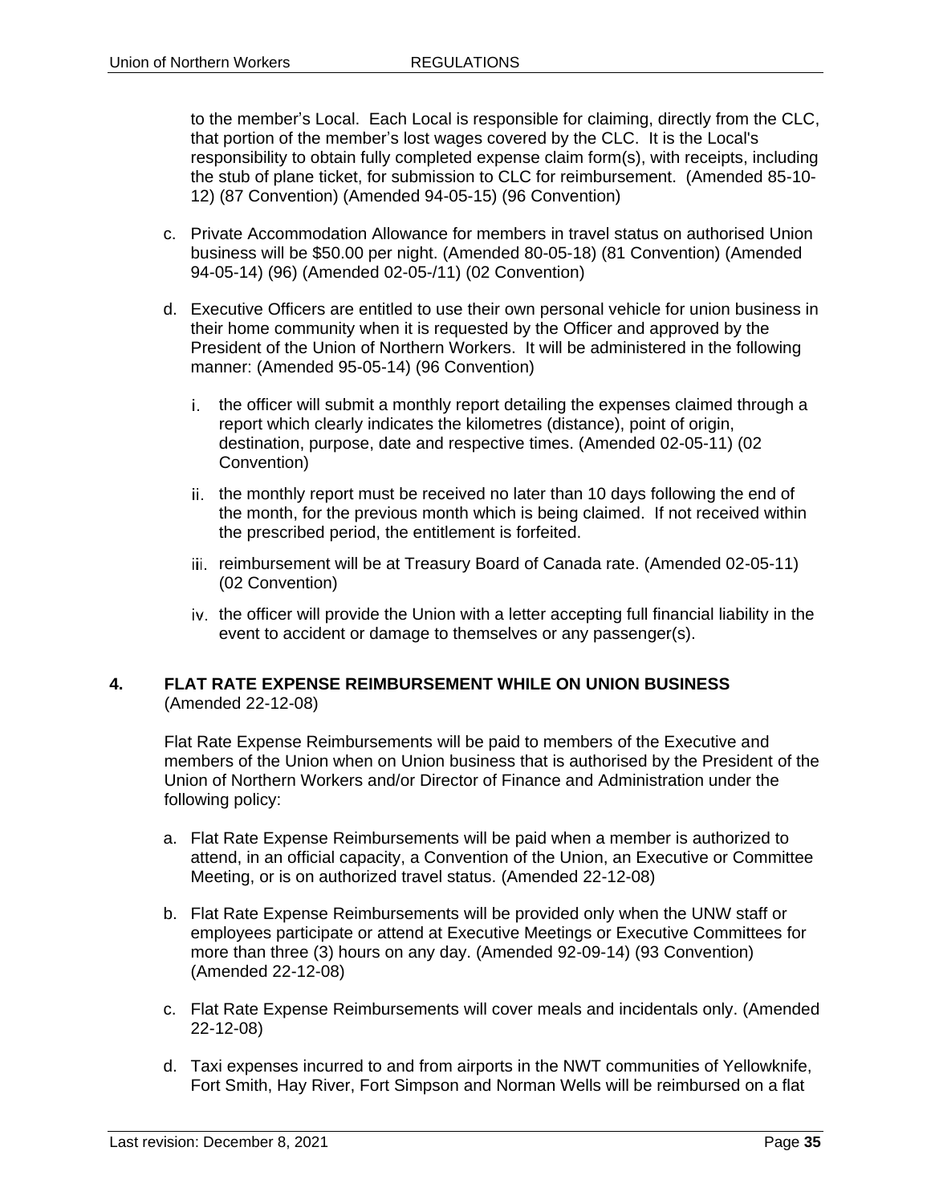to the member's Local. Each Local is responsible for claiming, directly from the CLC, that portion of the member's lost wages covered by the CLC. It is the Local's responsibility to obtain fully completed expense claim form(s), with receipts, including the stub of plane ticket, for submission to CLC for reimbursement. (Amended 85-10-12) (87 Convention) (Amended 94-05-15) (96 Convention)

c. Private Accommodation Allowance for members in travel status on authorised Union business will be $50.00 per night. (Amended 80-05-18) (81 Convention) (Amended 94-05-14) (96) (Amended 02-05-/11) (02 Convention)

d. Executive Officers are entitled to use their own personal vehicle for union business in their home community when it is requested by the Officer and approved by the President of the Union of Northern Workers. It will be administered in the following manner: (Amended 95-05-14) (96 Convention)

   i. the officer will submit a monthly report detailing the expenses claimed through a report which clearly indicates the kilometres (distance), point of origin, destination, purpose, date and respective times. (Amended 02-05-11) (02 Convention)

   ii. the monthly report must be received no later than 10 days following the end of the month, for the previous month which is being claimed. If not received within the prescribed period, the entitlement is forfeited.

   iii. reimbursement will be at Treasury Board of Canada rate. (Amended 02-05-11) (02 Convention)

   iv. the officer will provide the Union with a letter accepting full financial liability in the event to accident or damage to themselves or any passenger(s).

## 4. FLAT RATE EXPENSE REIMBURSEMENT WHILE ON UNION BUSINESS

(Amended 22-12-08)

Flat Rate Expense Reimbursements will be paid to members of the Executive and members of the Union when on Union business that is authorised by the President of the Union of Northern Workers and/or Director of Finance and Administration under the following policy:

a. Flat Rate Expense Reimbursements will be paid when a member is authorized to attend, in an official capacity, a Convention of the Union, an Executive or Committee Meeting, or is on authorized travel status. (Amended 22-12-08)

b. Flat Rate Expense Reimbursements will be provided only when the UNW staff or employees participate or attend at Executive Meetings or Executive Committees for more than three (3) hours on any day. (Amended 92-09-14) (93 Convention) (Amended 22-12-08)

c. Flat Rate Expense Reimbursements will cover meals and incidentals only. (Amended 22-12-08)

d. Taxi expenses incurred to and from airports in the NWT communities of Yellowknife, Fort Smith, Hay River, Fort Simpson and Norman Wells will be reimbursed on a flat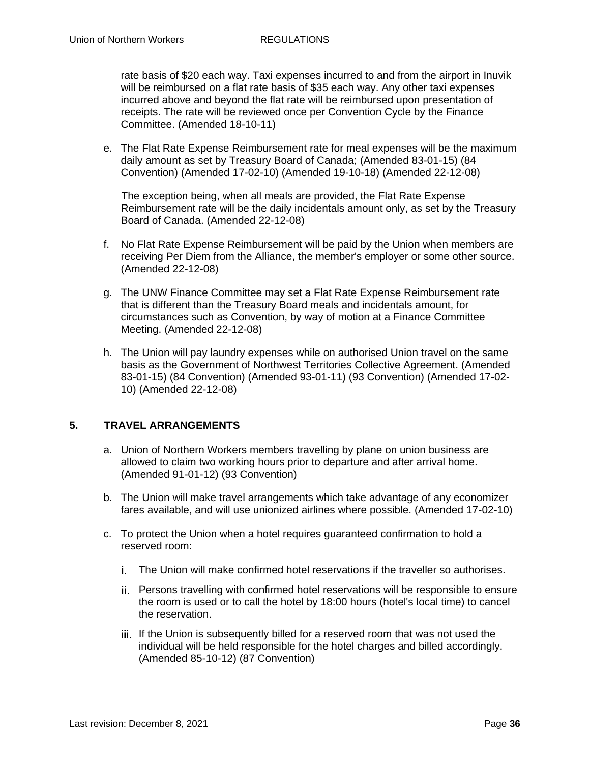rate basis of $20 each way. Taxi expenses incurred to and from the airport in Inuvik will be reimbursed on a flat rate basis of $35 each way. Any other taxi expenses incurred above and beyond the flat rate will be reimbursed upon presentation of receipts. The rate will be reviewed once per Convention Cycle by the Finance Committee. (Amended 18-10-11)

e. The Flat Rate Expense Reimbursement rate for meal expenses will be the maximum daily amount as set by Treasury Board of Canada; (Amended 83-01-15) (84 Convention) (Amended 17-02-10) (Amended 19-10-18) (Amended 22-12-08)

   The exception being, when all meals are provided, the Flat Rate Expense Reimbursement rate will be the daily incidentals amount only, as set by the Treasury Board of Canada. (Amended 22-12-08)

f. No Flat Rate Expense Reimbursement will be paid by the Union when members are receiving Per Diem from the Alliance, the member's employer or some other source. (Amended 22-12-08)

g. The UNW Finance Committee may set a Flat Rate Expense Reimbursement rate that is different than the Treasury Board meals and incidentals amount, for circumstances such as Convention, by way of motion at a Finance Committee Meeting. (Amended 22-12-08)

h. The Union will pay laundry expenses while on authorised Union travel on the same basis as the Government of Northwest Territories Collective Agreement. (Amended 83-01-15) (84 Convention) (Amended 93-01-11) (93 Convention) (Amended 17-02-10) (Amended 22-12-08)

## 5. TRAVEL ARRANGEMENTS

a. Union of Northern Workers members travelling by plane on union business are allowed to claim two working hours prior to departure and after arrival home. (Amended 91-01-12) (93 Convention)

b. The Union will make travel arrangements which take advantage of any economizer fares available, and will use unionized airlines where possible. (Amended 17-02-10)

c. To protect the Union when a hotel requires guaranteed confirmation to hold a reserved room:

   i. The Union will make confirmed hotel reservations if the traveller so authorises.

   ii. Persons travelling with confirmed hotel reservations will be responsible to ensure the room is used or to call the hotel by 18:00 hours (hotel's local time) to cancel the reservation.

   iii. If the Union is subsequently billed for a reserved room that was not used the individual will be held responsible for the hotel charges and billed accordingly. (Amended 85-10-12) (87 Convention)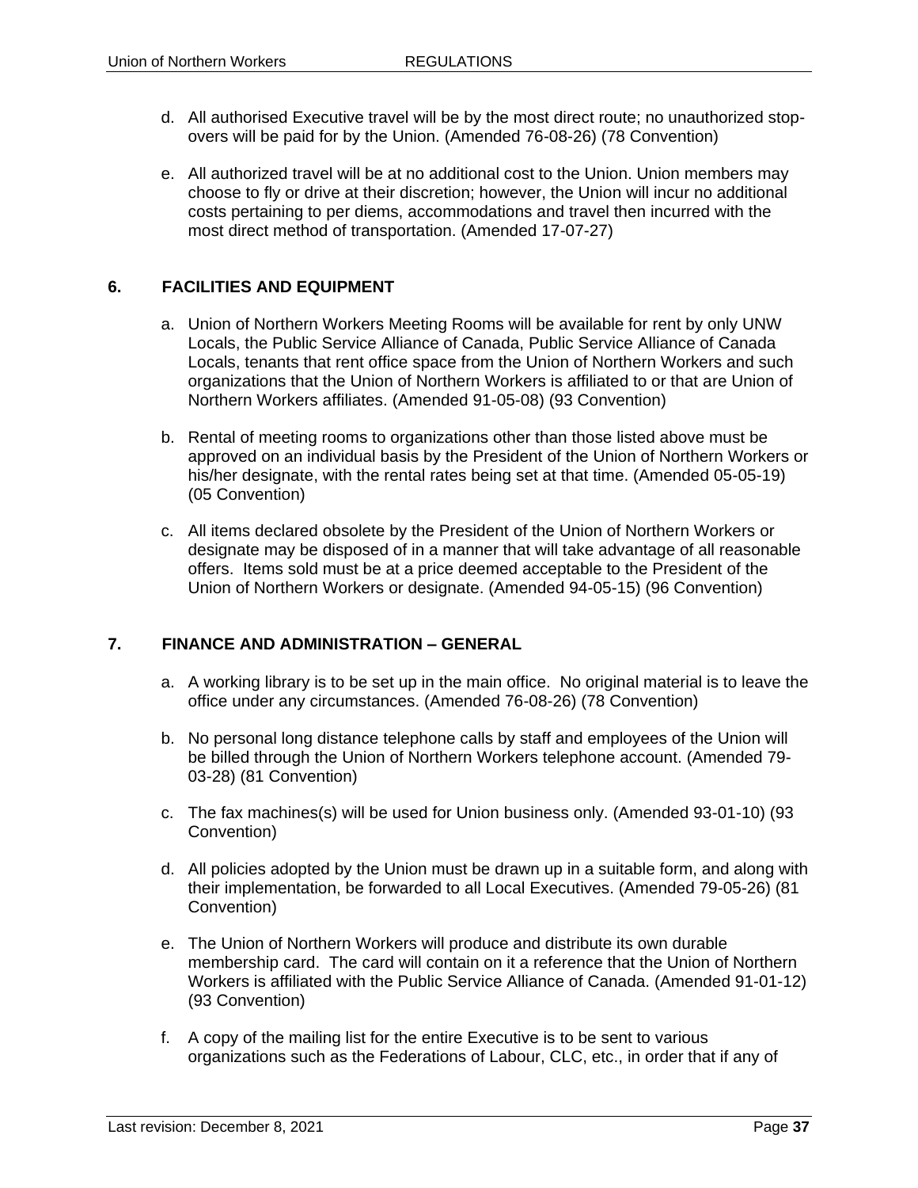d. All authorised Executive travel will be by the most direct route; no unauthorized stop-overs will be paid for by the Union. (Amended 76-08-26) (78 Convention)

e. All authorized travel will be at no additional cost to the Union. Union members may choose to fly or drive at their discretion; however, the Union will incur no additional costs pertaining to per diems, accommodations and travel then incurred with the most direct method of transportation. (Amended 17-07-27)

## 6. FACILITIES AND EQUIPMENT

a. Union of Northern Workers Meeting Rooms will be available for rent by only UNW Locals, the Public Service Alliance of Canada, Public Service Alliance of Canada Locals, tenants that rent office space from the Union of Northern Workers and such organizations that the Union of Northern Workers is affiliated to or that are Union of Northern Workers affiliates. (Amended 91-05-08) (93 Convention)

b. Rental of meeting rooms to organizations other than those listed above must be approved on an individual basis by the President of the Union of Northern Workers or his/her designate, with the rental rates being set at that time. (Amended 05-05-19) (05 Convention)

c. All items declared obsolete by the President of the Union of Northern Workers or designate may be disposed of in a manner that will take advantage of all reasonable offers. Items sold must be at a price deemed acceptable to the President of the Union of Northern Workers or designate. (Amended 94-05-15) (96 Convention)

## 7. FINANCE AND ADMINISTRATION – GENERAL

a. A working library is to be set up in the main office. No original material is to leave the office under any circumstances. (Amended 76-08-26) (78 Convention)

b. No personal long distance telephone calls by staff and employees of the Union will be billed through the Union of Northern Workers telephone account. (Amended 79-03-28) (81 Convention)

c. The fax machines(s) will be used for Union business only. (Amended 93-01-10) (93 Convention)

d. All policies adopted by the Union must be drawn up in a suitable form, and along with their implementation, be forwarded to all Local Executives. (Amended 79-05-26) (81 Convention)

e. The Union of Northern Workers will produce and distribute its own durable membership card. The card will contain on it a reference that the Union of Northern Workers is affiliated with the Public Service Alliance of Canada. (Amended 91-01-12) (93 Convention)

f. A copy of the mailing list for the entire Executive is to be sent to various organizations such as the Federations of Labour, CLC, etc., in order that if any of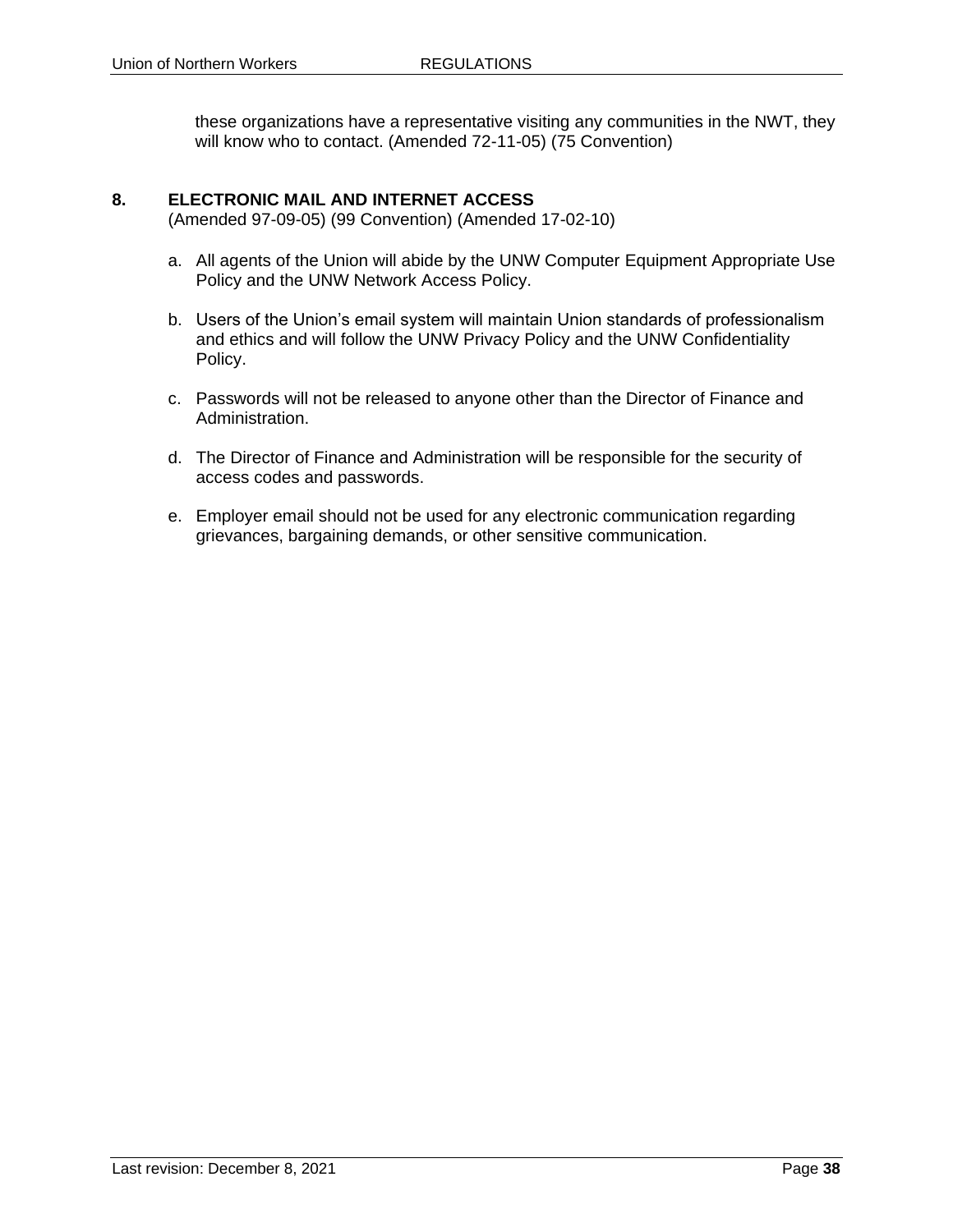these organizations have a representative visiting any communities in the NWT, they will know who to contact. (Amended 72-11-05) (75 Convention)

## 8. ELECTRONIC MAIL AND INTERNET ACCESS

(Amended 97-09-05) (99 Convention) (Amended 17-02-10)

a. All agents of the Union will abide by the UNW Computer Equipment Appropriate Use Policy and the UNW Network Access Policy.

b. Users of the Union's email system will maintain Union standards of professionalism and ethics and will follow the UNW Privacy Policy and the UNW Confidentiality Policy.

c. Passwords will not be released to anyone other than the Director of Finance and Administration.

d. The Director of Finance and Administration will be responsible for the security of access codes and passwords.

e. Employer email should not be used for any electronic communication regarding grievances, bargaining demands, or other sensitive communication.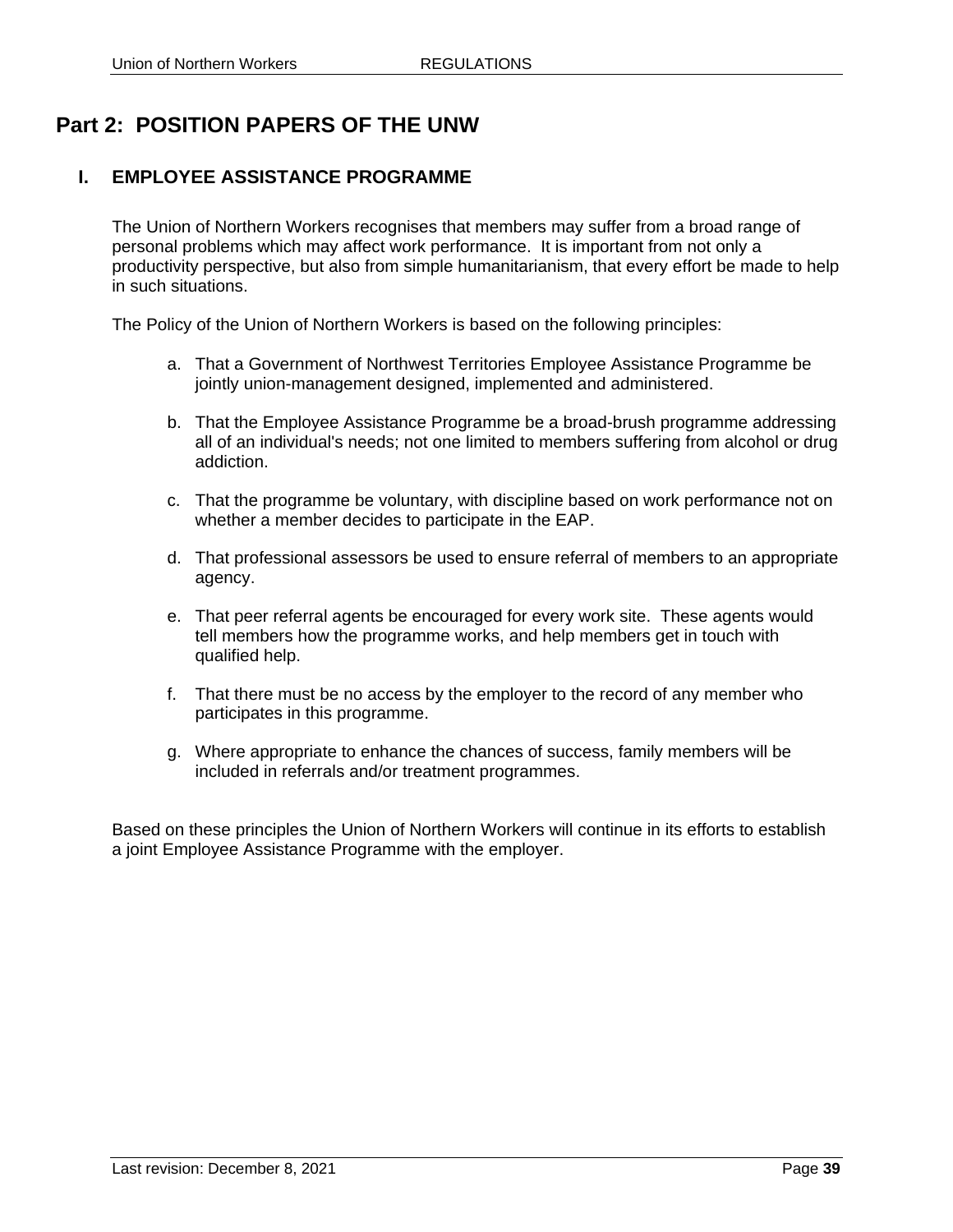# Part 2: POSITION PAPERS OF THE UNW

## I. EMPLOYEE ASSISTANCE PROGRAMME

The Union of Northern Workers recognises that members may suffer from a broad range of personal problems which may affect work performance. It is important from not only a productivity perspective, but also from simple humanitarianism, that every effort be made to help in such situations.

The Policy of the Union of Northern Workers is based on the following principles:

a. That a Government of Northwest Territories Employee Assistance Programme be jointly union-management designed, implemented and administered.

b. That the Employee Assistance Programme be a broad-brush programme addressing all of an individual's needs; not one limited to members suffering from alcohol or drug addiction.

c. That the programme be voluntary, with discipline based on work performance not on whether a member decides to participate in the EAP.

d. That professional assessors be used to ensure referral of members to an appropriate agency.

e. That peer referral agents be encouraged for every work site. These agents would tell members how the programme works, and help members get in touch with qualified help.

f. That there must be no access by the employer to the record of any member who participates in this programme.

g. Where appropriate to enhance the chances of success, family members will be included in referrals and/or treatment programmes.

Based on these principles the Union of Northern Workers will continue in its efforts to establish a joint Employee Assistance Programme with the employer.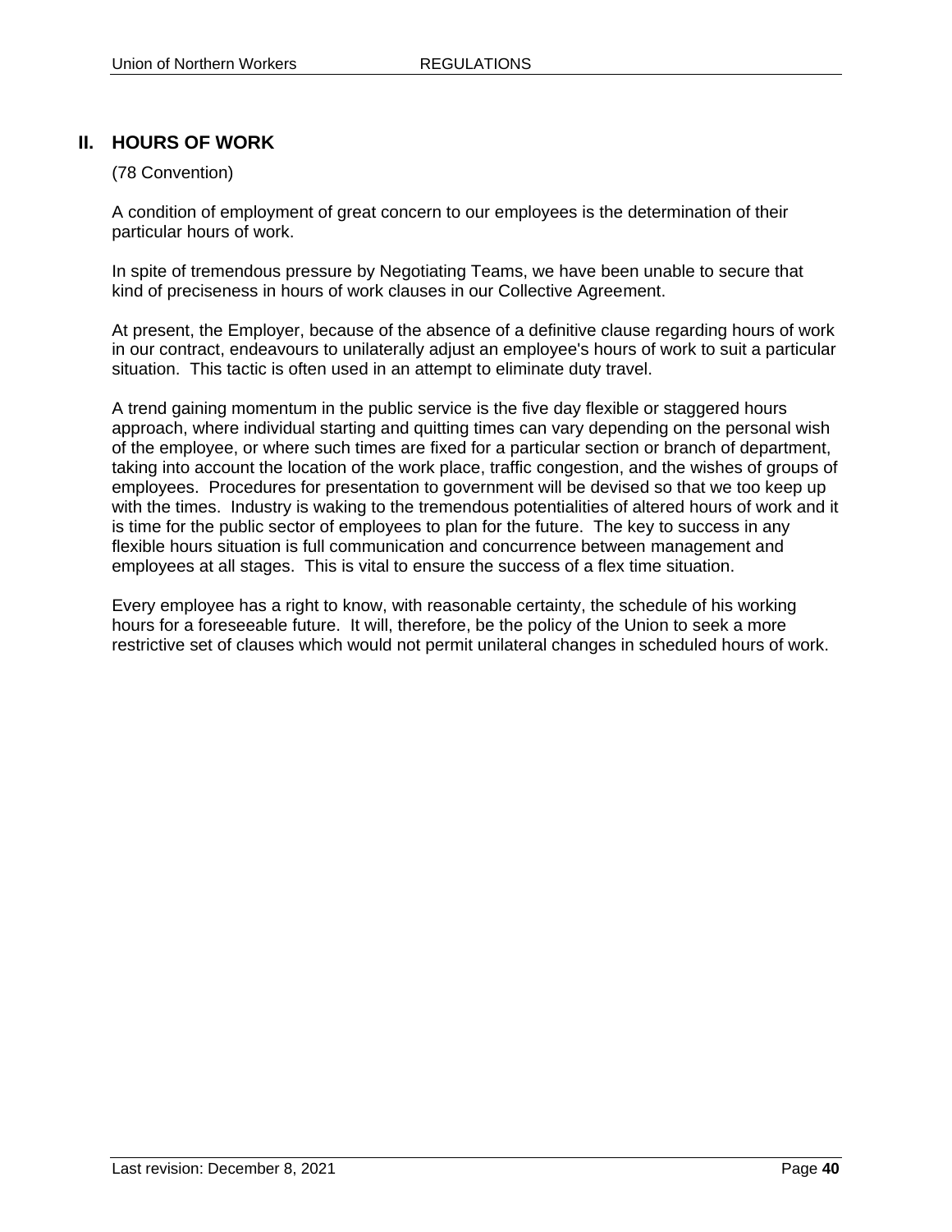## II. HOURS OF WORK

(78 Convention)

A condition of employment of great concern to our employees is the determination of their particular hours of work.

In spite of tremendous pressure by Negotiating Teams, we have been unable to secure that kind of preciseness in hours of work clauses in our Collective Agreement.

At present, the Employer, because of the absence of a definitive clause regarding hours of work in our contract, endeavours to unilaterally adjust an employee's hours of work to suit a particular situation. This tactic is often used in an attempt to eliminate duty travel.

A trend gaining momentum in the public service is the five day flexible or staggered hours approach, where individual starting and quitting times can vary depending on the personal wish of the employee, or where such times are fixed for a particular section or branch of department, taking into account the location of the work place, traffic congestion, and the wishes of groups of employees. Procedures for presentation to government will be devised so that we too keep up with the times. Industry is waking to the tremendous potentialities of altered hours of work and it is time for the public sector of employees to plan for the future. The key to success in any flexible hours situation is full communication and concurrence between management and employees at all stages. This is vital to ensure the success of a flex time situation.

Every employee has a right to know, with reasonable certainty, the schedule of his working hours for a foreseeable future. It will, therefore, be the policy of the Union to seek a more restrictive set of clauses which would not permit unilateral changes in scheduled hours of work.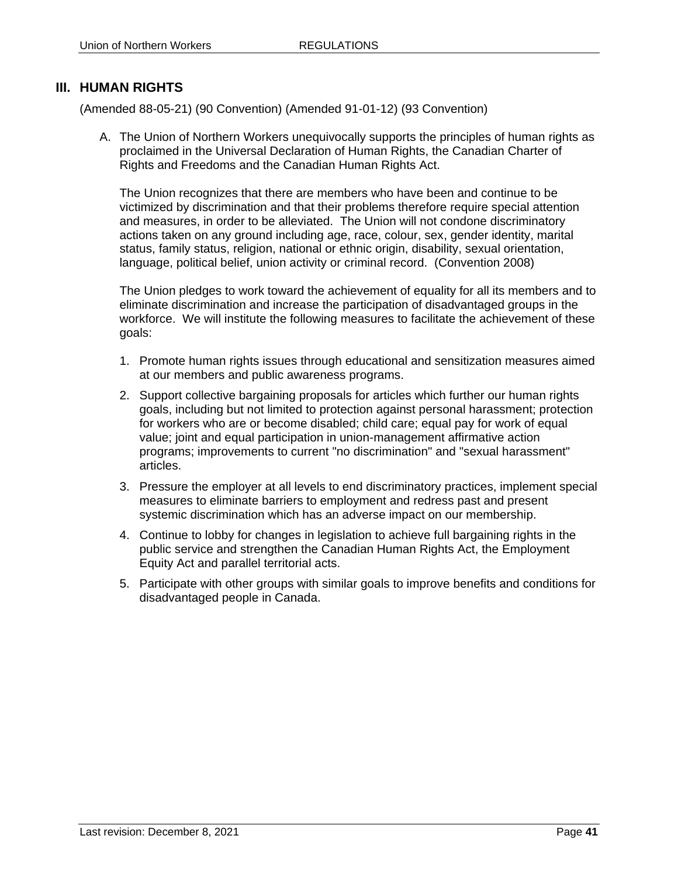## III. HUMAN RIGHTS

(Amended 88-05-21) (90 Convention) (Amended 91-01-12) (93 Convention)

A. The Union of Northern Workers unequivocally supports the principles of human rights as proclaimed in the Universal Declaration of Human Rights, the Canadian Charter of Rights and Freedoms and the Canadian Human Rights Act.

   The Union recognizes that there are members who have been and continue to be victimized by discrimination and that their problems therefore require special attention and measures, in order to be alleviated. The Union will not condone discriminatory actions taken on any ground including age, race, colour, sex, gender identity, marital status, family status, religion, national or ethnic origin, disability, sexual orientation, language, political belief, union activity or criminal record. (Convention 2008)

   The Union pledges to work toward the achievement of equality for all its members and to eliminate discrimination and increase the participation of disadvantaged groups in the workforce. We will institute the following measures to facilitate the achievement of these goals:

   1. Promote human rights issues through educational and sensitization measures aimed at our members and public awareness programs.
   2. Support collective bargaining proposals for articles which further our human rights goals, including but not limited to protection against personal harassment; protection for workers who are or become disabled; child care; equal pay for work of equal value; joint and equal participation in union-management affirmative action programs; improvements to current "no discrimination" and "sexual harassment" articles.
   3. Pressure the employer at all levels to end discriminatory practices, implement special measures to eliminate barriers to employment and redress past and present systemic discrimination which has an adverse impact on our membership.
   4. Continue to lobby for changes in legislation to achieve full bargaining rights in the public service and strengthen the Canadian Human Rights Act, the Employment Equity Act and parallel territorial acts.
   5. Participate with other groups with similar goals to improve benefits and conditions for disadvantaged people in Canada.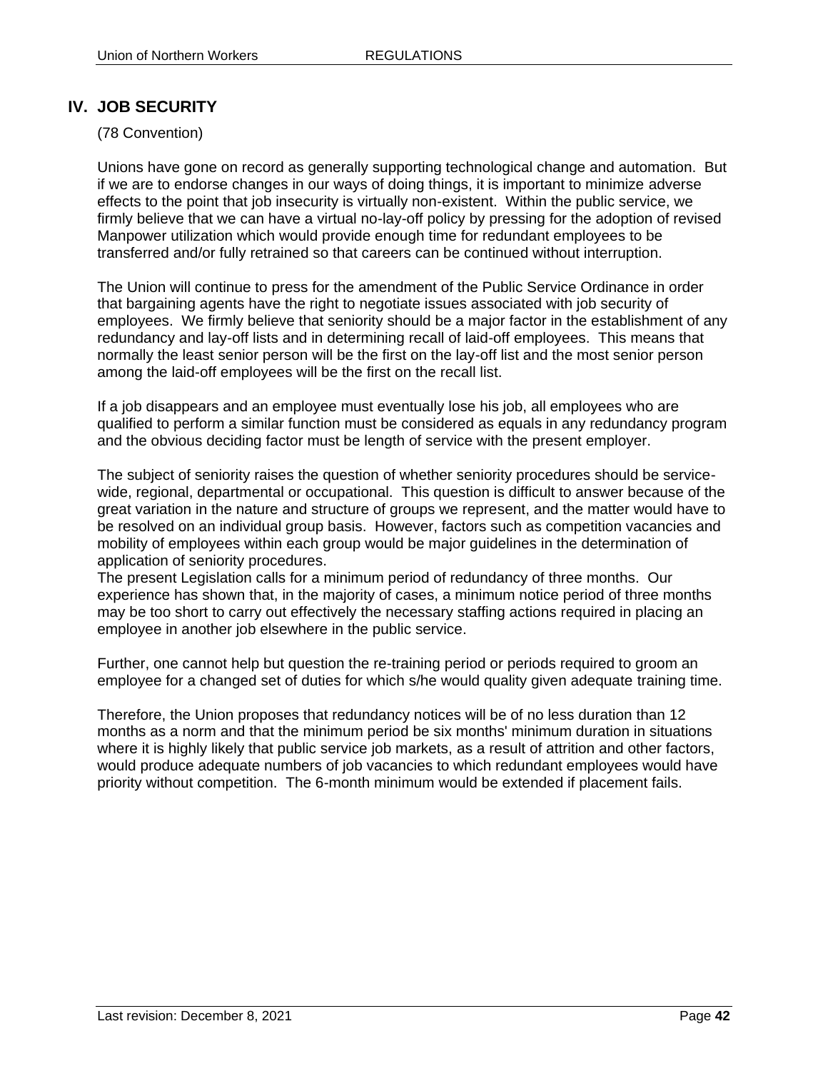## IV. JOB SECURITY

(78 Convention)

Unions have gone on record as generally supporting technological change and automation. But if we are to endorse changes in our ways of doing things, it is important to minimize adverse effects to the point that job insecurity is virtually non-existent. Within the public service, we firmly believe that we can have a virtual no-lay-off policy by pressing for the adoption of revised Manpower utilization which would provide enough time for redundant employees to be transferred and/or fully retrained so that careers can be continued without interruption.

The Union will continue to press for the amendment of the Public Service Ordinance in order that bargaining agents have the right to negotiate issues associated with job security of employees. We firmly believe that seniority should be a major factor in the establishment of any redundancy and lay-off lists and in determining recall of laid-off employees. This means that normally the least senior person will be the first on the lay-off list and the most senior person among the laid-off employees will be the first on the recall list.

If a job disappears and an employee must eventually lose his job, all employees who are qualified to perform a similar function must be considered as equals in any redundancy program and the obvious deciding factor must be length of service with the present employer.

The subject of seniority raises the question of whether seniority procedures should be service-wide, regional, departmental or occupational. This question is difficult to answer because of the great variation in the nature and structure of groups we represent, and the matter would have to be resolved on an individual group basis. However, factors such as competition vacancies and mobility of employees within each group would be major guidelines in the determination of application of seniority procedures.
The present Legislation calls for a minimum period of redundancy of three months. Our experience has shown that, in the majority of cases, a minimum notice period of three months may be too short to carry out effectively the necessary staffing actions required in placing an employee in another job elsewhere in the public service.

Further, one cannot help but question the re-training period or periods required to groom an employee for a changed set of duties for which s/he would quality given adequate training time.

Therefore, the Union proposes that redundancy notices will be of no less duration than 12 months as a norm and that the minimum period be six months' minimum duration in situations where it is highly likely that public service job markets, as a result of attrition and other factors, would produce adequate numbers of job vacancies to which redundant employees would have priority without competition. The 6-month minimum would be extended if placement fails.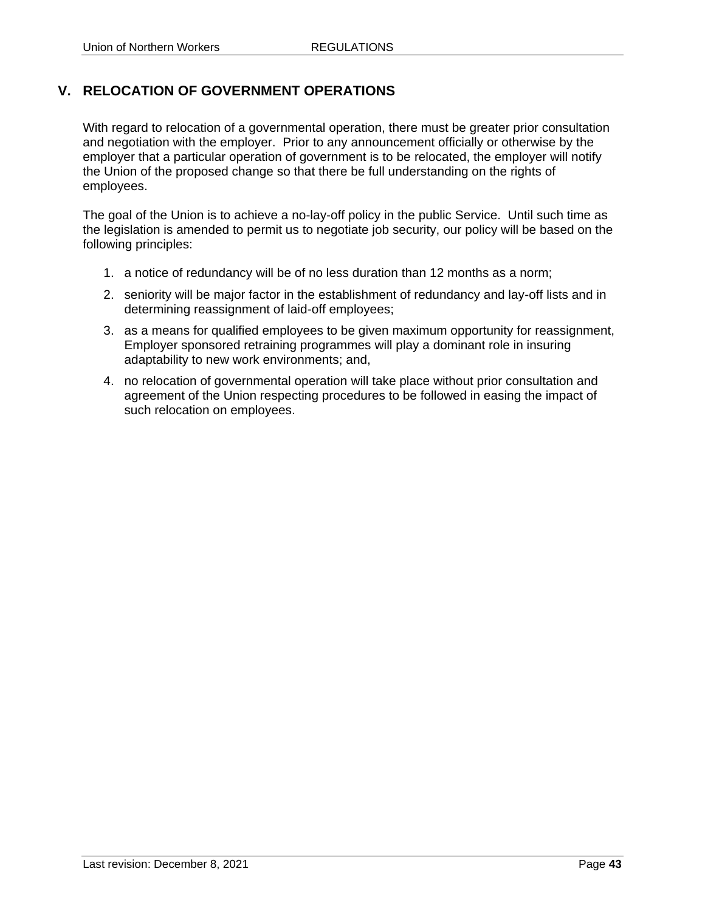## V. RELOCATION OF GOVERNMENT OPERATIONS

With regard to relocation of a governmental operation, there must be greater prior consultation and negotiation with the employer. Prior to any announcement officially or otherwise by the employer that a particular operation of government is to be relocated, the employer will notify the Union of the proposed change so that there be full understanding on the rights of employees.

The goal of the Union is to achieve a no-lay-off policy in the public Service. Until such time as the legislation is amended to permit us to negotiate job security, our policy will be based on the following principles:

1. a notice of redundancy will be of no less duration than 12 months as a norm;
2. seniority will be major factor in the establishment of redundancy and lay-off lists and in determining reassignment of laid-off employees;
3. as a means for qualified employees to be given maximum opportunity for reassignment, Employer sponsored retraining programmes will play a dominant role in insuring adaptability to new work environments; and,
4. no relocation of governmental operation will take place without prior consultation and agreement of the Union respecting procedures to be followed in easing the impact of such relocation on employees.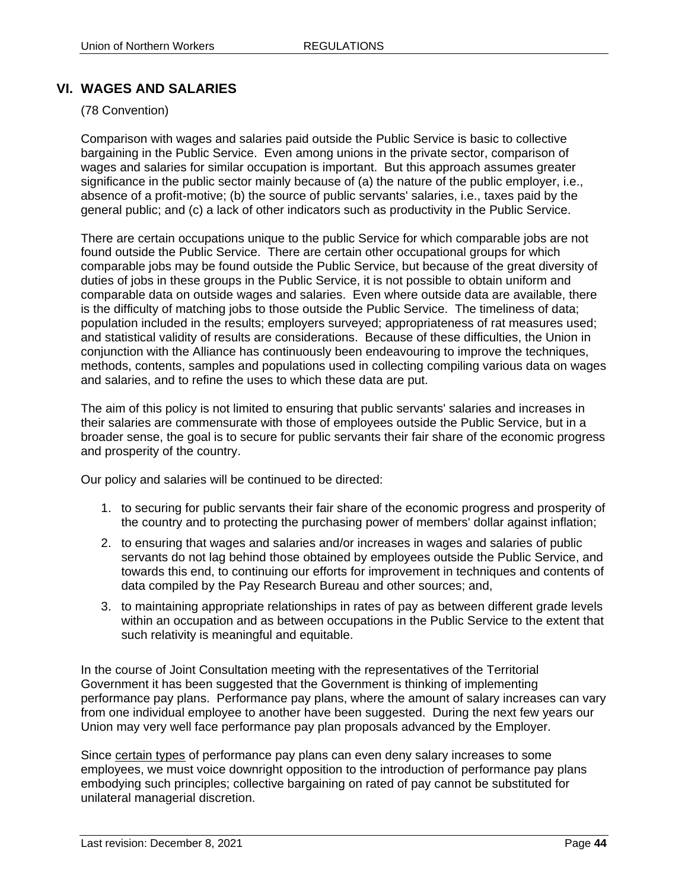## VI. WAGES AND SALARIES

(78 Convention)

Comparison with wages and salaries paid outside the Public Service is basic to collective bargaining in the Public Service. Even among unions in the private sector, comparison of wages and salaries for similar occupation is important. But this approach assumes greater significance in the public sector mainly because of (a) the nature of the public employer, i.e., absence of a profit-motive; (b) the source of public servants' salaries, i.e., taxes paid by the general public; and (c) a lack of other indicators such as productivity in the Public Service.

There are certain occupations unique to the public Service for which comparable jobs are not found outside the Public Service. There are certain other occupational groups for which comparable jobs may be found outside the Public Service, but because of the great diversity of duties of jobs in these groups in the Public Service, it is not possible to obtain uniform and comparable data on outside wages and salaries. Even where outside data are available, there is the difficulty of matching jobs to those outside the Public Service. The timeliness of data; population included in the results; employers surveyed; appropriateness of rat measures used; and statistical validity of results are considerations. Because of these difficulties, the Union in conjunction with the Alliance has continuously been endeavouring to improve the techniques, methods, contents, samples and populations used in collecting compiling various data on wages and salaries, and to refine the uses to which these data are put.

The aim of this policy is not limited to ensuring that public servants' salaries and increases in their salaries are commensurate with those of employees outside the Public Service, but in a broader sense, the goal is to secure for public servants their fair share of the economic progress and prosperity of the country.

Our policy and salaries will be continued to be directed:

1. to securing for public servants their fair share of the economic progress and prosperity of the country and to protecting the purchasing power of members' dollar against inflation;
2. to ensuring that wages and salaries and/or increases in wages and salaries of public servants do not lag behind those obtained by employees outside the Public Service, and towards this end, to continuing our efforts for improvement in techniques and contents of data compiled by the Pay Research Bureau and other sources; and,
3. to maintaining appropriate relationships in rates of pay as between different grade levels within an occupation and as between occupations in the Public Service to the extent that such relativity is meaningful and equitable.

In the course of Joint Consultation meeting with the representatives of the Territorial Government it has been suggested that the Government is thinking of implementing performance pay plans. Performance pay plans, where the amount of salary increases can vary from one individual employee to another have been suggested. During the next few years our Union may very well face performance pay plan proposals advanced by the Employer.

Since <u>certain types</u> of performance pay plans can even deny salary increases to some employees, we must voice downright opposition to the introduction of performance pay plans embodying such principles; collective bargaining on rated of pay cannot be substituted for unilateral managerial discretion.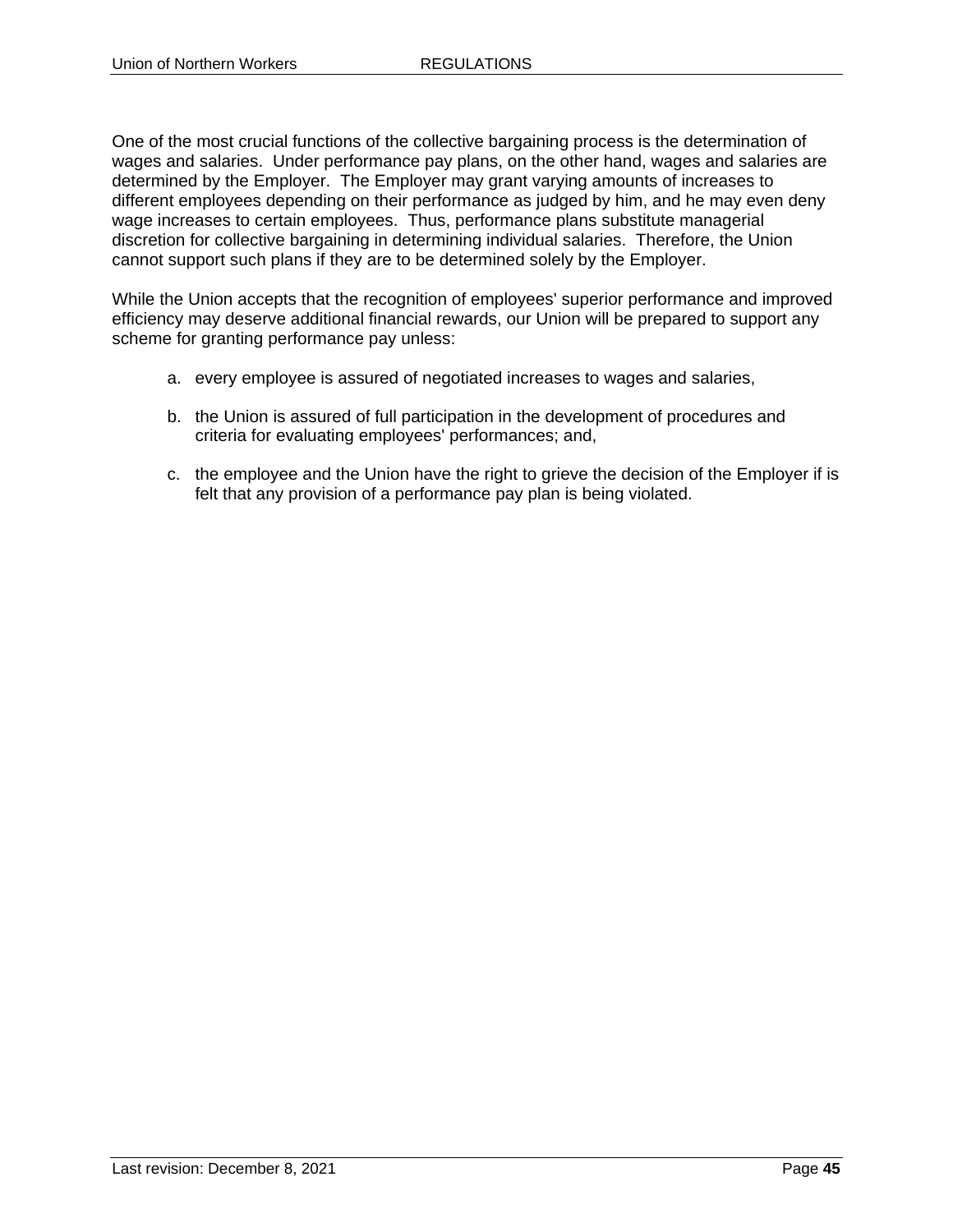One of the most crucial functions of the collective bargaining process is the determination of wages and salaries. Under performance pay plans, on the other hand, wages and salaries are determined by the Employer. The Employer may grant varying amounts of increases to different employees depending on their performance as judged by him, and he may even deny wage increases to certain employees. Thus, performance plans substitute managerial discretion for collective bargaining in determining individual salaries. Therefore, the Union cannot support such plans if they are to be determined solely by the Employer.

While the Union accepts that the recognition of employees' superior performance and improved efficiency may deserve additional financial rewards, our Union will be prepared to support any scheme for granting performance pay unless:

a. every employee is assured of negotiated increases to wages and salaries,

b. the Union is assured of full participation in the development of procedures and criteria for evaluating employees' performances; and,

c. the employee and the Union have the right to grieve the decision of the Employer if is felt that any provision of a performance pay plan is being violated.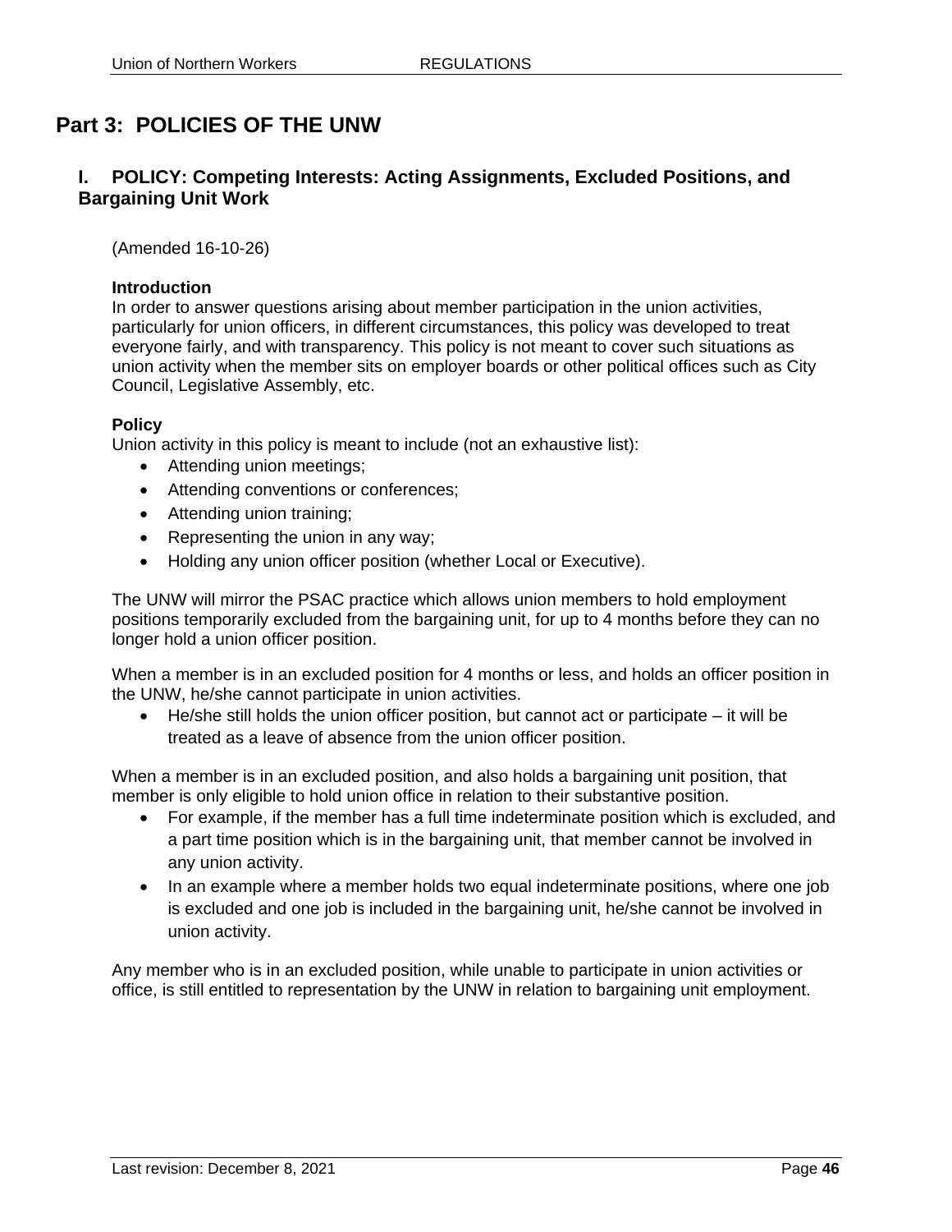# Part 3: POLICIES OF THE UNW

## I. POLICY: Competing Interests: Acting Assignments, Excluded Positions, and Bargaining Unit Work

(Amended 16-10-26)

**Introduction**
In order to answer questions arising about member participation in the union activities, particularly for union officers, in different circumstances, this policy was developed to treat everyone fairly, and with transparency. This policy is not meant to cover such situations as union activity when the member sits on employer boards or other political offices such as City Council, Legislative Assembly, etc.

**Policy**
Union activity in this policy is meant to include (not an exhaustive list):

- Attending union meetings;
- Attending conventions or conferences;
- Attending union training;
- Representing the union in any way;
- Holding any union officer position (whether Local or Executive).

The UNW will mirror the PSAC practice which allows union members to hold employment positions temporarily excluded from the bargaining unit, for up to 4 months before they can no longer hold a union officer position.

When a member is in an excluded position for 4 months or less, and holds an officer position in the UNW, he/she cannot participate in union activities.

- He/she still holds the union officer position, but cannot act or participate – it will be treated as a leave of absence from the union officer position.

When a member is in an excluded position, and also holds a bargaining unit position, that member is only eligible to hold union office in relation to their substantive position.

- For example, if the member has a full time indeterminate position which is excluded, and a part time position which is in the bargaining unit, that member cannot be involved in any union activity.
- In an example where a member holds two equal indeterminate positions, where one job is excluded and one job is included in the bargaining unit, he/she cannot be involved in union activity.

Any member who is in an excluded position, while unable to participate in union activities or office, is still entitled to representation by the UNW in relation to bargaining unit employment.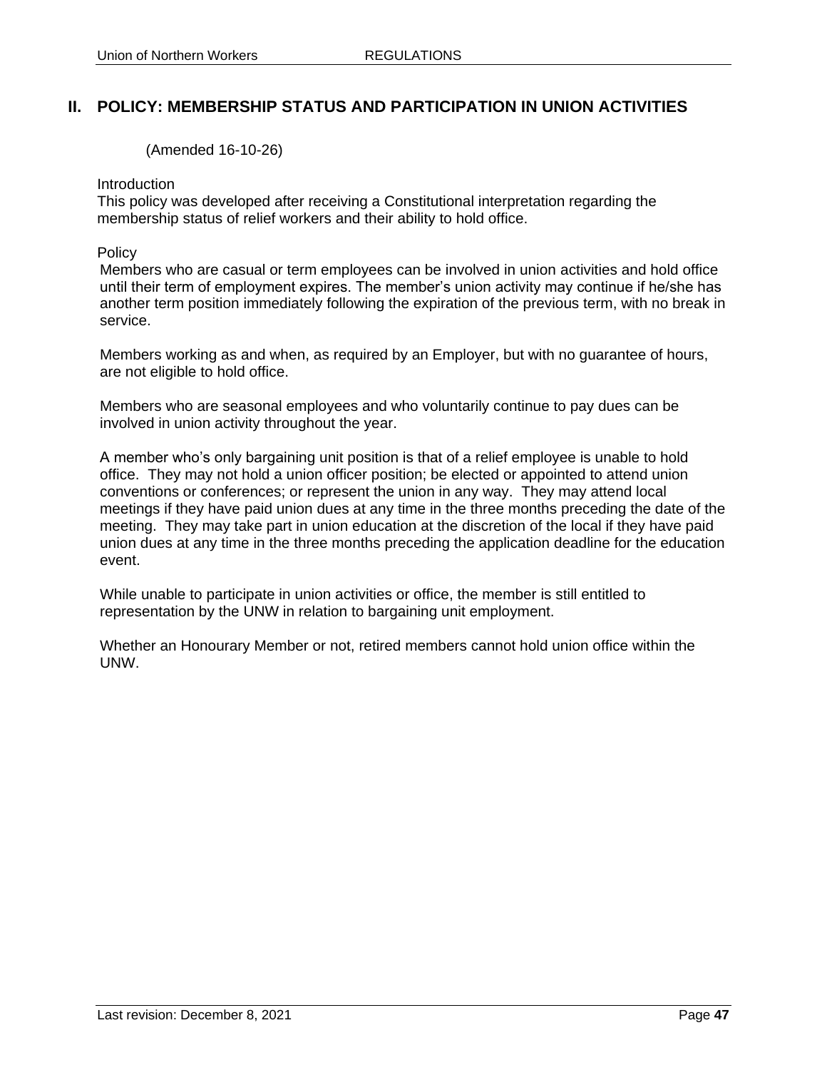## II. POLICY: MEMBERSHIP STATUS AND PARTICIPATION IN UNION ACTIVITIES

(Amended 16-10-26)

Introduction
This policy was developed after receiving a Constitutional interpretation regarding the membership status of relief workers and their ability to hold office.

Policy
Members who are casual or term employees can be involved in union activities and hold office until their term of employment expires. The member's union activity may continue if he/she has another term position immediately following the expiration of the previous term, with no break in service.

Members working as and when, as required by an Employer, but with no guarantee of hours, are not eligible to hold office.

Members who are seasonal employees and who voluntarily continue to pay dues can be involved in union activity throughout the year.

A member who's only bargaining unit position is that of a relief employee is unable to hold office. They may not hold a union officer position; be elected or appointed to attend union conventions or conferences; or represent the union in any way. They may attend local meetings if they have paid union dues at any time in the three months preceding the date of the meeting. They may take part in union education at the discretion of the local if they have paid union dues at any time in the three months preceding the application deadline for the education event.

While unable to participate in union activities or office, the member is still entitled to representation by the UNW in relation to bargaining unit employment.

Whether an Honourary Member or not, retired members cannot hold union office within the UNW.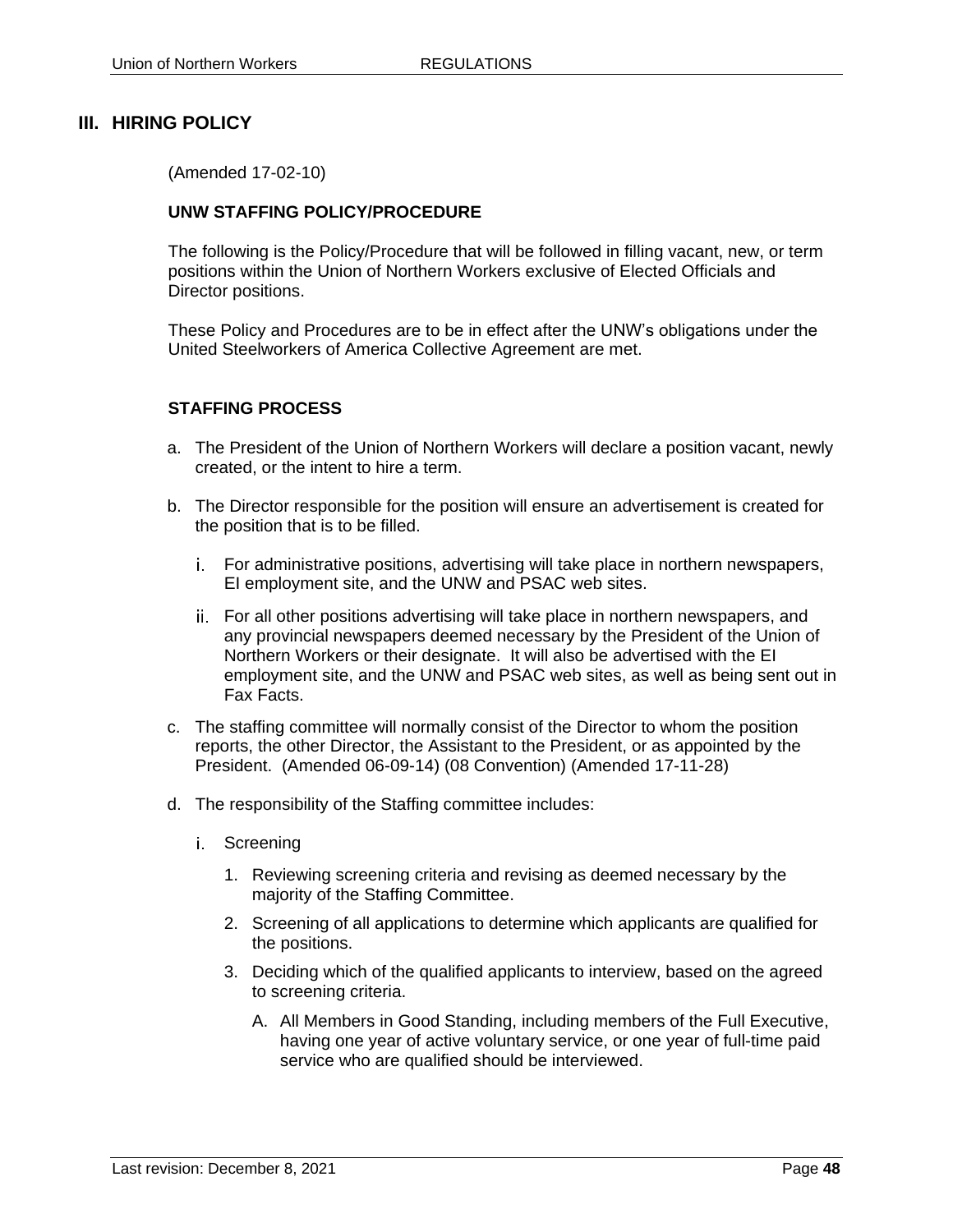## III. HIRING POLICY

(Amended 17-02-10)

**UNW STAFFING POLICY/PROCEDURE**

The following is the Policy/Procedure that will be followed in filling vacant, new, or term positions within the Union of Northern Workers exclusive of Elected Officials and Director positions.

These Policy and Procedures are to be in effect after the UNW's obligations under the United Steelworkers of America Collective Agreement are met.

**STAFFING PROCESS**

a. The President of the Union of Northern Workers will declare a position vacant, newly created, or the intent to hire a term.

b. The Director responsible for the position will ensure an advertisement is created for the position that is to be filled.

   i. For administrative positions, advertising will take place in northern newspapers, EI employment site, and the UNW and PSAC web sites.

   ii. For all other positions advertising will take place in northern newspapers, and any provincial newspapers deemed necessary by the President of the Union of Northern Workers or their designate. It will also be advertised with the EI employment site, and the UNW and PSAC web sites, as well as being sent out in Fax Facts.

c. The staffing committee will normally consist of the Director to whom the position reports, the other Director, the Assistant to the President, or as appointed by the President. (Amended 06-09-14) (08 Convention) (Amended 17-11-28)

d. The responsibility of the Staffing committee includes:

   i. Screening

      1. Reviewing screening criteria and revising as deemed necessary by the majority of the Staffing Committee.

      2. Screening of all applications to determine which applicants are qualified for the positions.

      3. Deciding which of the qualified applicants to interview, based on the agreed to screening criteria.

         A. All Members in Good Standing, including members of the Full Executive, having one year of active voluntary service, or one year of full-time paid service who are qualified should be interviewed.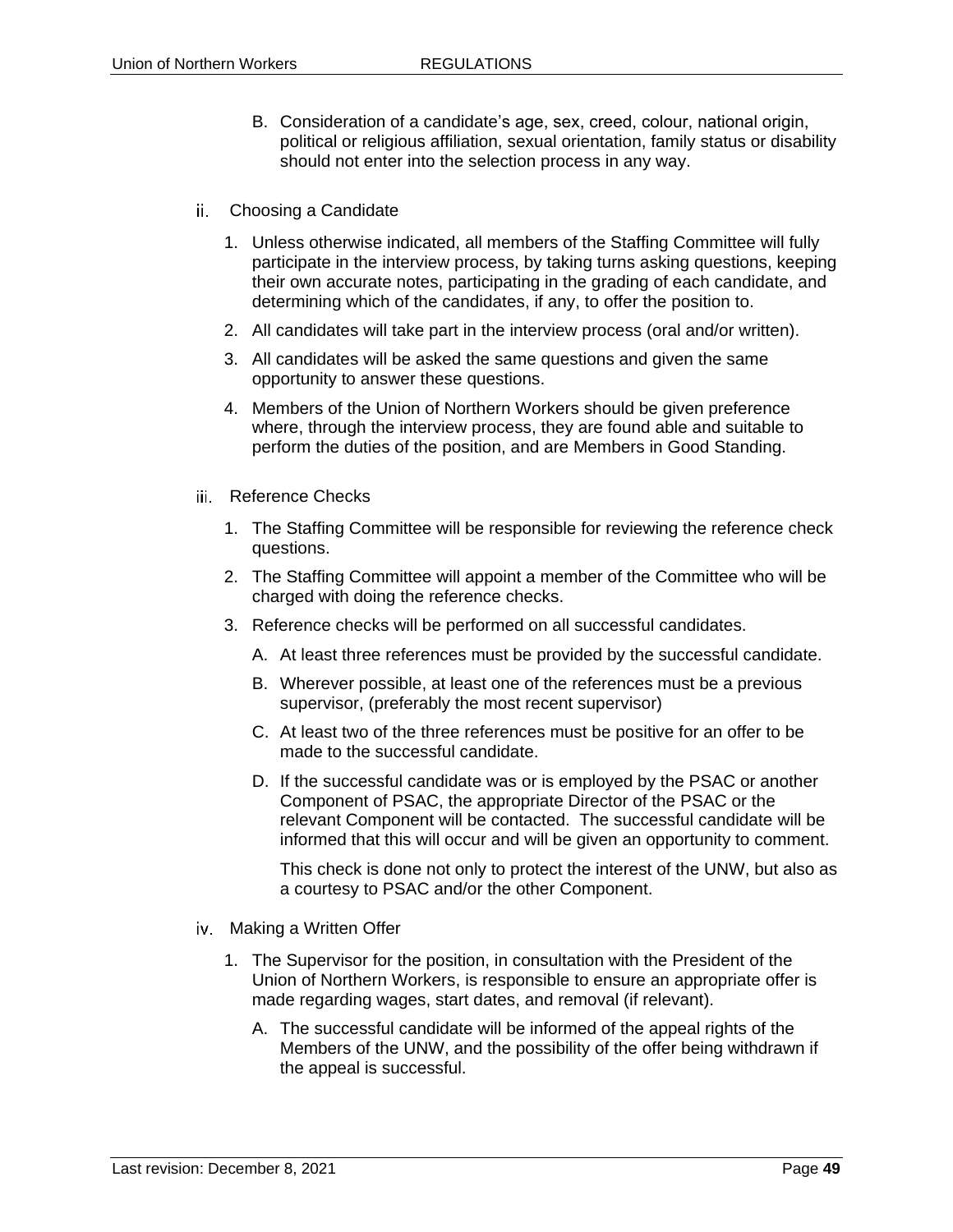B. Consideration of a candidate's age, sex, creed, colour, national origin, political or religious affiliation, sexual orientation, family status or disability should not enter into the selection process in any way.

ii. Choosing a Candidate

1. Unless otherwise indicated, all members of the Staffing Committee will fully participate in the interview process, by taking turns asking questions, keeping their own accurate notes, participating in the grading of each candidate, and determining which of the candidates, if any, to offer the position to.
2. All candidates will take part in the interview process (oral and/or written).
3. All candidates will be asked the same questions and given the same opportunity to answer these questions.
4. Members of the Union of Northern Workers should be given preference where, through the interview process, they are found able and suitable to perform the duties of the position, and are Members in Good Standing.

iii. Reference Checks

1. The Staffing Committee will be responsible for reviewing the reference check questions.
2. The Staffing Committee will appoint a member of the Committee who will be charged with doing the reference checks.
3. Reference checks will be performed on all successful candidates.

   A. At least three references must be provided by the successful candidate.

   B. Wherever possible, at least one of the references must be a previous supervisor, (preferably the most recent supervisor)

   C. At least two of the three references must be positive for an offer to be made to the successful candidate.

   D. If the successful candidate was or is employed by the PSAC or another Component of PSAC, the appropriate Director of the PSAC or the relevant Component will be contacted. The successful candidate will be informed that this will occur and will be given an opportunity to comment.

   This check is done not only to protect the interest of the UNW, but also as a courtesy to PSAC and/or the other Component.

iv. Making a Written Offer

1. The Supervisor for the position, in consultation with the President of the Union of Northern Workers, is responsible to ensure an appropriate offer is made regarding wages, start dates, and removal (if relevant).

   A. The successful candidate will be informed of the appeal rights of the Members of the UNW, and the possibility of the offer being withdrawn if the appeal is successful.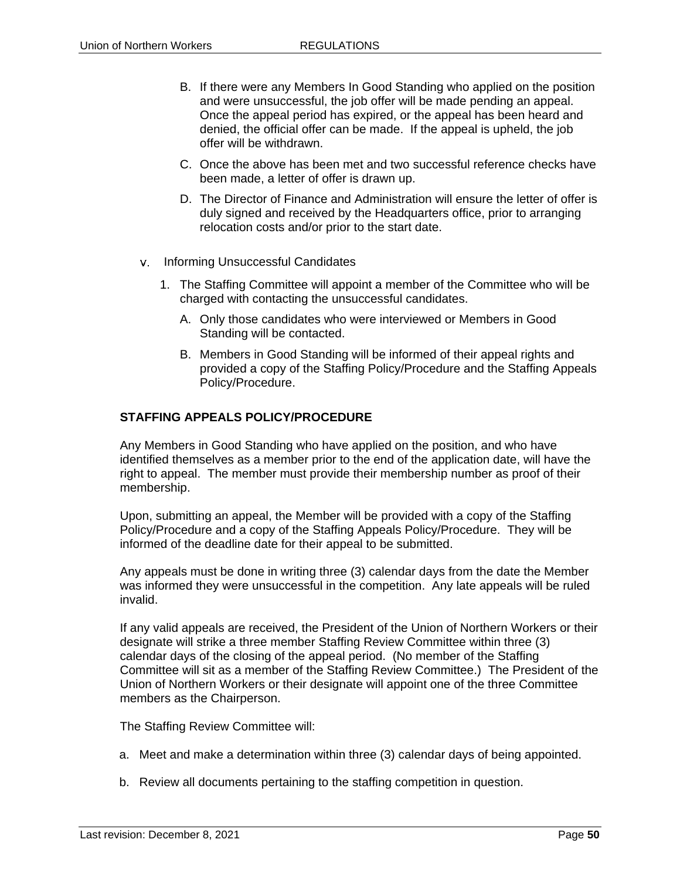B. If there were any Members In Good Standing who applied on the position and were unsuccessful, the job offer will be made pending an appeal. Once the appeal period has expired, or the appeal has been heard and denied, the official offer can be made. If the appeal is upheld, the job offer will be withdrawn.

C. Once the above has been met and two successful reference checks have been made, a letter of offer is drawn up.

D. The Director of Finance and Administration will ensure the letter of offer is duly signed and received by the Headquarters office, prior to arranging relocation costs and/or prior to the start date.

v. Informing Unsuccessful Candidates

1. The Staffing Committee will appoint a member of the Committee who will be charged with contacting the unsuccessful candidates.

   A. Only those candidates who were interviewed or Members in Good Standing will be contacted.

   B. Members in Good Standing will be informed of their appeal rights and provided a copy of the Staffing Policy/Procedure and the Staffing Appeals Policy/Procedure.

**STAFFING APPEALS POLICY/PROCEDURE**

Any Members in Good Standing who have applied on the position, and who have identified themselves as a member prior to the end of the application date, will have the right to appeal. The member must provide their membership number as proof of their membership.

Upon, submitting an appeal, the Member will be provided with a copy of the Staffing Policy/Procedure and a copy of the Staffing Appeals Policy/Procedure. They will be informed of the deadline date for their appeal to be submitted.

Any appeals must be done in writing three (3) calendar days from the date the Member was informed they were unsuccessful in the competition. Any late appeals will be ruled invalid.

If any valid appeals are received, the President of the Union of Northern Workers or their designate will strike a three member Staffing Review Committee within three (3) calendar days of the closing of the appeal period. (No member of the Staffing Committee will sit as a member of the Staffing Review Committee.) The President of the Union of Northern Workers or their designate will appoint one of the three Committee members as the Chairperson.

The Staffing Review Committee will:

a. Meet and make a determination within three (3) calendar days of being appointed.

b. Review all documents pertaining to the staffing competition in question.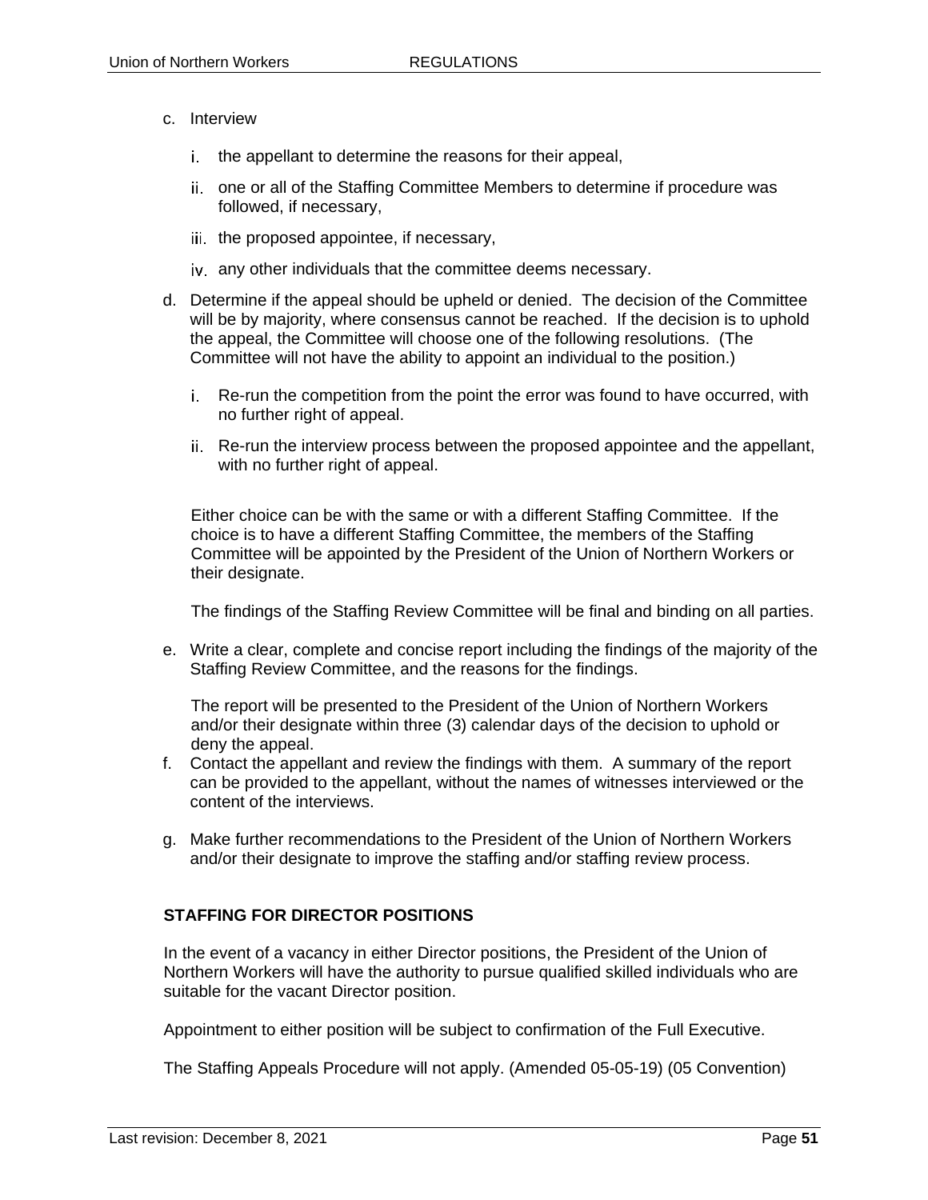c. Interview

   i. the appellant to determine the reasons for their appeal,

   ii. one or all of the Staffing Committee Members to determine if procedure was followed, if necessary,

   iii. the proposed appointee, if necessary,

   iv. any other individuals that the committee deems necessary.

d. Determine if the appeal should be upheld or denied. The decision of the Committee will be by majority, where consensus cannot be reached. If the decision is to uphold the appeal, the Committee will choose one of the following resolutions. (The Committee will not have the ability to appoint an individual to the position.)

   i. Re-run the competition from the point the error was found to have occurred, with no further right of appeal.

   ii. Re-run the interview process between the proposed appointee and the appellant, with no further right of appeal.

   Either choice can be with the same or with a different Staffing Committee. If the choice is to have a different Staffing Committee, the members of the Staffing Committee will be appointed by the President of the Union of Northern Workers or their designate.

   The findings of the Staffing Review Committee will be final and binding on all parties.

e. Write a clear, complete and concise report including the findings of the majority of the Staffing Review Committee, and the reasons for the findings.

   The report will be presented to the President of the Union of Northern Workers and/or their designate within three (3) calendar days of the decision to uphold or deny the appeal.

f. Contact the appellant and review the findings with them. A summary of the report can be provided to the appellant, without the names of witnesses interviewed or the content of the interviews.

g. Make further recommendations to the President of the Union of Northern Workers and/or their designate to improve the staffing and/or staffing review process.

## STAFFING FOR DIRECTOR POSITIONS

In the event of a vacancy in either Director positions, the President of the Union of Northern Workers will have the authority to pursue qualified skilled individuals who are suitable for the vacant Director position.

Appointment to either position will be subject to confirmation of the Full Executive.

The Staffing Appeals Procedure will not apply. (Amended 05-05-19) (05 Convention)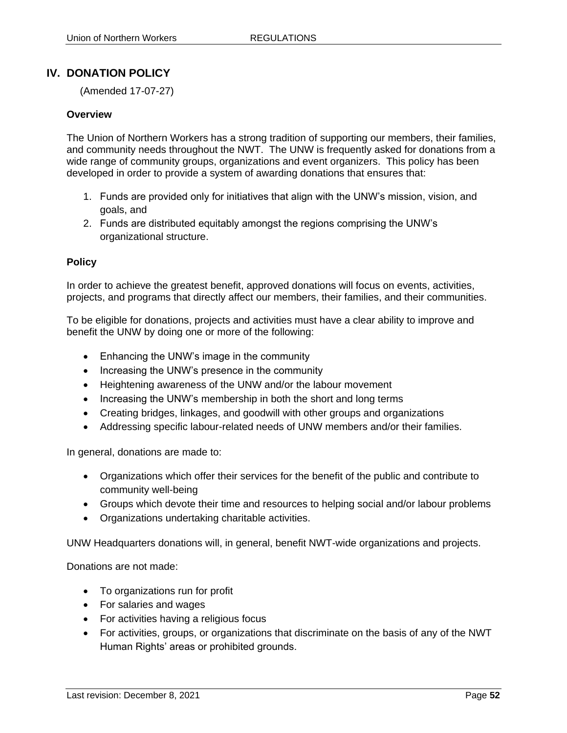## IV. DONATION POLICY

(Amended 17-07-27)

### Overview

The Union of Northern Workers has a strong tradition of supporting our members, their families, and community needs throughout the NWT. The UNW is frequently asked for donations from a wide range of community groups, organizations and event organizers. This policy has been developed in order to provide a system of awarding donations that ensures that:

1. Funds are provided only for initiatives that align with the UNW's mission, vision, and goals, and
2. Funds are distributed equitably amongst the regions comprising the UNW's organizational structure.

### Policy

In order to achieve the greatest benefit, approved donations will focus on events, activities, projects, and programs that directly affect our members, their families, and their communities.

To be eligible for donations, projects and activities must have a clear ability to improve and benefit the UNW by doing one or more of the following:

- Enhancing the UNW's image in the community
- Increasing the UNW's presence in the community
- Heightening awareness of the UNW and/or the labour movement
- Increasing the UNW's membership in both the short and long terms
- Creating bridges, linkages, and goodwill with other groups and organizations
- Addressing specific labour-related needs of UNW members and/or their families.

In general, donations are made to:

- Organizations which offer their services for the benefit of the public and contribute to community well-being
- Groups which devote their time and resources to helping social and/or labour problems
- Organizations undertaking charitable activities.

UNW Headquarters donations will, in general, benefit NWT-wide organizations and projects.

Donations are not made:

- To organizations run for profit
- For salaries and wages
- For activities having a religious focus
- For activities, groups, or organizations that discriminate on the basis of any of the NWT Human Rights' areas or prohibited grounds.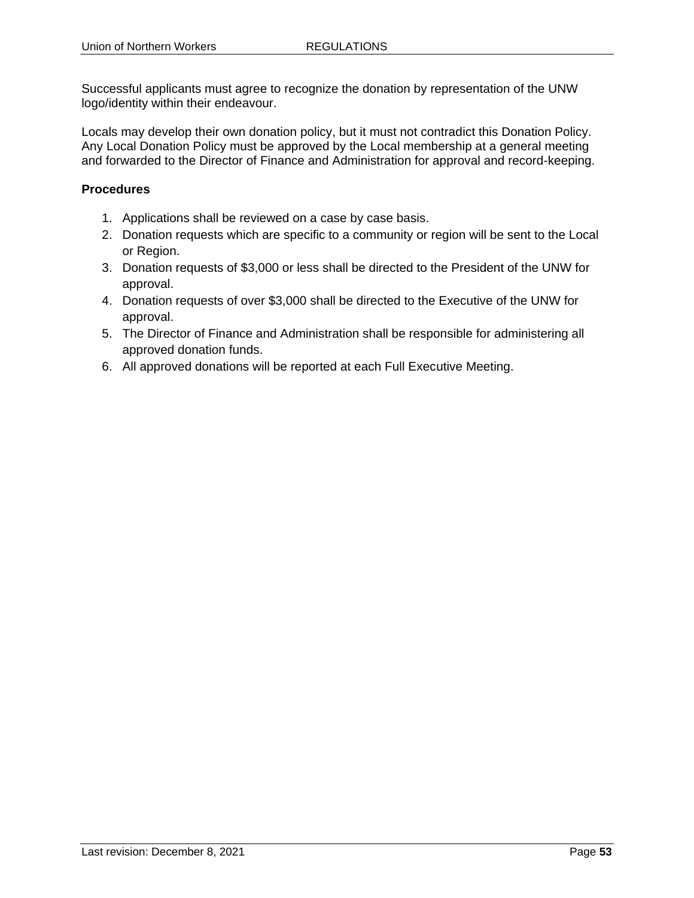Successful applicants must agree to recognize the donation by representation of the UNW logo/identity within their endeavour.

Locals may develop their own donation policy, but it must not contradict this Donation Policy. Any Local Donation Policy must be approved by the Local membership at a general meeting and forwarded to the Director of Finance and Administration for approval and record-keeping.

**Procedures**

1. Applications shall be reviewed on a case by case basis.
2. Donation requests which are specific to a community or region will be sent to the Local or Region.
3. Donation requests of $3,000 or less shall be directed to the President of the UNW for approval.
4. Donation requests of over $3,000 shall be directed to the Executive of the UNW for approval.
5. The Director of Finance and Administration shall be responsible for administering all approved donation funds.
6. All approved donations will be reported at each Full Executive Meeting.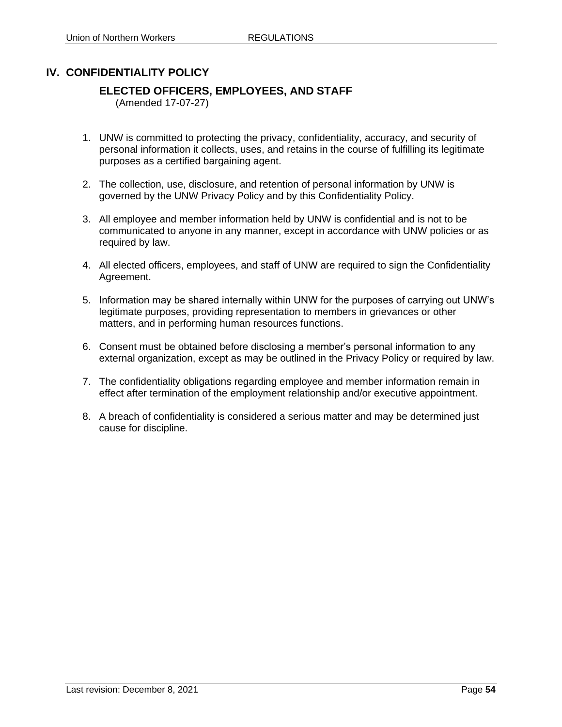# IV. CONFIDENTIALITY POLICY

## ELECTED OFFICERS, EMPLOYEES, AND STAFF

(Amended 17-07-27)

1. UNW is committed to protecting the privacy, confidentiality, accuracy, and security of personal information it collects, uses, and retains in the course of fulfilling its legitimate purposes as a certified bargaining agent.

2. The collection, use, disclosure, and retention of personal information by UNW is governed by the UNW Privacy Policy and by this Confidentiality Policy.

3. All employee and member information held by UNW is confidential and is not to be communicated to anyone in any manner, except in accordance with UNW policies or as required by law.

4. All elected officers, employees, and staff of UNW are required to sign the Confidentiality Agreement.

5. Information may be shared internally within UNW for the purposes of carrying out UNW's legitimate purposes, providing representation to members in grievances or other matters, and in performing human resources functions.

6. Consent must be obtained before disclosing a member's personal information to any external organization, except as may be outlined in the Privacy Policy or required by law.

7. The confidentiality obligations regarding employee and member information remain in effect after termination of the employment relationship and/or executive appointment.

8. A breach of confidentiality is considered a serious matter and may be determined just cause for discipline.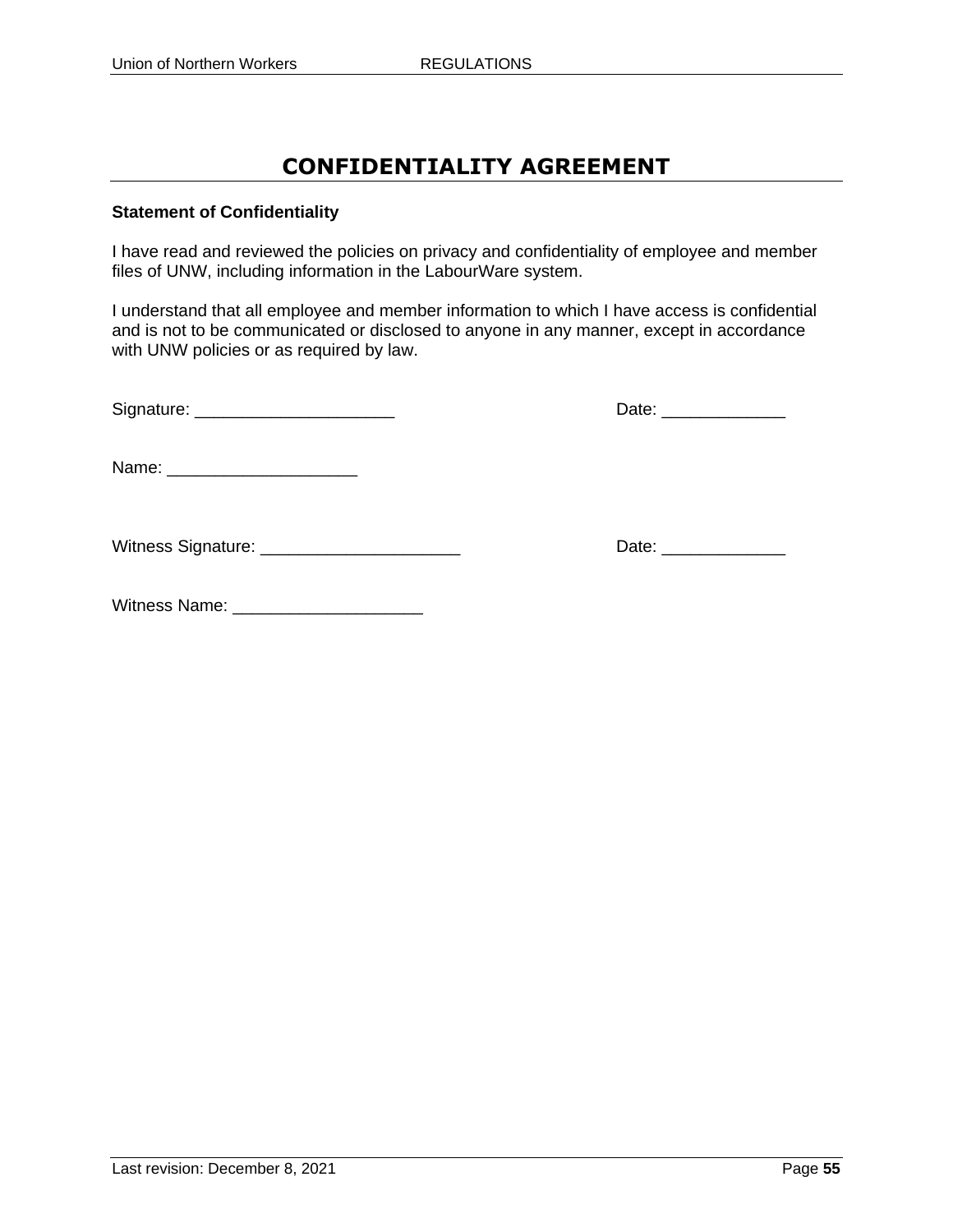# CONFIDENTIALITY AGREEMENT

**Statement of Confidentiality**

I have read and reviewed the policies on privacy and confidentiality of employee and member files of UNW, including information in the LabourWare system.

I understand that all employee and member information to which I have access is confidential and is not to be communicated or disclosed to anyone in any manner, except in accordance with UNW policies or as required by law.

Signature: _____________________ Date: _____________

Name: ____________________

Witness Signature: _____________________ Date: _____________

Witness Name: ____________________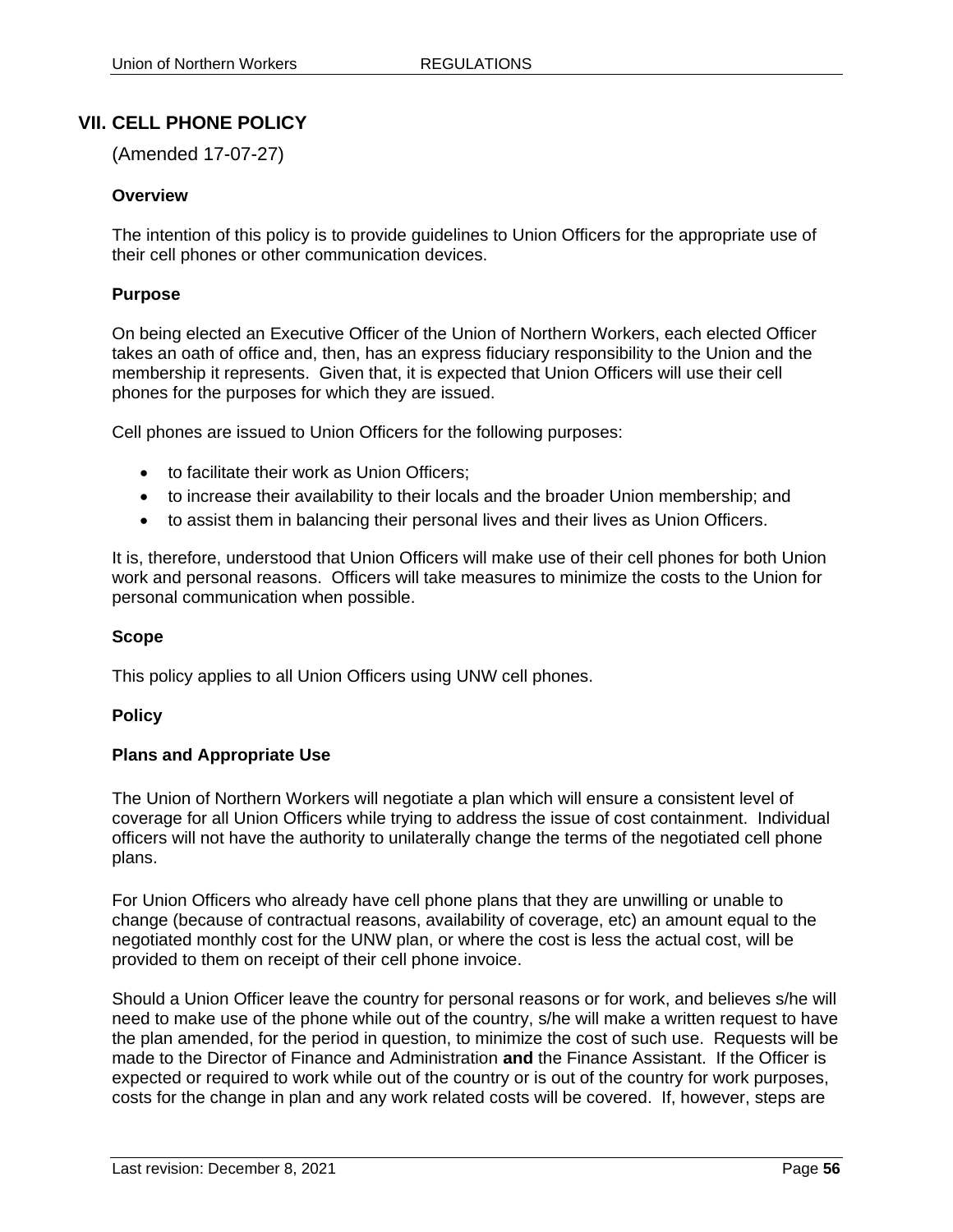## VII. CELL PHONE POLICY

(Amended 17-07-27)

**Overview**

The intention of this policy is to provide guidelines to Union Officers for the appropriate use of their cell phones or other communication devices.

**Purpose**

On being elected an Executive Officer of the Union of Northern Workers, each elected Officer takes an oath of office and, then, has an express fiduciary responsibility to the Union and the membership it represents. Given that, it is expected that Union Officers will use their cell phones for the purposes for which they are issued.

Cell phones are issued to Union Officers for the following purposes:

- to facilitate their work as Union Officers;
- to increase their availability to their locals and the broader Union membership; and
- to assist them in balancing their personal lives and their lives as Union Officers.

It is, therefore, understood that Union Officers will make use of their cell phones for both Union work and personal reasons. Officers will take measures to minimize the costs to the Union for personal communication when possible.

**Scope**

This policy applies to all Union Officers using UNW cell phones.

**Policy**

**Plans and Appropriate Use**

The Union of Northern Workers will negotiate a plan which will ensure a consistent level of coverage for all Union Officers while trying to address the issue of cost containment. Individual officers will not have the authority to unilaterally change the terms of the negotiated cell phone plans.

For Union Officers who already have cell phone plans that they are unwilling or unable to change (because of contractual reasons, availability of coverage, etc) an amount equal to the negotiated monthly cost for the UNW plan, or where the cost is less the actual cost, will be provided to them on receipt of their cell phone invoice.

Should a Union Officer leave the country for personal reasons or for work, and believes s/he will need to make use of the phone while out of the country, s/he will make a written request to have the plan amended, for the period in question, to minimize the cost of such use. Requests will be made to the Director of Finance and Administration **and** the Finance Assistant. If the Officer is expected or required to work while out of the country or is out of the country for work purposes, costs for the change in plan and any work related costs will be covered. If, however, steps are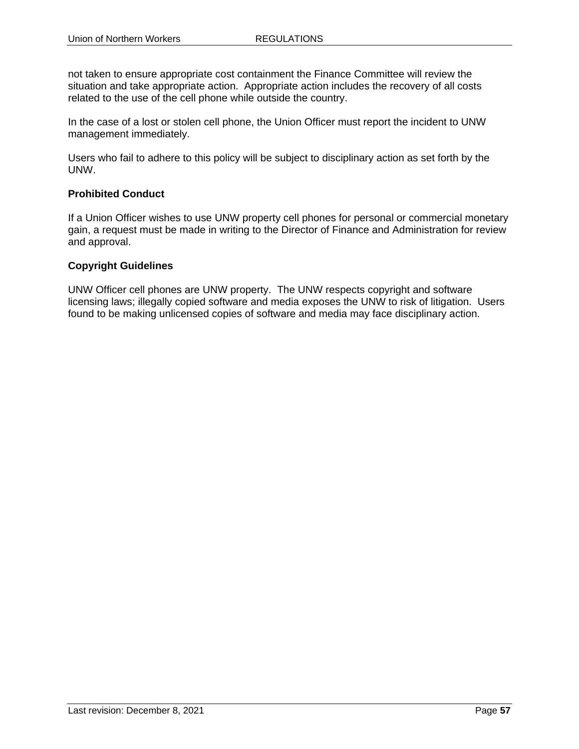not taken to ensure appropriate cost containment the Finance Committee will review the situation and take appropriate action. Appropriate action includes the recovery of all costs related to the use of the cell phone while outside the country.

In the case of a lost or stolen cell phone, the Union Officer must report the incident to UNW management immediately.

Users who fail to adhere to this policy will be subject to disciplinary action as set forth by the UNW.

**Prohibited Conduct**

If a Union Officer wishes to use UNW property cell phones for personal or commercial monetary gain, a request must be made in writing to the Director of Finance and Administration for review and approval.

**Copyright Guidelines**

UNW Officer cell phones are UNW property. The UNW respects copyright and software licensing laws; illegally copied software and media exposes the UNW to risk of litigation. Users found to be making unlicensed copies of software and media may face disciplinary action.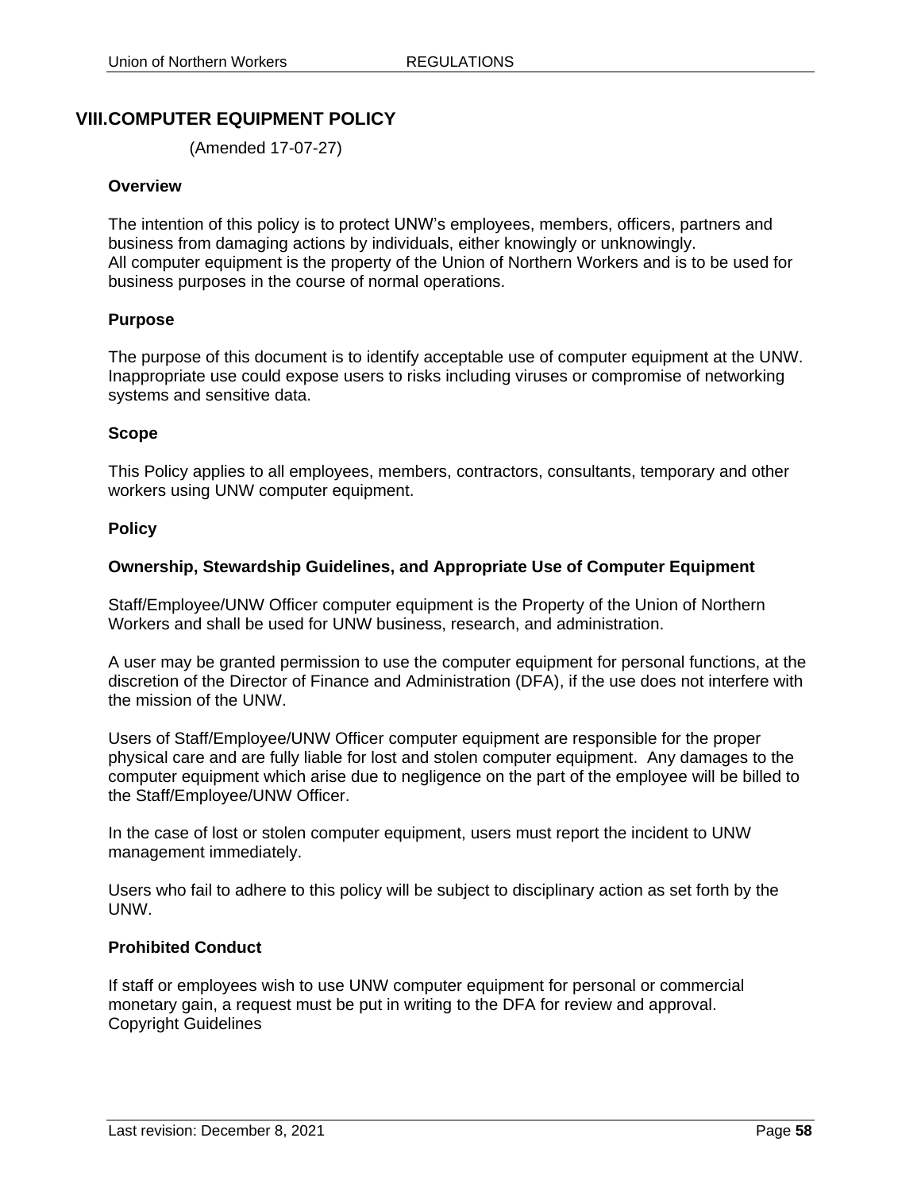## VIII. COMPUTER EQUIPMENT POLICY

(Amended 17-07-27)

**Overview**

The intention of this policy is to protect UNW's employees, members, officers, partners and business from damaging actions by individuals, either knowingly or unknowingly.
All computer equipment is the property of the Union of Northern Workers and is to be used for business purposes in the course of normal operations.

**Purpose**

The purpose of this document is to identify acceptable use of computer equipment at the UNW. Inappropriate use could expose users to risks including viruses or compromise of networking systems and sensitive data.

**Scope**

This Policy applies to all employees, members, contractors, consultants, temporary and other workers using UNW computer equipment.

**Policy**

**Ownership, Stewardship Guidelines, and Appropriate Use of Computer Equipment**

Staff/Employee/UNW Officer computer equipment is the Property of the Union of Northern Workers and shall be used for UNW business, research, and administration.

A user may be granted permission to use the computer equipment for personal functions, at the discretion of the Director of Finance and Administration (DFA), if the use does not interfere with the mission of the UNW.

Users of Staff/Employee/UNW Officer computer equipment are responsible for the proper physical care and are fully liable for lost and stolen computer equipment. Any damages to the computer equipment which arise due to negligence on the part of the employee will be billed to the Staff/Employee/UNW Officer.

In the case of lost or stolen computer equipment, users must report the incident to UNW management immediately.

Users who fail to adhere to this policy will be subject to disciplinary action as set forth by the UNW.

**Prohibited Conduct**

If staff or employees wish to use UNW computer equipment for personal or commercial monetary gain, a request must be put in writing to the DFA for review and approval.
Copyright Guidelines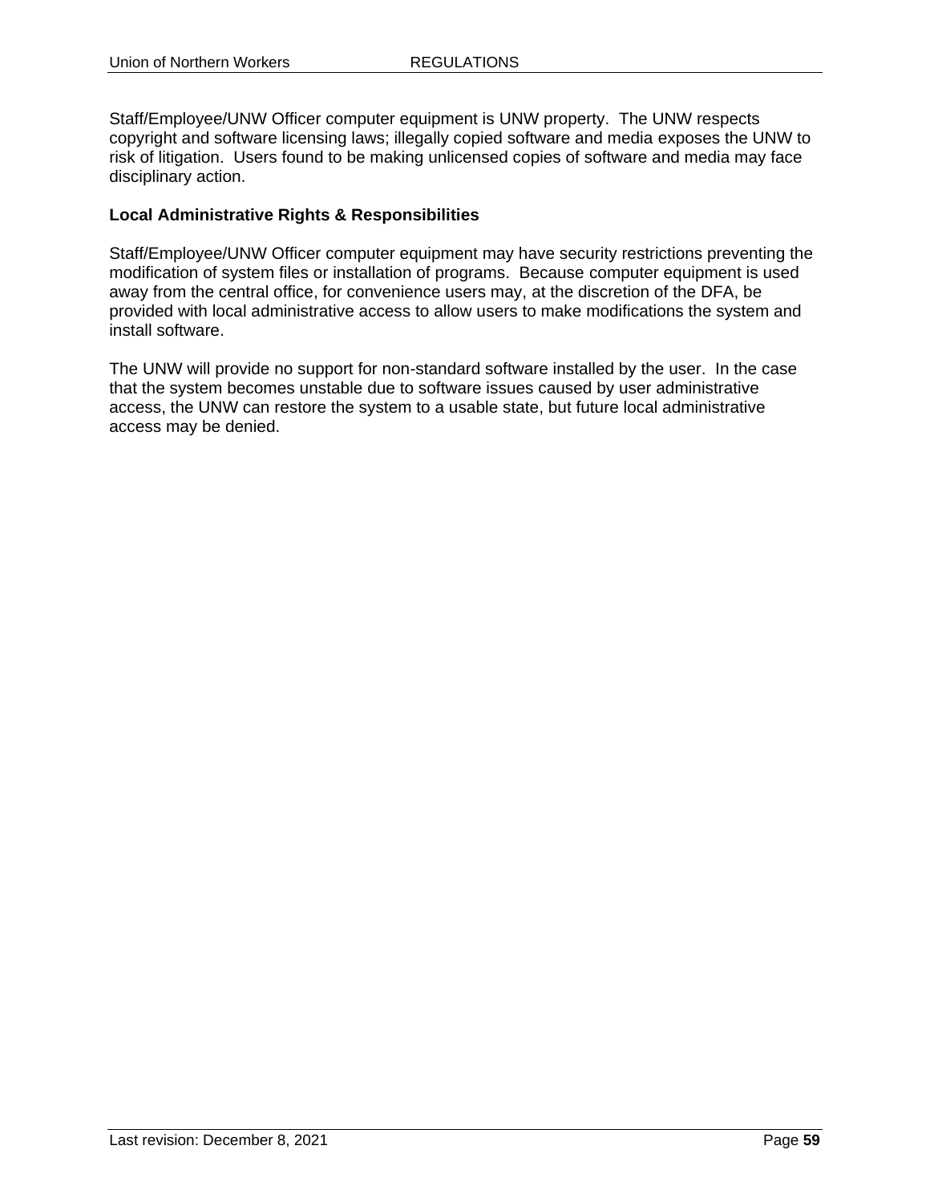Staff/Employee/UNW Officer computer equipment is UNW property. The UNW respects copyright and software licensing laws; illegally copied software and media exposes the UNW to risk of litigation. Users found to be making unlicensed copies of software and media may face disciplinary action.

**Local Administrative Rights & Responsibilities**

Staff/Employee/UNW Officer computer equipment may have security restrictions preventing the modification of system files or installation of programs. Because computer equipment is used away from the central office, for convenience users may, at the discretion of the DFA, be provided with local administrative access to allow users to make modifications the system and install software.

The UNW will provide no support for non-standard software installed by the user. In the case that the system becomes unstable due to software issues caused by user administrative access, the UNW can restore the system to a usable state, but future local administrative access may be denied.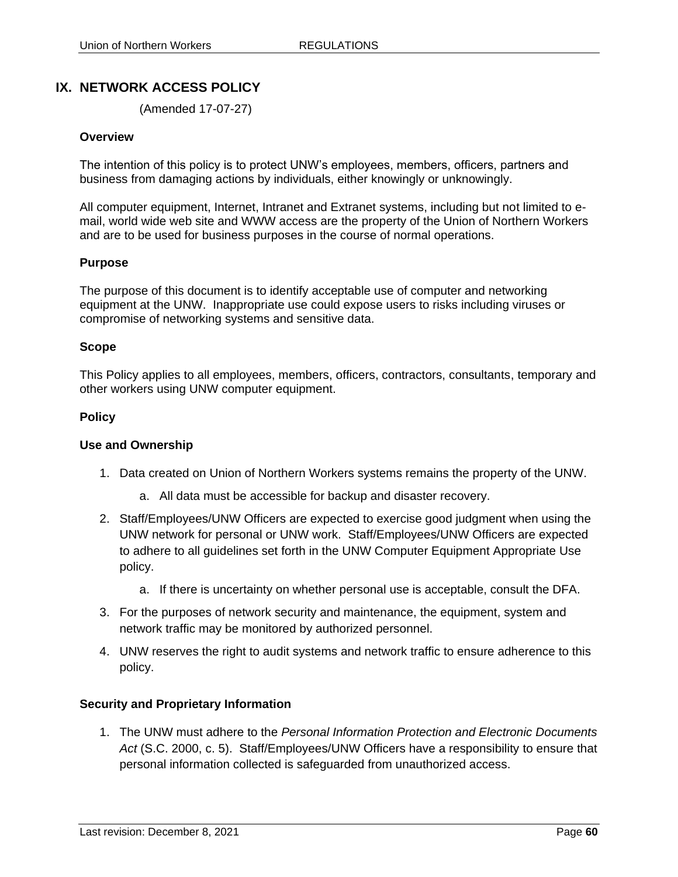## IX. NETWORK ACCESS POLICY

(Amended 17-07-27)

**Overview**

The intention of this policy is to protect UNW's employees, members, officers, partners and business from damaging actions by individuals, either knowingly or unknowingly.

All computer equipment, Internet, Intranet and Extranet systems, including but not limited to e-mail, world wide web site and WWW access are the property of the Union of Northern Workers and are to be used for business purposes in the course of normal operations.

**Purpose**

The purpose of this document is to identify acceptable use of computer and networking equipment at the UNW. Inappropriate use could expose users to risks including viruses or compromise of networking systems and sensitive data.

**Scope**

This Policy applies to all employees, members, officers, contractors, consultants, temporary and other workers using UNW computer equipment.

**Policy**

**Use and Ownership**

1. Data created on Union of Northern Workers systems remains the property of the UNW.
    a. All data must be accessible for backup and disaster recovery.
2. Staff/Employees/UNW Officers are expected to exercise good judgment when using the UNW network for personal or UNW work. Staff/Employees/UNW Officers are expected to adhere to all guidelines set forth in the UNW Computer Equipment Appropriate Use policy.
    a. If there is uncertainty on whether personal use is acceptable, consult the DFA.
3. For the purposes of network security and maintenance, the equipment, system and network traffic may be monitored by authorized personnel.
4. UNW reserves the right to audit systems and network traffic to ensure adherence to this policy.

**Security and Proprietary Information**

1. The UNW must adhere to the *Personal Information Protection and Electronic Documents Act* (S.C. 2000, c. 5). Staff/Employees/UNW Officers have a responsibility to ensure that personal information collected is safeguarded from unauthorized access.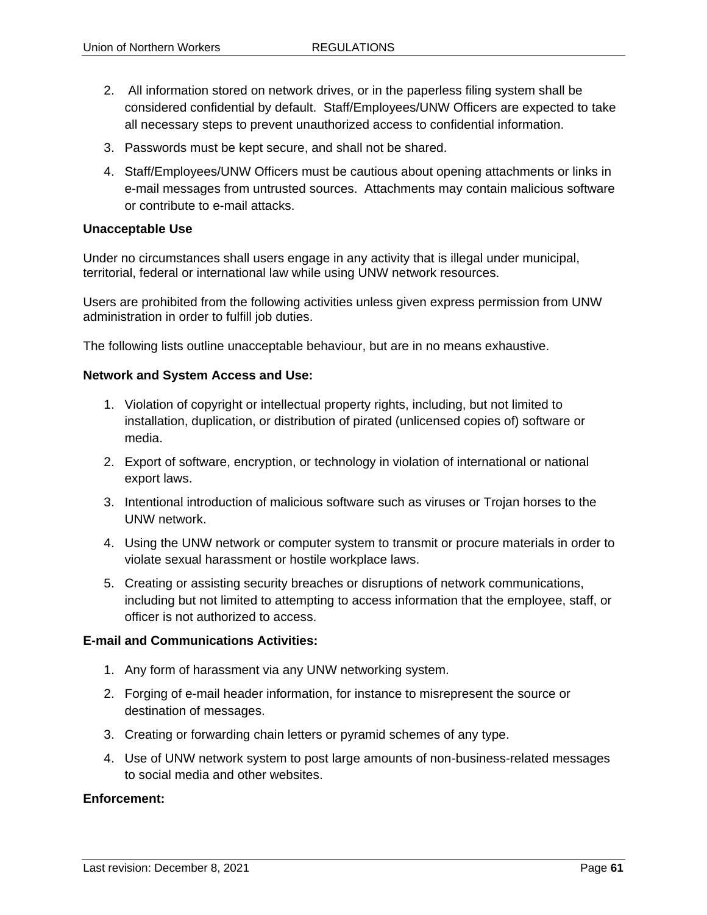2. All information stored on network drives, or in the paperless filing system shall be considered confidential by default. Staff/Employees/UNW Officers are expected to take all necessary steps to prevent unauthorized access to confidential information.
3. Passwords must be kept secure, and shall not be shared.
4. Staff/Employees/UNW Officers must be cautious about opening attachments or links in e-mail messages from untrusted sources. Attachments may contain malicious software or contribute to e-mail attacks.

**Unacceptable Use**

Under no circumstances shall users engage in any activity that is illegal under municipal, territorial, federal or international law while using UNW network resources.

Users are prohibited from the following activities unless given express permission from UNW administration in order to fulfill job duties.

The following lists outline unacceptable behaviour, but are in no means exhaustive.

**Network and System Access and Use:**

1. Violation of copyright or intellectual property rights, including, but not limited to installation, duplication, or distribution of pirated (unlicensed copies of) software or media.
2. Export of software, encryption, or technology in violation of international or national export laws.
3. Intentional introduction of malicious software such as viruses or Trojan horses to the UNW network.
4. Using the UNW network or computer system to transmit or procure materials in order to violate sexual harassment or hostile workplace laws.
5. Creating or assisting security breaches or disruptions of network communications, including but not limited to attempting to access information that the employee, staff, or officer is not authorized to access.

**E-mail and Communications Activities:**

1. Any form of harassment via any UNW networking system.
2. Forging of e-mail header information, for instance to misrepresent the source or destination of messages.
3. Creating or forwarding chain letters or pyramid schemes of any type.
4. Use of UNW network system to post large amounts of non-business-related messages to social media and other websites.

**Enforcement:**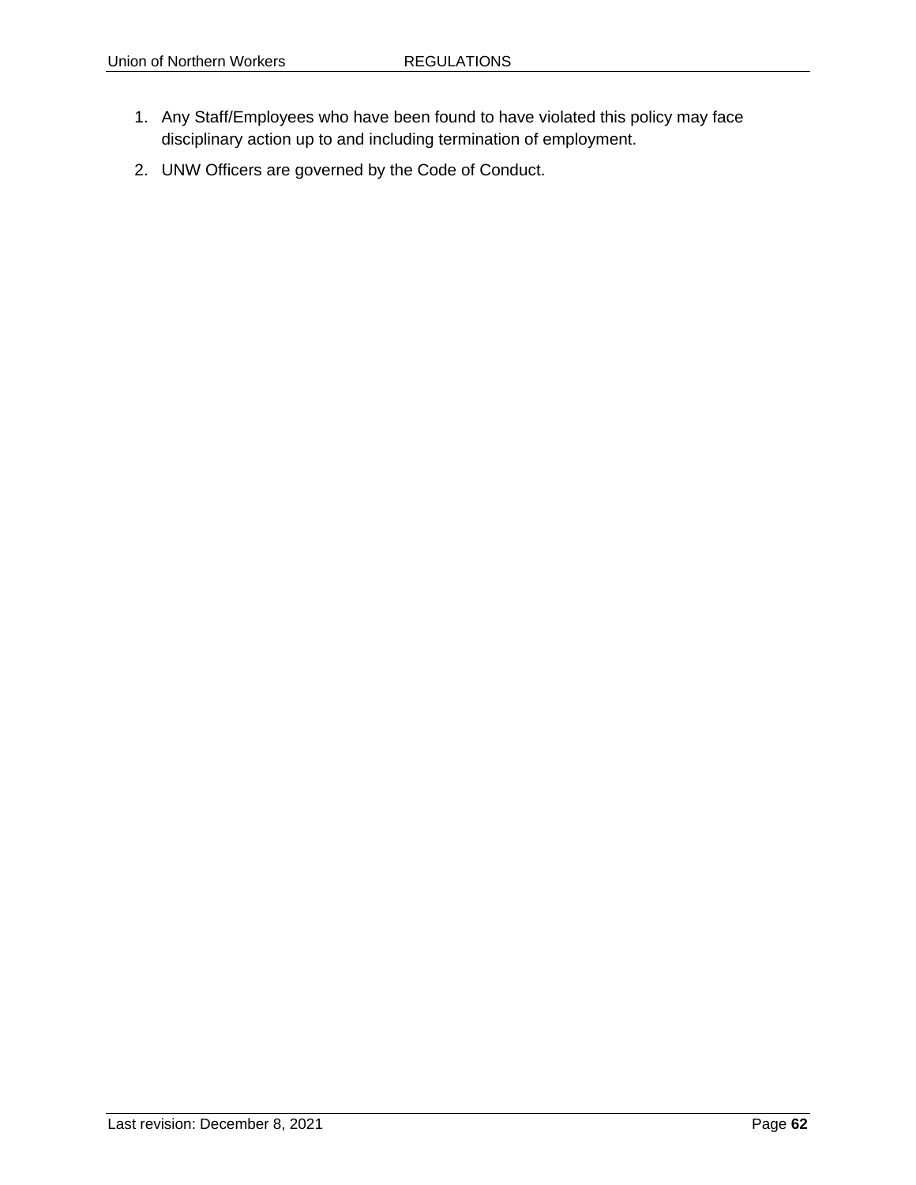1. Any Staff/Employees who have been found to have violated this policy may face disciplinary action up to and including termination of employment.
2. UNW Officers are governed by the Code of Conduct.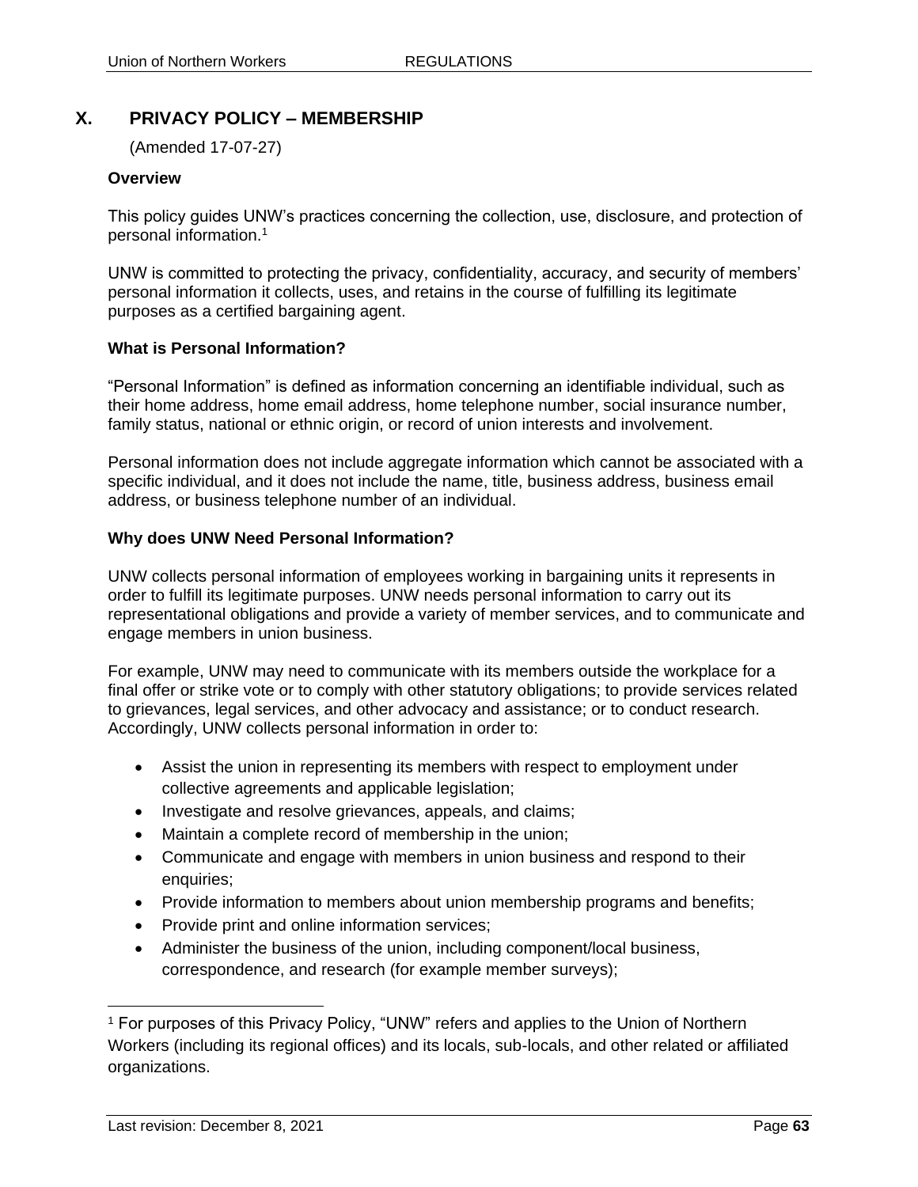## X. PRIVACY POLICY – MEMBERSHIP

(Amended 17-07-27)

**Overview**

This policy guides UNW's practices concerning the collection, use, disclosure, and protection of personal information.[1]

UNW is committed to protecting the privacy, confidentiality, accuracy, and security of members' personal information it collects, uses, and retains in the course of fulfilling its legitimate purposes as a certified bargaining agent.

**What is Personal Information?**

"Personal Information" is defined as information concerning an identifiable individual, such as their home address, home email address, home telephone number, social insurance number, family status, national or ethnic origin, or record of union interests and involvement.

Personal information does not include aggregate information which cannot be associated with a specific individual, and it does not include the name, title, business address, business email address, or business telephone number of an individual.

**Why does UNW Need Personal Information?**

UNW collects personal information of employees working in bargaining units it represents in order to fulfill its legitimate purposes. UNW needs personal information to carry out its representational obligations and provide a variety of member services, and to communicate and engage members in union business.

For example, UNW may need to communicate with its members outside the workplace for a final offer or strike vote or to comply with other statutory obligations; to provide services related to grievances, legal services, and other advocacy and assistance; or to conduct research. Accordingly, UNW collects personal information in order to:

- Assist the union in representing its members with respect to employment under collective agreements and applicable legislation;
- Investigate and resolve grievances, appeals, and claims;
- Maintain a complete record of membership in the union;
- Communicate and engage with members in union business and respond to their enquiries;
- Provide information to members about union membership programs and benefits;
- Provide print and online information services;
- Administer the business of the union, including component/local business, correspondence, and research (for example member surveys);

[1] For purposes of this Privacy Policy, "UNW" refers and applies to the Union of Northern Workers (including its regional offices) and its locals, sub-locals, and other related or affiliated organizations.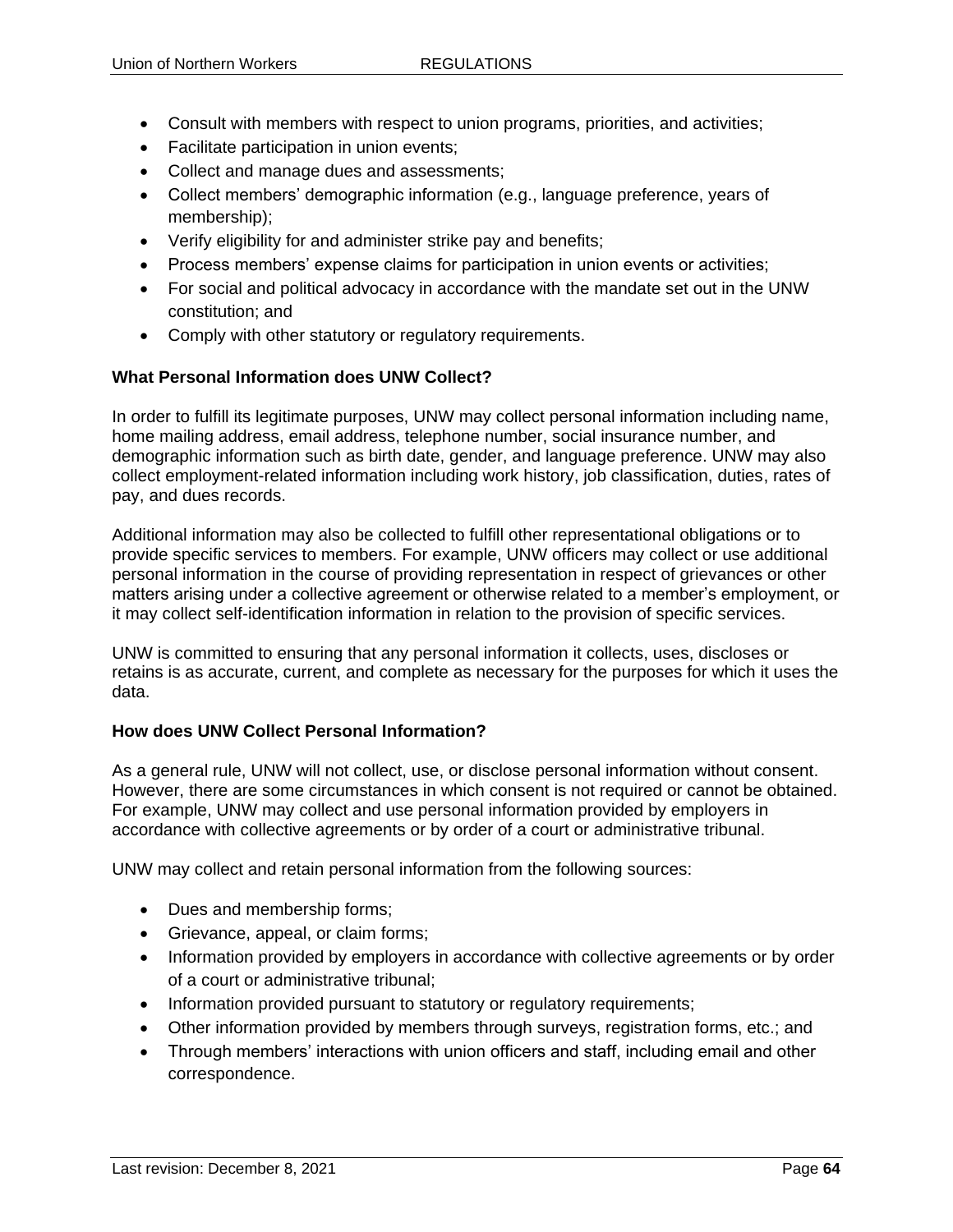- Consult with members with respect to union programs, priorities, and activities;
- Facilitate participation in union events;
- Collect and manage dues and assessments;
- Collect members' demographic information (e.g., language preference, years of membership);
- Verify eligibility for and administer strike pay and benefits;
- Process members' expense claims for participation in union events or activities;
- For social and political advocacy in accordance with the mandate set out in the UNW constitution; and
- Comply with other statutory or regulatory requirements.

**What Personal Information does UNW Collect?**

In order to fulfill its legitimate purposes, UNW may collect personal information including name, home mailing address, email address, telephone number, social insurance number, and demographic information such as birth date, gender, and language preference. UNW may also collect employment-related information including work history, job classification, duties, rates of pay, and dues records.

Additional information may also be collected to fulfill other representational obligations or to provide specific services to members. For example, UNW officers may collect or use additional personal information in the course of providing representation in respect of grievances or other matters arising under a collective agreement or otherwise related to a member's employment, or it may collect self-identification information in relation to the provision of specific services.

UNW is committed to ensuring that any personal information it collects, uses, discloses or retains is as accurate, current, and complete as necessary for the purposes for which it uses the data.

**How does UNW Collect Personal Information?**

As a general rule, UNW will not collect, use, or disclose personal information without consent. However, there are some circumstances in which consent is not required or cannot be obtained. For example, UNW may collect and use personal information provided by employers in accordance with collective agreements or by order of a court or administrative tribunal.

UNW may collect and retain personal information from the following sources:

- Dues and membership forms;
- Grievance, appeal, or claim forms;
- Information provided by employers in accordance with collective agreements or by order of a court or administrative tribunal;
- Information provided pursuant to statutory or regulatory requirements;
- Other information provided by members through surveys, registration forms, etc.; and
- Through members' interactions with union officers and staff, including email and other correspondence.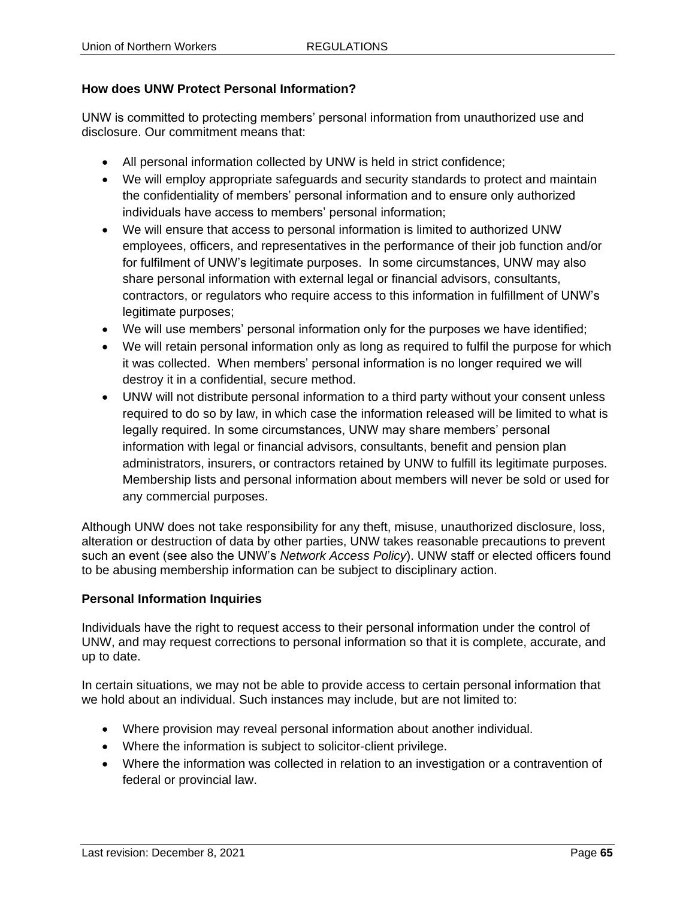**How does UNW Protect Personal Information?**

UNW is committed to protecting members' personal information from unauthorized use and disclosure. Our commitment means that:

- All personal information collected by UNW is held in strict confidence;
- We will employ appropriate safeguards and security standards to protect and maintain the confidentiality of members' personal information and to ensure only authorized individuals have access to members' personal information;
- We will ensure that access to personal information is limited to authorized UNW employees, officers, and representatives in the performance of their job function and/or for fulfilment of UNW's legitimate purposes. In some circumstances, UNW may also share personal information with external legal or financial advisors, consultants, contractors, or regulators who require access to this information in fulfillment of UNW's legitimate purposes;
- We will use members' personal information only for the purposes we have identified;
- We will retain personal information only as long as required to fulfil the purpose for which it was collected. When members' personal information is no longer required we will destroy it in a confidential, secure method.
- UNW will not distribute personal information to a third party without your consent unless required to do so by law, in which case the information released will be limited to what is legally required. In some circumstances, UNW may share members' personal information with legal or financial advisors, consultants, benefit and pension plan administrators, insurers, or contractors retained by UNW to fulfill its legitimate purposes. Membership lists and personal information about members will never be sold or used for any commercial purposes.

Although UNW does not take responsibility for any theft, misuse, unauthorized disclosure, loss, alteration or destruction of data by other parties, UNW takes reasonable precautions to prevent such an event (see also the UNW's *Network Access Policy*). UNW staff or elected officers found to be abusing membership information can be subject to disciplinary action.

**Personal Information Inquiries**

Individuals have the right to request access to their personal information under the control of UNW, and may request corrections to personal information so that it is complete, accurate, and up to date.

In certain situations, we may not be able to provide access to certain personal information that we hold about an individual. Such instances may include, but are not limited to:

- Where provision may reveal personal information about another individual.
- Where the information is subject to solicitor-client privilege.
- Where the information was collected in relation to an investigation or a contravention of federal or provincial law.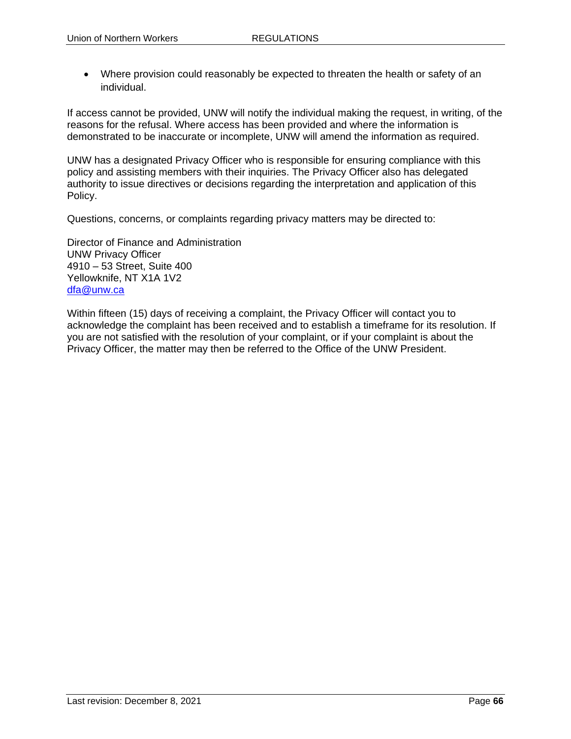- Where provision could reasonably be expected to threaten the health or safety of an individual.

If access cannot be provided, UNW will notify the individual making the request, in writing, of the reasons for the refusal. Where access has been provided and where the information is demonstrated to be inaccurate or incomplete, UNW will amend the information as required.

UNW has a designated Privacy Officer who is responsible for ensuring compliance with this policy and assisting members with their inquiries. The Privacy Officer also has delegated authority to issue directives or decisions regarding the interpretation and application of this Policy.

Questions, concerns, or complaints regarding privacy matters may be directed to:

Director of Finance and Administration
UNW Privacy Officer
4910 – 53 Street, Suite 400
Yellowknife, NT X1A 1V2
dfa@unw.ca

Within fifteen (15) days of receiving a complaint, the Privacy Officer will contact you to acknowledge the complaint has been received and to establish a timeframe for its resolution. If you are not satisfied with the resolution of your complaint, or if your complaint is about the Privacy Officer, the matter may then be referred to the Office of the UNW President.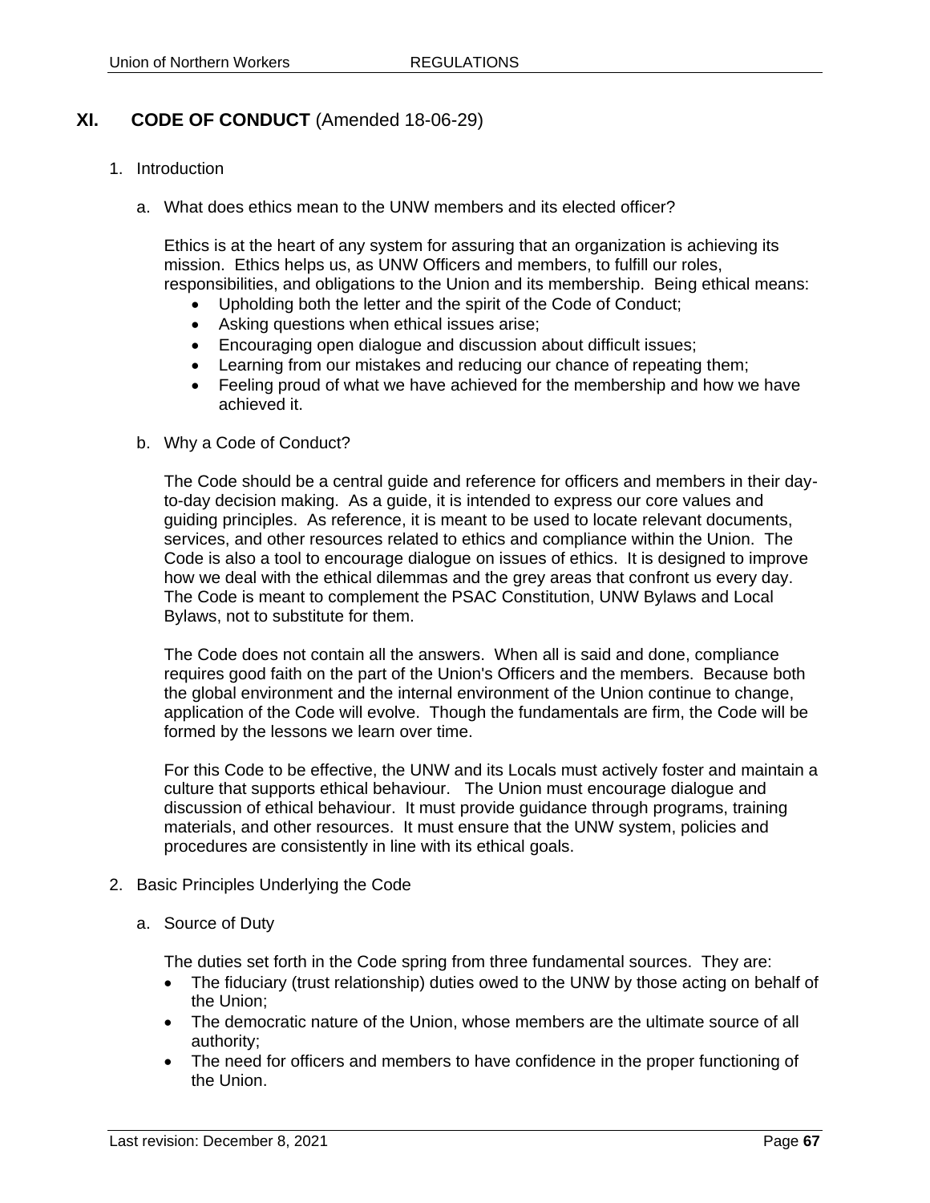## XI. CODE OF CONDUCT (Amended 18-06-29)

1. Introduction

   a. What does ethics mean to the UNW members and its elected officer?

      Ethics is at the heart of any system for assuring that an organization is achieving its mission. Ethics helps us, as UNW Officers and members, to fulfill our roles, responsibilities, and obligations to the Union and its membership. Being ethical means:

      - Upholding both the letter and the spirit of the Code of Conduct;
      - Asking questions when ethical issues arise;
      - Encouraging open dialogue and discussion about difficult issues;
      - Learning from our mistakes and reducing our chance of repeating them;
      - Feeling proud of what we have achieved for the membership and how we have achieved it.

   b. Why a Code of Conduct?

      The Code should be a central guide and reference for officers and members in their day-to-day decision making. As a guide, it is intended to express our core values and guiding principles. As reference, it is meant to be used to locate relevant documents, services, and other resources related to ethics and compliance within the Union. The Code is also a tool to encourage dialogue on issues of ethics. It is designed to improve how we deal with the ethical dilemmas and the grey areas that confront us every day. The Code is meant to complement the PSAC Constitution, UNW Bylaws and Local Bylaws, not to substitute for them.

      The Code does not contain all the answers. When all is said and done, compliance requires good faith on the part of the Union's Officers and the members. Because both the global environment and the internal environment of the Union continue to change, application of the Code will evolve. Though the fundamentals are firm, the Code will be formed by the lessons we learn over time.

      For this Code to be effective, the UNW and its Locals must actively foster and maintain a culture that supports ethical behaviour. The Union must encourage dialogue and discussion of ethical behaviour. It must provide guidance through programs, training materials, and other resources. It must ensure that the UNW system, policies and procedures are consistently in line with its ethical goals.

2. Basic Principles Underlying the Code

   a. Source of Duty

      The duties set forth in the Code spring from three fundamental sources. They are:

      - The fiduciary (trust relationship) duties owed to the UNW by those acting on behalf of the Union;
      - The democratic nature of the Union, whose members are the ultimate source of all authority;
      - The need for officers and members to have confidence in the proper functioning of the Union.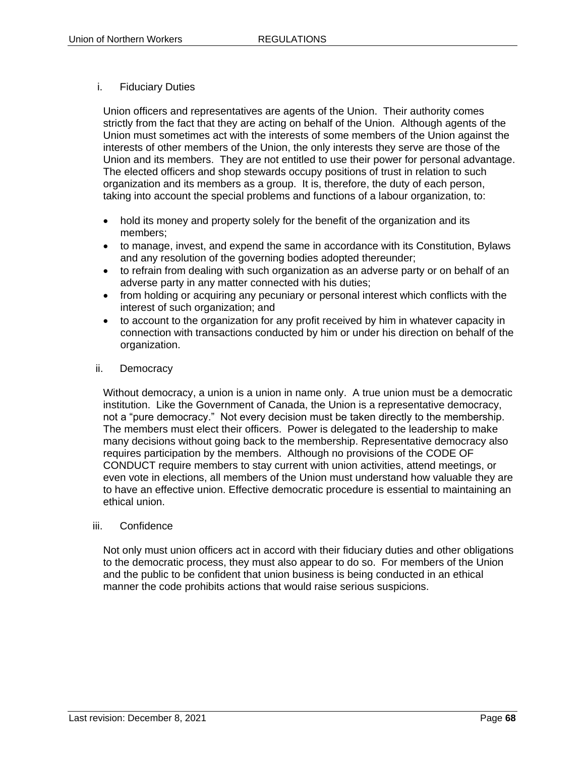i. Fiduciary Duties

Union officers and representatives are agents of the Union. Their authority comes strictly from the fact that they are acting on behalf of the Union. Although agents of the Union must sometimes act with the interests of some members of the Union against the interests of other members of the Union, the only interests they serve are those of the Union and its members. They are not entitled to use their power for personal advantage. The elected officers and shop stewards occupy positions of trust in relation to such organization and its members as a group. It is, therefore, the duty of each person, taking into account the special problems and functions of a labour organization, to:

- hold its money and property solely for the benefit of the organization and its members;
- to manage, invest, and expend the same in accordance with its Constitution, Bylaws and any resolution of the governing bodies adopted thereunder;
- to refrain from dealing with such organization as an adverse party or on behalf of an adverse party in any matter connected with his duties;
- from holding or acquiring any pecuniary or personal interest which conflicts with the interest of such organization; and
- to account to the organization for any profit received by him in whatever capacity in connection with transactions conducted by him or under his direction on behalf of the organization.

ii. Democracy

Without democracy, a union is a union in name only. A true union must be a democratic institution. Like the Government of Canada, the Union is a representative democracy, not a "pure democracy." Not every decision must be taken directly to the membership. The members must elect their officers. Power is delegated to the leadership to make many decisions without going back to the membership. Representative democracy also requires participation by the members. Although no provisions of the CODE OF CONDUCT require members to stay current with union activities, attend meetings, or even vote in elections, all members of the Union must understand how valuable they are to have an effective union. Effective democratic procedure is essential to maintaining an ethical union.

iii. Confidence

Not only must union officers act in accord with their fiduciary duties and other obligations to the democratic process, they must also appear to do so. For members of the Union and the public to be confident that union business is being conducted in an ethical manner the code prohibits actions that would raise serious suspicions.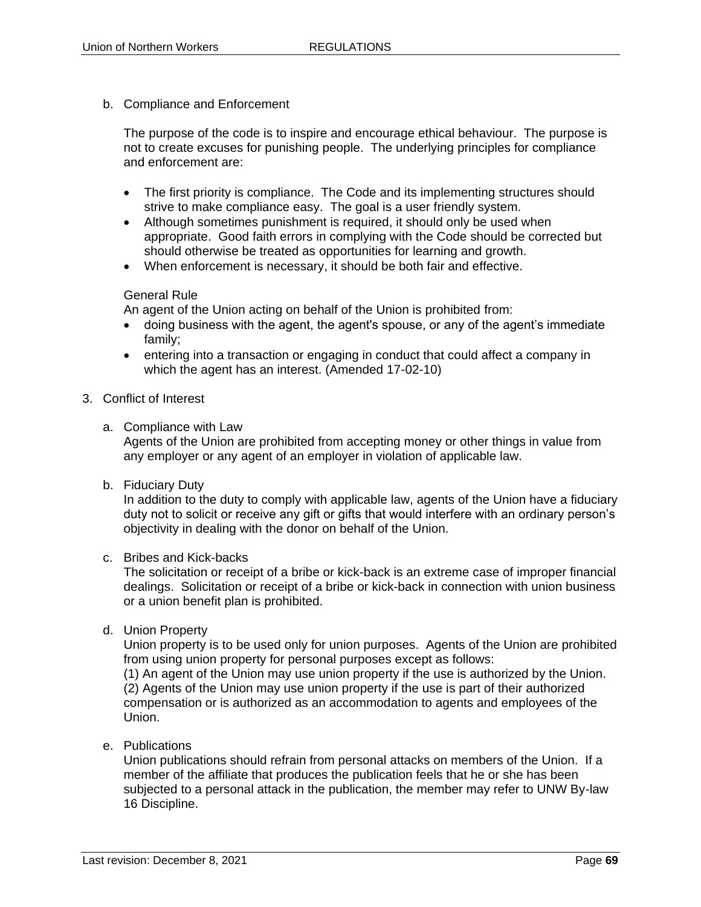b. Compliance and Enforcement

The purpose of the code is to inspire and encourage ethical behaviour. The purpose is not to create excuses for punishing people. The underlying principles for compliance and enforcement are:

- The first priority is compliance. The Code and its implementing structures should strive to make compliance easy. The goal is a user friendly system.
- Although sometimes punishment is required, it should only be used when appropriate. Good faith errors in complying with the Code should be corrected but should otherwise be treated as opportunities for learning and growth.
- When enforcement is necessary, it should be both fair and effective.

General Rule
An agent of the Union acting on behalf of the Union is prohibited from:

- doing business with the agent, the agent's spouse, or any of the agent's immediate family;
- entering into a transaction or engaging in conduct that could affect a company in which the agent has an interest. (Amended 17-02-10)

3. Conflict of Interest

a. Compliance with Law
Agents of the Union are prohibited from accepting money or other things in value from any employer or any agent of an employer in violation of applicable law.

b. Fiduciary Duty
In addition to the duty to comply with applicable law, agents of the Union have a fiduciary duty not to solicit or receive any gift or gifts that would interfere with an ordinary person's objectivity in dealing with the donor on behalf of the Union.

c. Bribes and Kick-backs
The solicitation or receipt of a bribe or kick-back is an extreme case of improper financial dealings. Solicitation or receipt of a bribe or kick-back in connection with union business or a union benefit plan is prohibited.

d. Union Property
Union property is to be used only for union purposes. Agents of the Union are prohibited from using union property for personal purposes except as follows:
(1) An agent of the Union may use union property if the use is authorized by the Union.
(2) Agents of the Union may use union property if the use is part of their authorized compensation or is authorized as an accommodation to agents and employees of the Union.

e. Publications
Union publications should refrain from personal attacks on members of the Union. If a member of the affiliate that produces the publication feels that he or she has been subjected to a personal attack in the publication, the member may refer to UNW By-law 16 Discipline.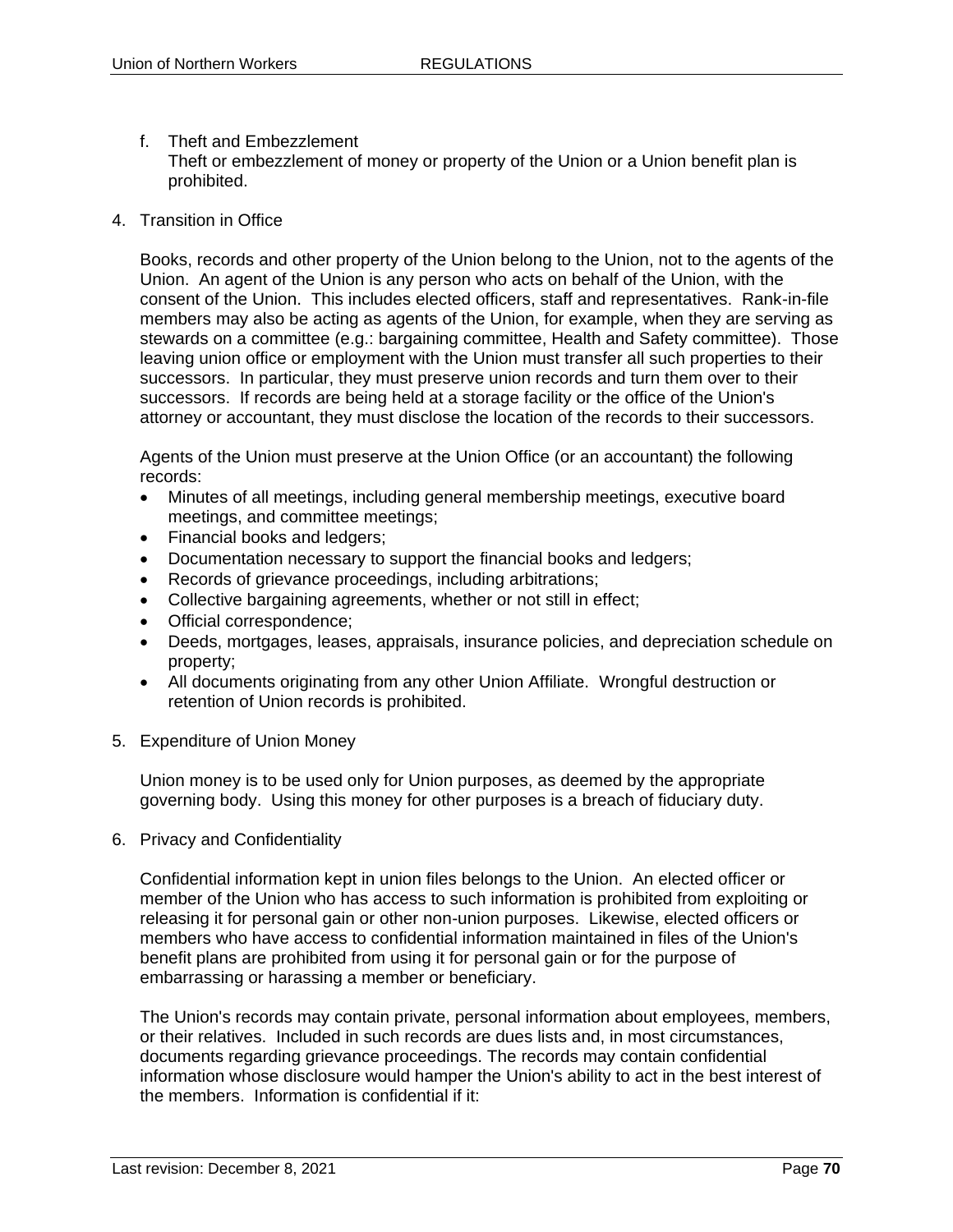f. Theft and Embezzlement
   Theft or embezzlement of money or property of the Union or a Union benefit plan is prohibited.

4. Transition in Office

   Books, records and other property of the Union belong to the Union, not to the agents of the Union. An agent of the Union is any person who acts on behalf of the Union, with the consent of the Union. This includes elected officers, staff and representatives. Rank-in-file members may also be acting as agents of the Union, for example, when they are serving as stewards on a committee (e.g.: bargaining committee, Health and Safety committee). Those leaving union office or employment with the Union must transfer all such properties to their successors. In particular, they must preserve union records and turn them over to their successors. If records are being held at a storage facility or the office of the Union's attorney or accountant, they must disclose the location of the records to their successors.

   Agents of the Union must preserve at the Union Office (or an accountant) the following records:

   - Minutes of all meetings, including general membership meetings, executive board meetings, and committee meetings;
   - Financial books and ledgers;
   - Documentation necessary to support the financial books and ledgers;
   - Records of grievance proceedings, including arbitrations;
   - Collective bargaining agreements, whether or not still in effect;
   - Official correspondence;
   - Deeds, mortgages, leases, appraisals, insurance policies, and depreciation schedule on property;
   - All documents originating from any other Union Affiliate. Wrongful destruction or retention of Union records is prohibited.

5. Expenditure of Union Money

   Union money is to be used only for Union purposes, as deemed by the appropriate governing body. Using this money for other purposes is a breach of fiduciary duty.

6. Privacy and Confidentiality

   Confidential information kept in union files belongs to the Union. An elected officer or member of the Union who has access to such information is prohibited from exploiting or releasing it for personal gain or other non-union purposes. Likewise, elected officers or members who have access to confidential information maintained in files of the Union's benefit plans are prohibited from using it for personal gain or for the purpose of embarrassing or harassing a member or beneficiary.

   The Union's records may contain private, personal information about employees, members, or their relatives. Included in such records are dues lists and, in most circumstances, documents regarding grievance proceedings. The records may contain confidential information whose disclosure would hamper the Union's ability to act in the best interest of the members. Information is confidential if it: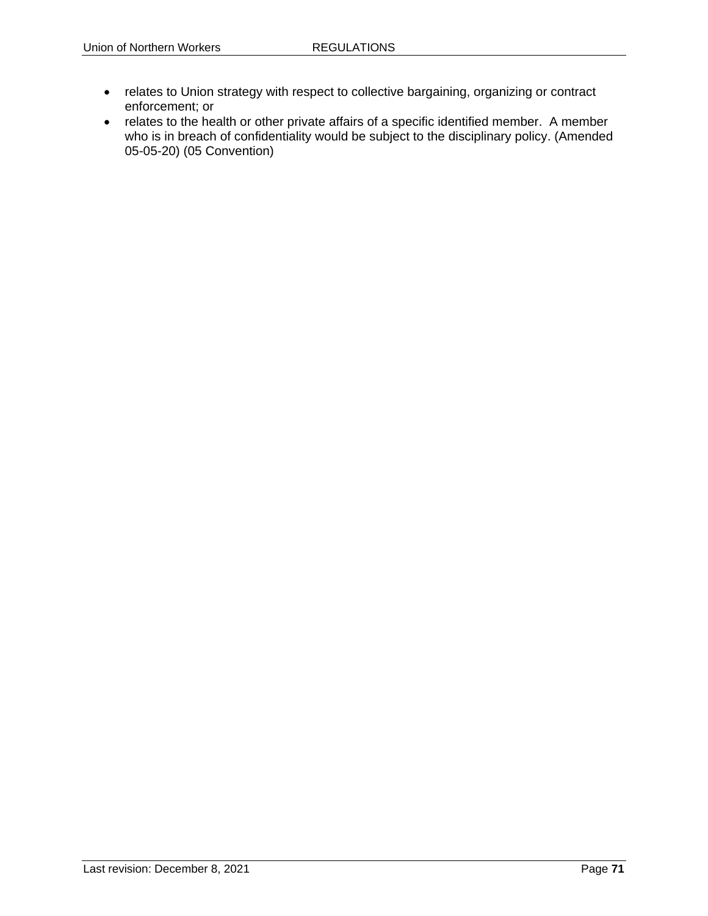- relates to Union strategy with respect to collective bargaining, organizing or contract enforcement; or
- relates to the health or other private affairs of a specific identified member. A member who is in breach of confidentiality would be subject to the disciplinary policy. (Amended 05-05-20) (05 Convention)